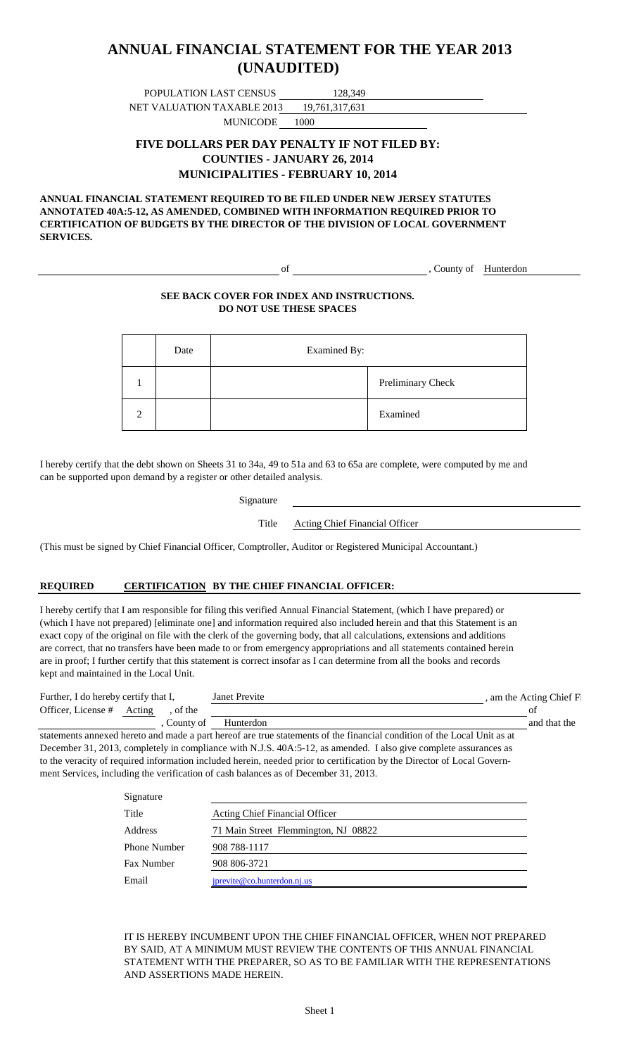# ANNUAL FINANCIAL STATEMENT FOR THE YEAR 2013 (UNAUDITED)

POPULATION LAST CENSUS 128,349

NET VALUATION TAXABLE 2013 19,761,317,631

MUNICODE 1000

### FIVE DOLLARS PER DAY PENALTY IF NOT FILED BY:
### COUNTIES - JANUARY 26, 2014
### MUNICIPALITIES - FEBRUARY 10, 2014

**ANNUAL FINANCIAL STATEMENT REQUIRED TO BE FILED UNDER NEW JERSEY STATUTES ANNOTATED 40A:5-12, AS AMENDED, COMBINED WITH INFORMATION REQUIRED PRIOR TO CERTIFICATION OF BUDGETS BY THE DIRECTOR OF THE DIVISION OF LOCAL GOVERNMENT SERVICES.**

_______________ of _______________, County of Hunterdon

**SEE BACK COVER FOR INDEX AND INSTRUCTIONS.**
**DO NOT USE THESE SPACES**

| | Date | Examined By: | |
|---|---|---|---|
| 1 | | | Preliminary Check |
| 2 | | | Examined |

I hereby certify that the debt shown on Sheets 31 to 34a, 49 to 51a and 63 to 65a are complete, were computed by me and can be supported upon demand by a register or other detailed analysis.

Signature _______________

Title Acting Chief Financial Officer

(This must be signed by Chief Financial Officer, Comptroller, Auditor or Registered Municipal Accountant.)

**REQUIRED CERTIFICATION BY THE CHIEF FINANCIAL OFFICER:**

I hereby certify that I am responsible for filing this verified Annual Financial Statement, (which I have prepared) or (which I have not prepared) [eliminate one] and information required also included herein and that this Statement is an exact copy of the original on file with the clerk of the governing body, that all calculations, extensions and additions are correct, that no transfers have been made to or from emergency appropriations and all statements contained herein are in proof; I further certify that this statement is correct insofar as I can determine from all the books and records kept and maintained in the Local Unit.

Further, I do hereby certify that I, Janet Previte, am the Acting Chief Fi Officer, License # Acting, of the _______________ of _______________, County of Hunterdon and that the statements annexed hereto and made a part hereof are true statements of the financial condition of the Local Unit as at December 31, 2013, completely in compliance with N.J.S. 40A:5-12, as amended. I also give complete assurances as to the veracity of required information included herein, needed prior to certification by the Director of Local Government Services, including the verification of cash balances as of December 31, 2013.

| | |
|---|---|
| Signature | |
| Title | Acting Chief Financial Officer |
| Address | 71 Main Street Flemmington, NJ 08822 |
| Phone Number | 908 788-1117 |
| Fax Number | 908 806-3721 |
| Email | jprevite@co.hunterdon.nj.us |

IT IS HEREBY INCUMBENT UPON THE CHIEF FINANCIAL OFFICER, WHEN NOT PREPARED BY SAID, AT A MINIMUM MUST REVIEW THE CONTENTS OF THIS ANNUAL FINANCIAL STATEMENT WITH THE PREPARER, SO AS TO BE FAMILIAR WITH THE REPRESENTATIONS AND ASSERTIONS MADE HEREIN.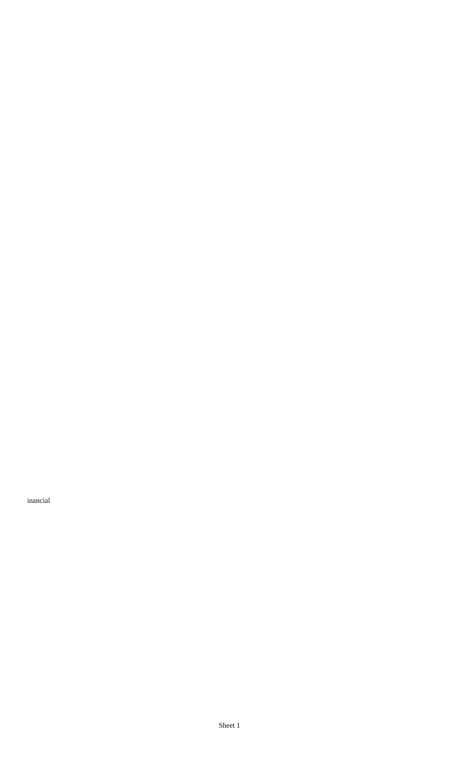inancial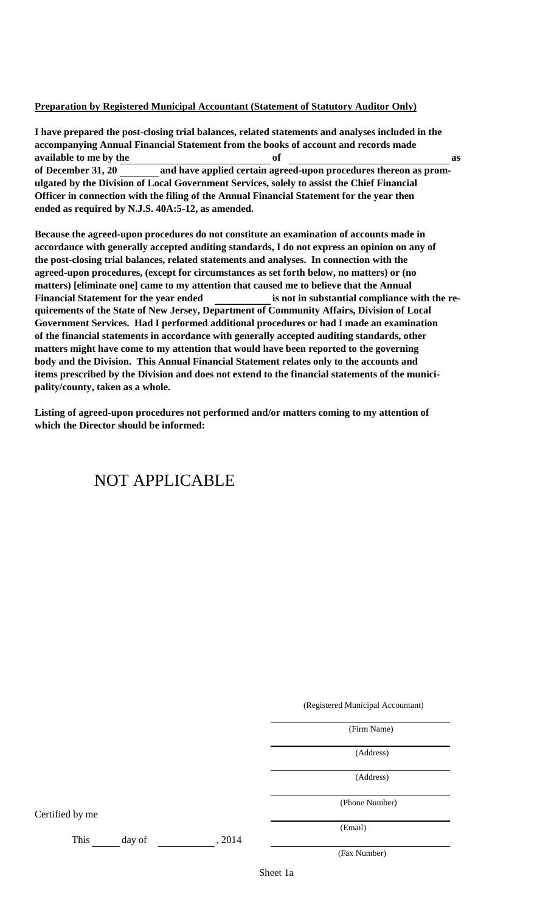**Preparation by Registered Municipal Accountant (Statement of Statutory Auditor Only)**

**I have prepared the post-closing trial balances, related statements and analyses included in the accompanying Annual Financial Statement from the books of account and records made available to me by the \_\_\_\_\_\_\_\_\_\_\_\_\_\_\_\_\_\_\_\_ of \_\_\_\_\_\_\_\_\_\_\_\_\_\_\_\_\_\_\_\_ as of December 31, 20 \_\_\_\_\_ and have applied certain agreed-upon procedures thereon as promulgated by the Division of Local Government Services, solely to assist the Chief Financial Officer in connection with the filing of the Annual Financial Statement for the year then ended as required by N.J.S. 40A:5-12, as amended.**

**Because the agreed-upon procedures do not constitute an examination of accounts made in accordance with generally accepted auditing standards, I do not express an opinion on any of the post-closing trial balances, related statements and analyses. In connection with the agreed-upon procedures, (except for circumstances as set forth below, no matters) or (no matters) [eliminate one] came to my attention that caused me to believe that the Annual Financial Statement for the year ended \_\_\_\_\_\_\_\_\_\_ is not in substantial compliance with the requirements of the State of New Jersey, Department of Community Affairs, Division of Local Government Services. Had I performed additional procedures or had I made an examination of the financial statements in accordance with generally accepted auditing standards, other matters might have come to my attention that would have been reported to the governing body and the Division. This Annual Financial Statement relates only to the accounts and items prescribed by the Division and does not extend to the financial statements of the municipality/county, taken as a whole.**

**Listing of agreed-upon procedures not performed and/or matters coming to my attention of which the Director should be informed:**

NOT APPLICABLE

(Registered Municipal Accountant)

\_\_\_\_\_\_\_\_\_\_\_\_\_\_\_\_\_\_\_\_
(Firm Name)

\_\_\_\_\_\_\_\_\_\_\_\_\_\_\_\_\_\_\_\_
(Address)

\_\_\_\_\_\_\_\_\_\_\_\_\_\_\_\_\_\_\_\_
(Address)

\_\_\_\_\_\_\_\_\_\_\_\_\_\_\_\_\_\_\_\_
(Phone Number)

\_\_\_\_\_\_\_\_\_\_\_\_\_\_\_\_\_\_\_\_
(Email)

\_\_\_\_\_\_\_\_\_\_\_\_\_\_\_\_\_\_\_\_
(Fax Number)

Certified by me

This \_\_\_\_\_ day of \_\_\_\_\_\_\_\_\_\_ , 2014

Sheet 1a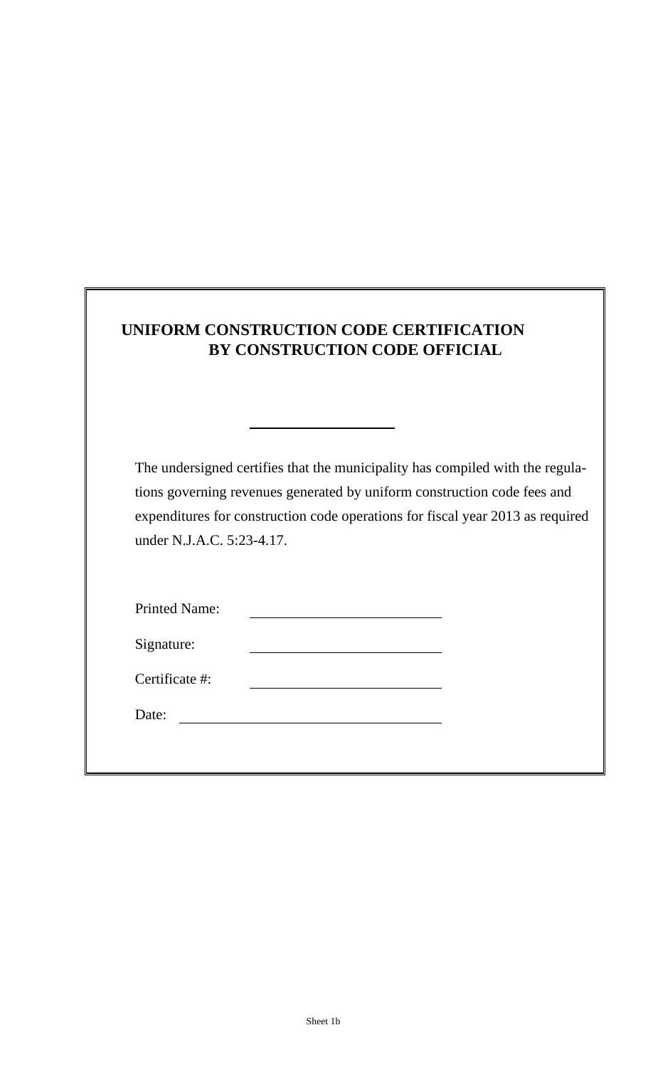## UNIFORM CONSTRUCTION CODE CERTIFICATION BY CONSTRUCTION CODE OFFICIAL

_______________

The undersigned certifies that the municipality has compiled with the regulations governing revenues generated by uniform construction code fees and expenditures for construction code operations for fiscal year 2013 as required under N.J.A.C. 5:23-4.17.

Printed Name: ______________________

Signature: ______________________

Certificate #: ______________________

Date: ______________________

Sheet 1b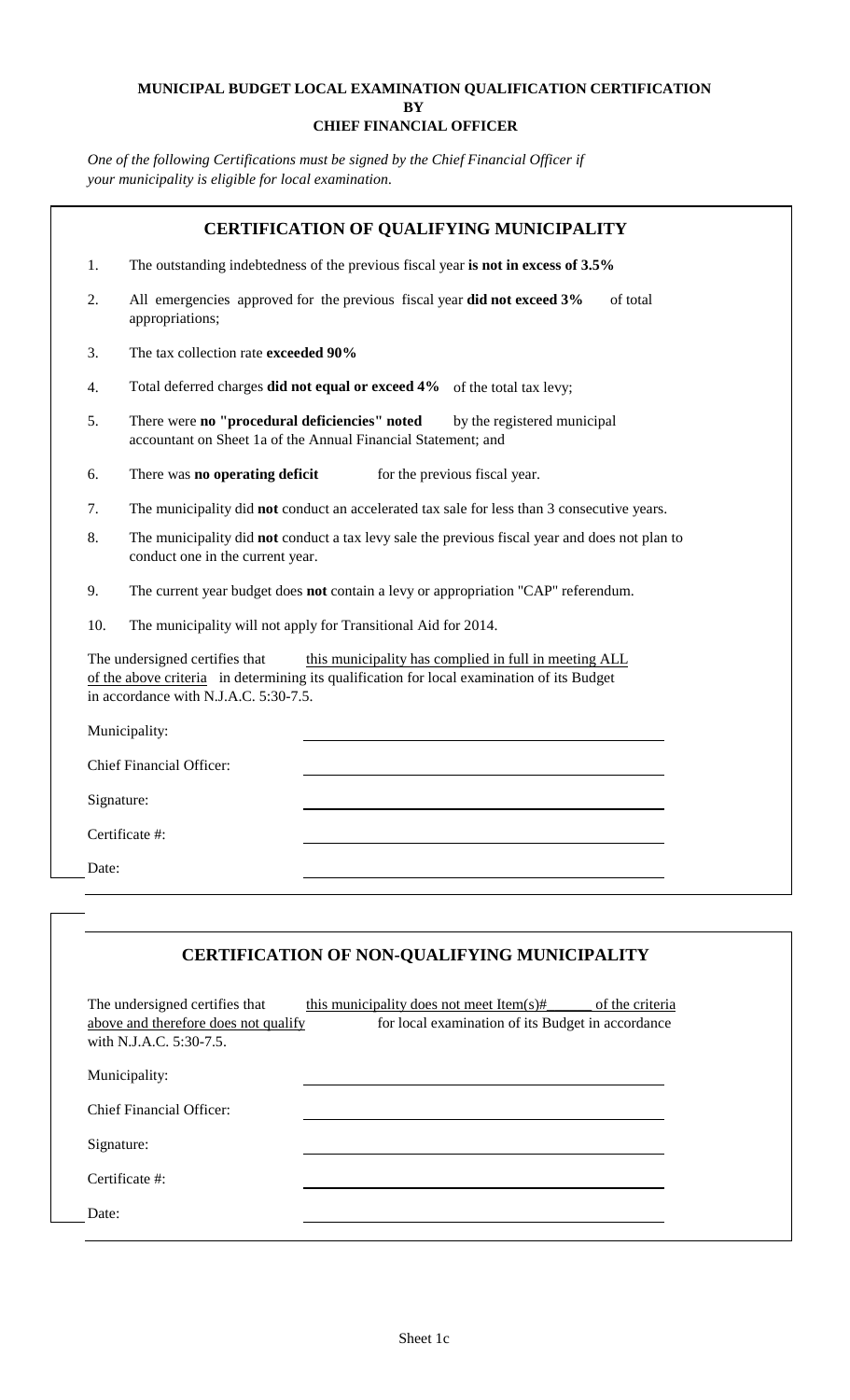**MUNICIPAL BUDGET LOCAL EXAMINATION QUALIFICATION CERTIFICATION**
**BY**
**CHIEF FINANCIAL OFFICER**

*One of the following Certifications must be signed by the Chief Financial Officer if your municipality is eligible for local examination.*

## CERTIFICATION OF QUALIFYING MUNICIPALITY

1. The outstanding indebtedness of the previous fiscal year **is not in excess of 3.5%**
2. All emergencies approved for the previous fiscal year **did not exceed 3%** of total appropriations;
3. The tax collection rate **exceeded 90%**
4. Total deferred charges **did not equal or exceed 4%** of the total tax levy;
5. There were **no "procedural deficiencies" noted** by the registered municipal accountant on Sheet 1a of the Annual Financial Statement; and
6. There was **no operating deficit** for the previous fiscal year.
7. The municipality did **not** conduct an accelerated tax sale for less than 3 consecutive years.
8. The municipality did **not** conduct a tax levy sale the previous fiscal year and does not plan to conduct one in the current year.
9. The current year budget does **not** contain a levy or appropriation "CAP" referendum.
10. The municipality will not apply for Transitional Aid for 2014.

The undersigned certifies that this municipality has complied in full in meeting ALL of the above criteria in determining its qualification for local examination of its Budget in accordance with N.J.A.C. 5:30-7.5.

Municipality: ______________________________

Chief Financial Officer: ______________________________

Signature: ______________________________

Certificate #: ______________________________

Date: ______________________________

## CERTIFICATION OF NON-QUALIFYING MUNICIPALITY

The undersigned certifies that this municipality does not meet Item(s)#______ of the criteria above and therefore does not qualify for local examination of its Budget in accordance with N.J.A.C. 5:30-7.5.

Municipality: ______________________________

Chief Financial Officer: ______________________________

Signature: ______________________________

Certificate #: ______________________________

Date: ______________________________

Sheet 1c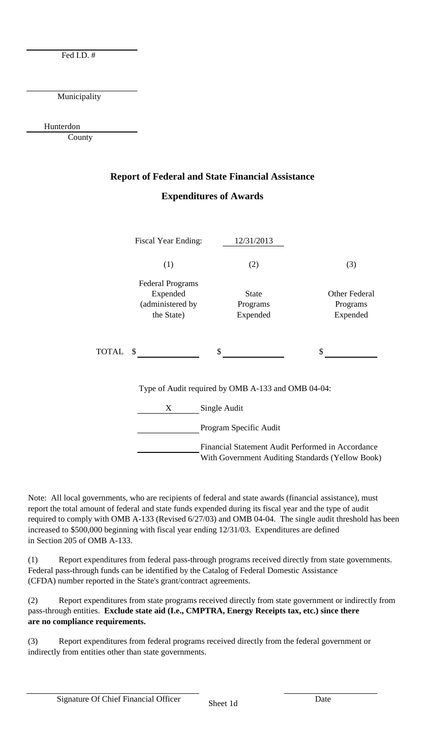Fed I.D. #

Municipality

Hunterdon
County

## Report of Federal and State Financial Assistance

## Expenditures of Awards

Fiscal Year Ending: 12/31/2013

| | (1) | (2) | (3) |
|---|---|---|---|
| | Federal Programs Expended (administered by the State) | State Programs Expended | Other Federal Programs Expended |
| TOTAL | $ | $ | $ |

Type of Audit required by OMB A-133 and OMB 04-04:

X Single Audit

Program Specific Audit

Financial Statement Audit Performed in Accordance With Government Auditing Standards (Yellow Book)

Note: All local governments, who are recipients of federal and state awards (financial assistance), must report the total amount of federal and state funds expended during its fiscal year and the type of audit required to comply with OMB A-133 (Revised 6/27/03) and OMB 04-04. The single audit threshold has been increased to $500,000 beginning with fiscal year ending 12/31/03. Expenditures are defined in Section 205 of OMB A-133.

(1) Report expenditures from federal pass-through programs received directly from state governments. Federal pass-through funds can be identified by the Catalog of Federal Domestic Assistance (CFDA) number reported in the State's grant/contract agreements.

(2) Report expenditures from state programs received directly from state government or indirectly from pass-through entities. **Exclude state aid (I.e., CMPTRA, Energy Receipts tax, etc.) since there are no compliance requirements.**

(3) Report expenditures from federal programs received directly from the federal government or indirectly from entities other than state governments.

Signature Of Chief Financial Officer

Sheet 1d

Date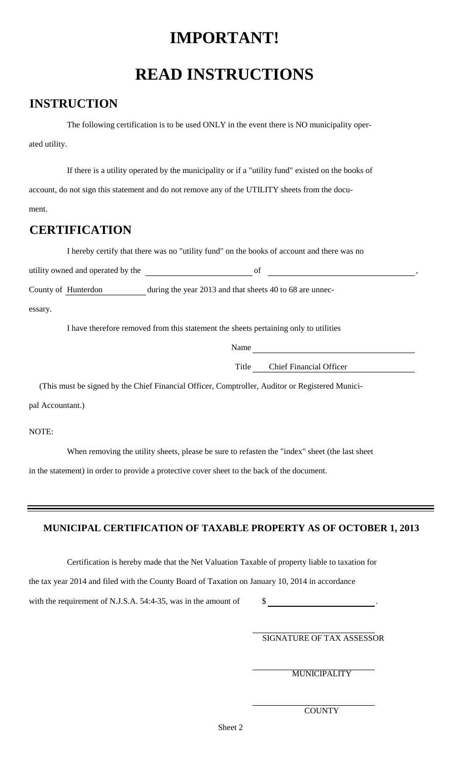# IMPORTANT!

# READ INSTRUCTIONS

## INSTRUCTION

The following certification is to be used ONLY in the event there is NO municipality operated utility.

If there is a utility operated by the municipality or if a "utility fund" existed on the books of account, do not sign this statement and do not remove any of the UTILITY sheets from the document.

## CERTIFICATION

I hereby certify that there was no "utility fund" on the books of account and there was no utility owned and operated by the \_\_\_\_\_\_\_\_\_\_\_\_\_\_\_\_\_\_\_\_ of \_\_\_\_\_\_\_\_\_\_\_\_\_\_\_\_\_\_\_\_\_\_\_\_\_\_\_\_,

County of Hunterdon during the year 2013 and that sheets 40 to 68 are unnecessary.

I have therefore removed from this statement the sheets pertaining only to utilities

Name \_\_\_\_\_\_\_\_\_\_\_\_\_\_\_\_\_\_\_\_\_\_\_\_\_\_\_\_\_\_

Title Chief Financial Officer

(This must be signed by the Chief Financial Officer, Comptroller, Auditor or Registered Municipal Accountant.)

NOTE:

When removing the utility sheets, please be sure to refasten the "index" sheet (the last sheet in the statement) in order to provide a protective cover sheet to the back of the document.

---

### MUNICIPAL CERTIFICATION OF TAXABLE PROPERTY AS OF OCTOBER 1, 2013

Certification is hereby made that the Net Valuation Taxable of property liable to taxation for the tax year 2014 and filed with the County Board of Taxation on January 10, 2014 in accordance with the requirement of N.J.S.A. 54:4-35, was in the amount of $ \_\_\_\_\_\_\_\_\_\_\_\_\_\_\_\_\_\_\_\_.

\_\_\_\_\_\_\_\_\_\_\_\_\_\_\_\_\_\_\_\_\_\_\_\_\_\_\_\_
SIGNATURE OF TAX ASSESSOR

\_\_\_\_\_\_\_\_\_\_\_\_\_\_\_\_\_\_\_\_\_\_\_\_\_\_\_\_
MUNICIPALITY

\_\_\_\_\_\_\_\_\_\_\_\_\_\_\_\_\_\_\_\_\_\_\_\_\_\_\_\_
COUNTY

Sheet 2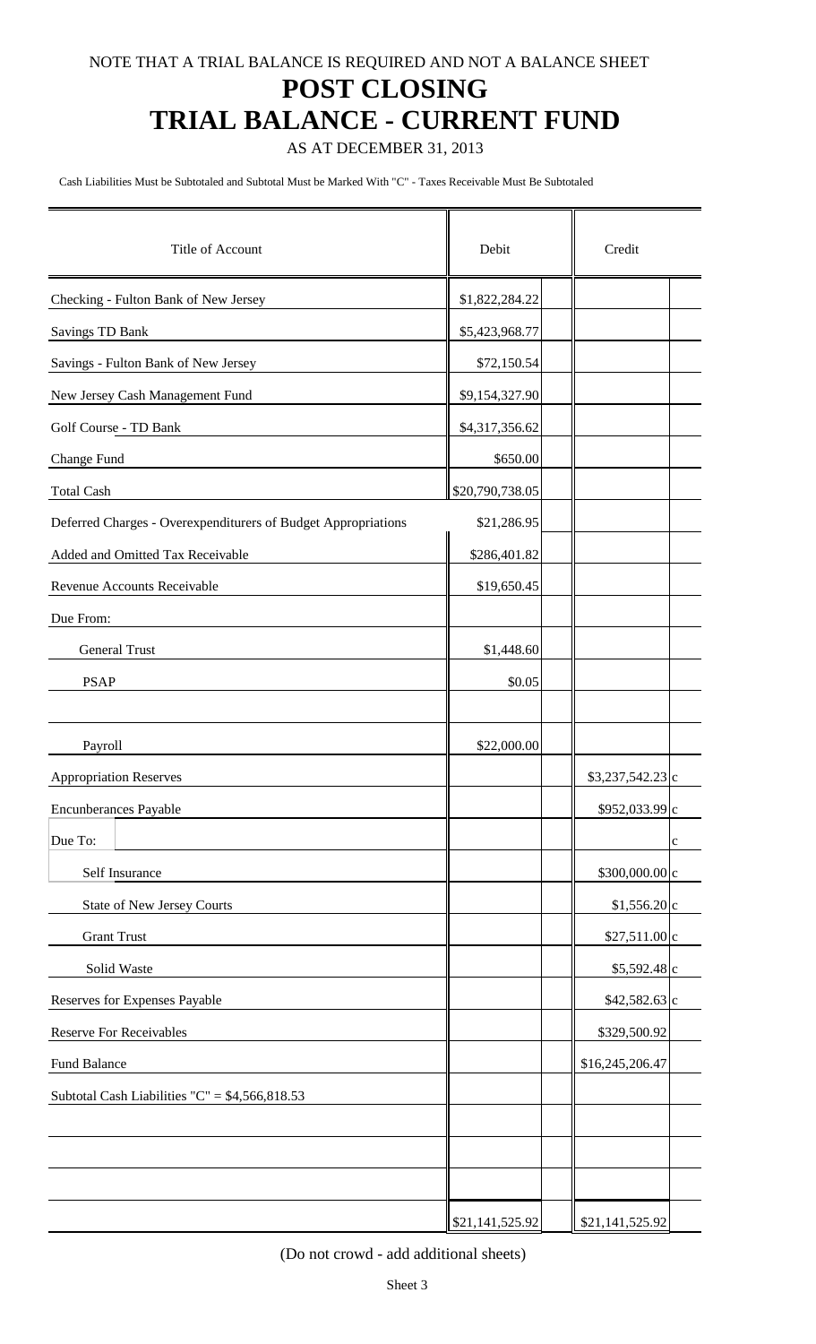NOTE THAT A TRIAL BALANCE IS REQUIRED AND NOT A BALANCE SHEET

# POST CLOSING
# TRIAL BALANCE - CURRENT FUND

AS AT DECEMBER 31, 2013

Cash Liabilities Must be Subtotaled and Subtotal Must be Marked With "C" - Taxes Receivable Must Be Subtotaled

| Title of Account | Debit | | Credit | |
|---|---|---|---|---|
| Checking - Fulton Bank of New Jersey | $1,822,284.22 | | | |
| Savings TD Bank | $5,423,968.77 | | | |
| Savings - Fulton Bank of New Jersey | $72,150.54 | | | |
| New Jersey Cash Management Fund | $9,154,327.90 | | | |
| Golf Course - TD Bank | $4,317,356.62 | | | |
| Change Fund | $650.00 | | | |
| Total Cash | $20,790,738.05 | | | |
| Deferred Charges - Overexpenditures of Budget Appropriations | $21,286.95 | | | |
| Added and Omitted Tax Receivable | $286,401.82 | | | |
| Revenue Accounts Receivable | $19,650.45 | | | |
| Due From: | | | | |
| General Trust | $1,448.60 | | | |
| PSAP | $0.05 | | | |
| | | | | |
| Payroll | $22,000.00 | | | |
| Appropriation Reserves | | | $3,237,542.23 | c |
| Encunberances Payable | | | $952,033.99 | c |
| Due To: | | | | c |
| Self Insurance | | | $300,000.00 | c |
| State of New Jersey Courts | | | $1,556.20 | c |
| Grant Trust | | | $27,511.00 | c |
| Solid Waste | | | $5,592.48 | c |
| Reserves for Expenses Payable | | | $42,582.63 | c |
| Reserve For Receivables | | | $329,500.92 | |
| Fund Balance | | | $16,245,206.47 | |
| Subtotal Cash Liabilities "C" = $4,566,818.53 | | | | |
| | | | | |
| | | | | |
| | | | | |
| | $21,141,525.92 | | $21,141,525.92 | |

(Do not crowd - add additional sheets)

Sheet 3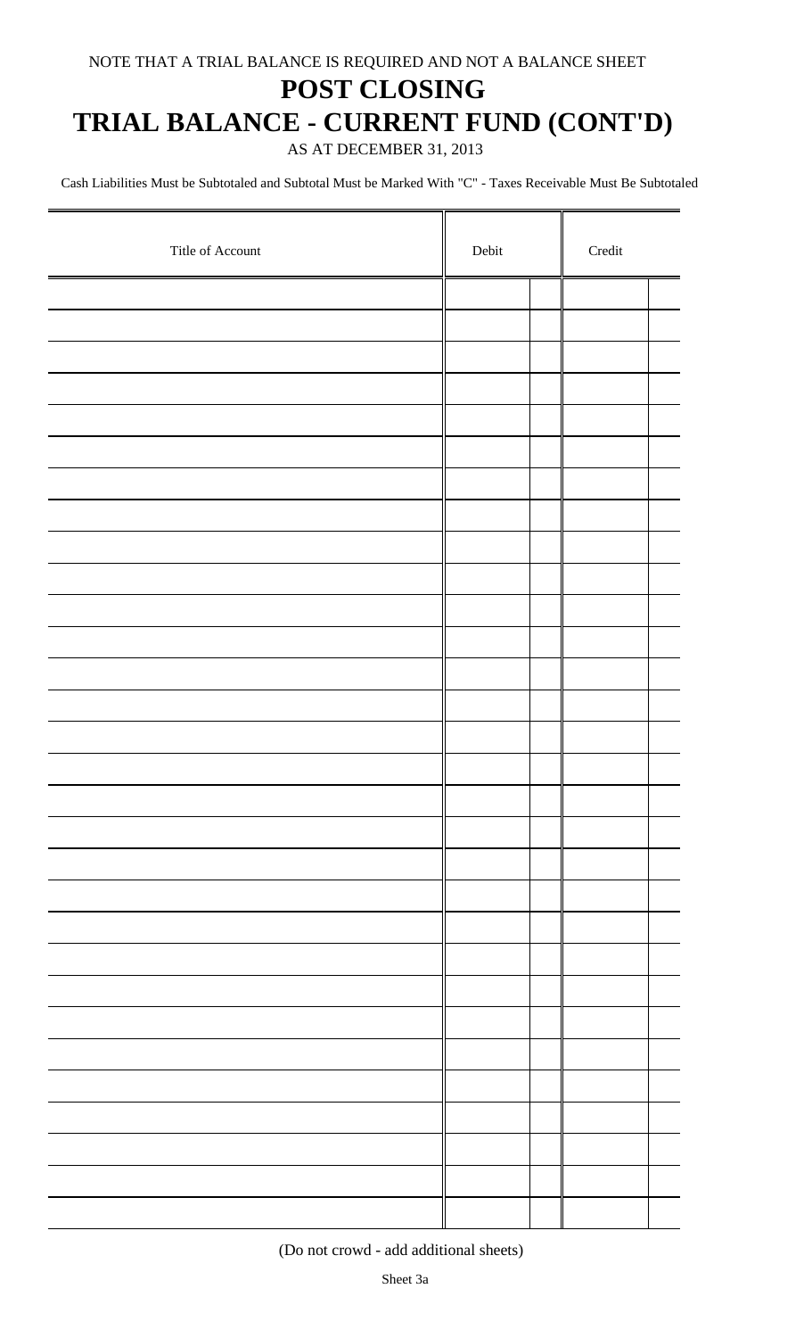NOTE THAT A TRIAL BALANCE IS REQUIRED AND NOT A BALANCE SHEET

# POST CLOSING

# TRIAL BALANCE - CURRENT FUND (CONT'D)

AS AT DECEMBER 31, 2013

Cash Liabilities Must be Subtotaled and Subtotal Must be Marked With "C" - Taxes Receivable Must Be Subtotaled

| Title of Account | Debit | | Credit | |
|---|---|---|---|---|
| | | | | |
| | | | | |
| | | | | |
| | | | | |
| | | | | |
| | | | | |
| | | | | |
| | | | | |
| | | | | |
| | | | | |
| | | | | |
| | | | | |
| | | | | |
| | | | | |
| | | | | |
| | | | | |
| | | | | |
| | | | | |
| | | | | |
| | | | | |
| | | | | |
| | | | | |
| | | | | |
| | | | | |
| | | | | |
| | | | | |
| | | | | |
| | | | | |
| | | | | |
| | | | | |
| | | | | |

(Do not crowd - add additional sheets)

Sheet 3a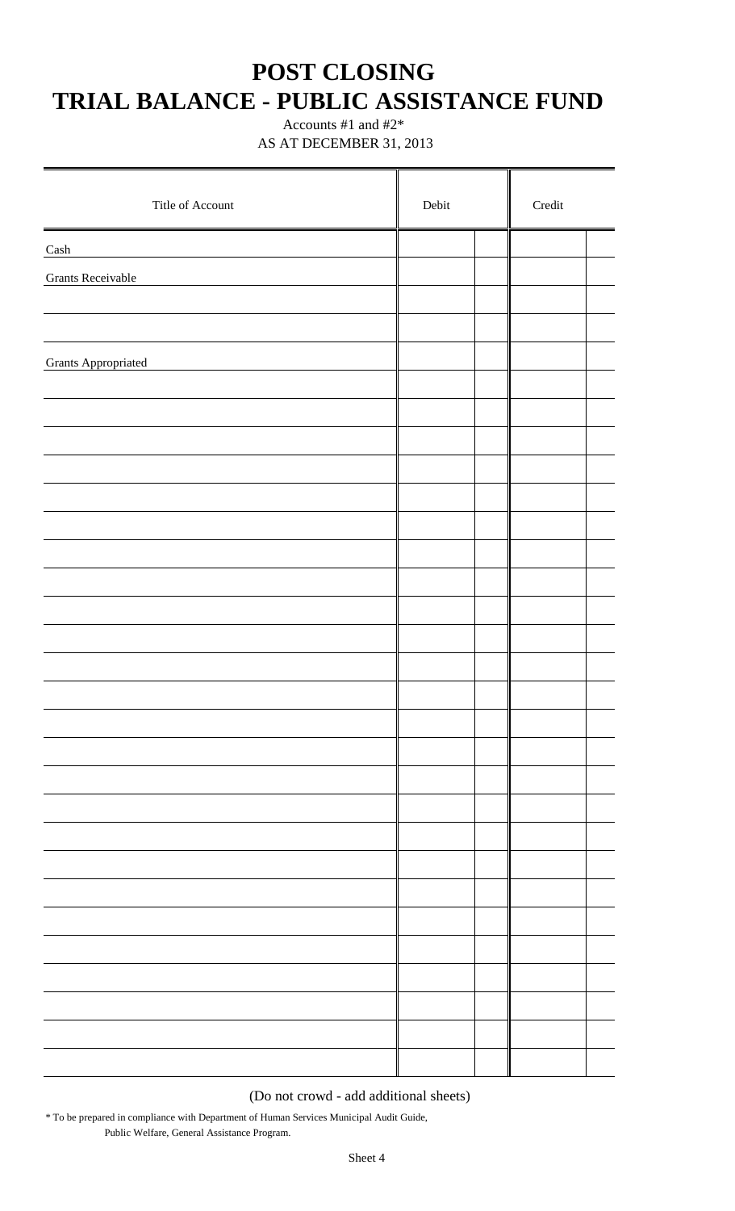# POST CLOSING
# TRIAL BALANCE - PUBLIC ASSISTANCE FUND

Accounts #1 and #2*

AS AT DECEMBER 31, 2013

| Title of Account | Debit | | Credit | |
|---|---|---|---|---|
| Cash | | | | |
| Grants Receivable | | | | |
| | | | | |
| | | | | |
| Grants Appropriated | | | | |
| | | | | |
| | | | | |
| | | | | |
| | | | | |
| | | | | |
| | | | | |
| | | | | |
| | | | | |
| | | | | |
| | | | | |
| | | | | |
| | | | | |
| | | | | |
| | | | | |
| | | | | |
| | | | | |
| | | | | |
| | | | | |
| | | | | |
| | | | | |
| | | | | |
| | | | | |
| | | | | |
| | | | | |
| | | | | |
| | | | | |
| | | | | |

(Do not crowd - add additional sheets)

* To be prepared in compliance with Department of Human Services Municipal Audit Guide, Public Welfare, General Assistance Program.

Sheet 4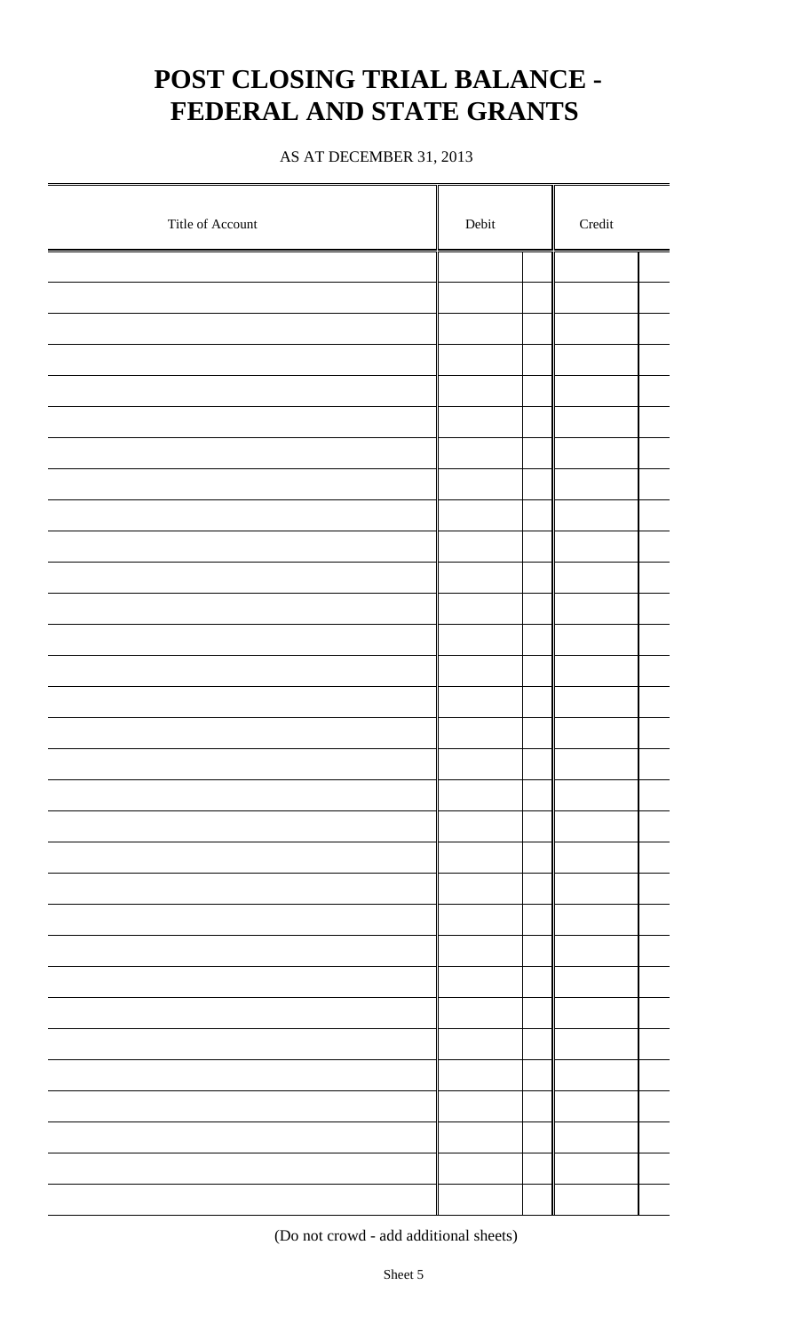# POST CLOSING TRIAL BALANCE - FEDERAL AND STATE GRANTS

AS AT DECEMBER 31, 2013

| Title of Account | Debit | | Credit | |
|---|---|---|---|---|
| | | | | |
| | | | | |
| | | | | |
| | | | | |
| | | | | |
| | | | | |
| | | | | |
| | | | | |
| | | | | |
| | | | | |
| | | | | |
| | | | | |
| | | | | |
| | | | | |
| | | | | |
| | | | | |
| | | | | |
| | | | | |
| | | | | |
| | | | | |
| | | | | |
| | | | | |
| | | | | |
| | | | | |
| | | | | |
| | | | | |
| | | | | |
| | | | | |
| | | | | |
| | | | | |
| | | | | |

(Do not crowd - add additional sheets)

Sheet 5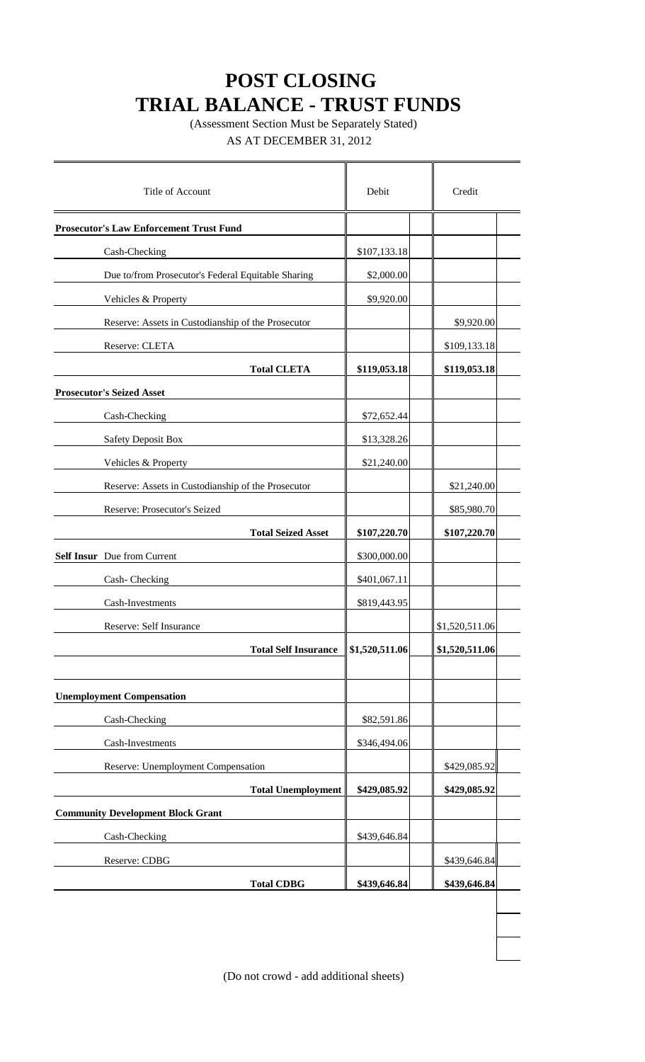# POST CLOSING
# TRIAL BALANCE - TRUST FUNDS

(Assessment Section Must be Separately Stated)

AS AT DECEMBER 31, 2012

| Title of Account | Debit | Credit |
|---|---|---|
| **Prosecutor's Law Enforcement Trust Fund** | | |
| Cash-Checking | $107,133.18 | |
| Due to/from Prosecutor's Federal Equitable Sharing | $2,000.00 | |
| Vehicles & Property | $9,920.00 | |
| Reserve: Assets in Custodianship of the Prosecutor | | $9,920.00 |
| Reserve: CLETA | | $109,133.18 |
| **Total CLETA** | **$119,053.18** | **$119,053.18** |
| **Prosecutor's Seized Asset** | | |
| Cash-Checking | $72,652.44 | |
| Safety Deposit Box | $13,328.26 | |
| Vehicles & Property | $21,240.00 | |
| Reserve: Assets in Custodianship of the Prosecutor | | $21,240.00 |
| Reserve: Prosecutor's Seized | | $85,980.70 |
| **Total Seized Asset** | **$107,220.70** | **$107,220.70** |
| **Self Insur** Due from Current | $300,000.00 | |
| Cash- Checking | $401,067.11 | |
| Cash-Investments | $819,443.95 | |
| Reserve: Self Insurance | | $1,520,511.06 |
| **Total Self Insurance** | **$1,520,511.06** | **$1,520,511.06** |
| | | |
| **Unemployment Compensation** | | |
| Cash-Checking | $82,591.86 | |
| Cash-Investments | $346,494.06 | |
| Reserve: Unemployment Compensation | | $429,085.92 |
| **Total Unemployment** | **$429,085.92** | **$429,085.92** |
| **Community Development Block Grant** | | |
| Cash-Checking | $439,646.84 | |
| Reserve: CDBG | | $439,646.84 |
| **Total CDBG** | **$439,646.84** | **$439,646.84** |

(Do not crowd - add additional sheets)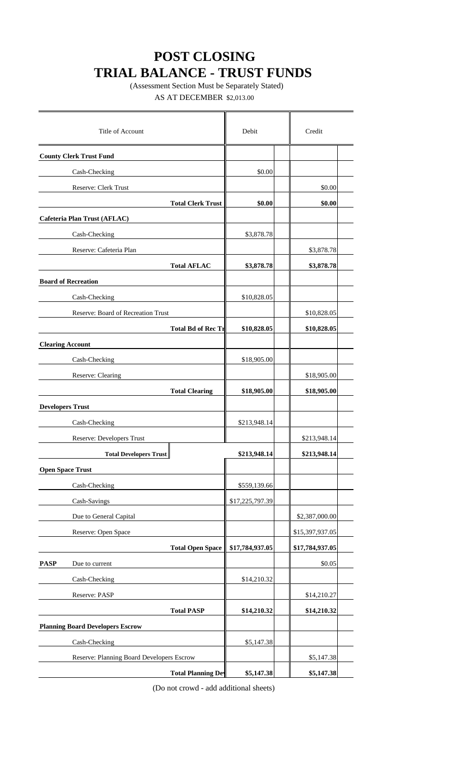# POST CLOSING
# TRIAL BALANCE - TRUST FUNDS

(Assessment Section Must be Separately Stated)

AS AT DECEMBER $2,013.00

| Title of Account | Debit | Credit |
|---|---|---|
| **County Clerk Trust Fund** | | |
| Cash-Checking | $0.00 | |
| Reserve: Clerk Trust | | $0.00 |
| **Total Clerk Trust** | **$0.00** | **$0.00** |
| **Cafeteria Plan Trust (AFLAC)** | | |
| Cash-Checking | $3,878.78 | |
| Reserve: Cafeteria Plan | | $3,878.78 |
| **Total AFLAC** | **$3,878.78** | **$3,878.78** |
| **Board of Recreation** | | |
| Cash-Checking | $10,828.05 | |
| Reserve: Board of Recreation Trust | | $10,828.05 |
| **Total Bd of Rec Tr** | **$10,828.05** | **$10,828.05** |
| **Clearing Account** | | |
| Cash-Checking | $18,905.00 | |
| Reserve: Clearing | | $18,905.00 |
| **Total Clearing** | **$18,905.00** | **$18,905.00** |
| **Developers Trust** | | |
| Cash-Checking | $213,948.14 | |
| Reserve: Developers Trust | | $213,948.14 |
| **Total Developers Trust** | **$213,948.14** | **$213,948.14** |
| **Open Space Trust** | | |
| Cash-Checking | $559,139.66 | |
| Cash-Savings | $17,225,797.39 | |
| Due to General Capital | | $2,387,000.00 |
| Reserve: Open Space | | $15,397,937.05 |
| **Total Open Space** | **$17,784,937.05** | **$17,784,937.05** |
| **PASP** Due to current | | $0.05 |
| Cash-Checking | $14,210.32 | |
| Reserve: PASP | | $14,210.27 |
| **Total PASP** | **$14,210.32** | **$14,210.32** |
| **Planning Board Developers Escrow** | | |
| Cash-Checking | $5,147.38 | |
| Reserve: Planning Board Developers Escrow | | $5,147.38 |
| **Total Planning Dev** | **$5,147.38** | **$5,147.38** |

(Do not crowd - add additional sheets)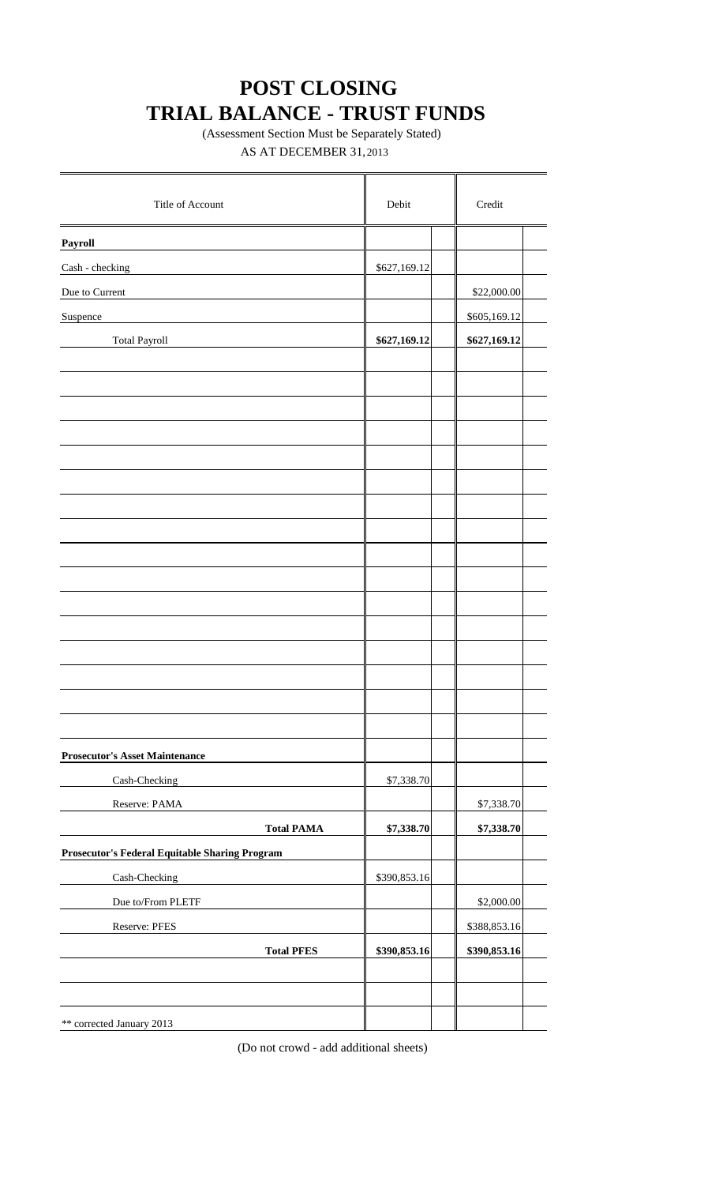# POST CLOSING
# TRIAL BALANCE - TRUST FUNDS

(Assessment Section Must be Separately Stated)

AS AT DECEMBER 31, 2013

| Title of Account | Debit | Credit |
|---|---|---|
| **Payroll** | | |
| Cash - checking | $627,169.12 | |
| Due to Current | | $22,000.00 |
| Suspence | | $605,169.12 |
| Total Payroll | **$627,169.12** | **$627,169.12** |
| | | |
| | | |
| | | |
| | | |
| | | |
| | | |
| | | |
| | | |
| | | |
| | | |
| | | |
| | | |
| | | |
| | | |
| | | |
| | | |
| **Prosecutor's Asset Maintenance** | | |
| Cash-Checking | $7,338.70 | |
| Reserve: PAMA | | $7,338.70 |
| **Total PAMA** | **$7,338.70** | **$7,338.70** |
| **Prosecutor's Federal Equitable Sharing Program** | | |
| Cash-Checking | $390,853.16 | |
| Due to/From PLETF | | $2,000.00 |
| Reserve: PFES | | $388,853.16 |
| **Total PFES** | **$390,853.16** | **$390,853.16** |
| | | |
| | | |
| ** corrected January 2013 | | |

(Do not crowd - add additional sheets)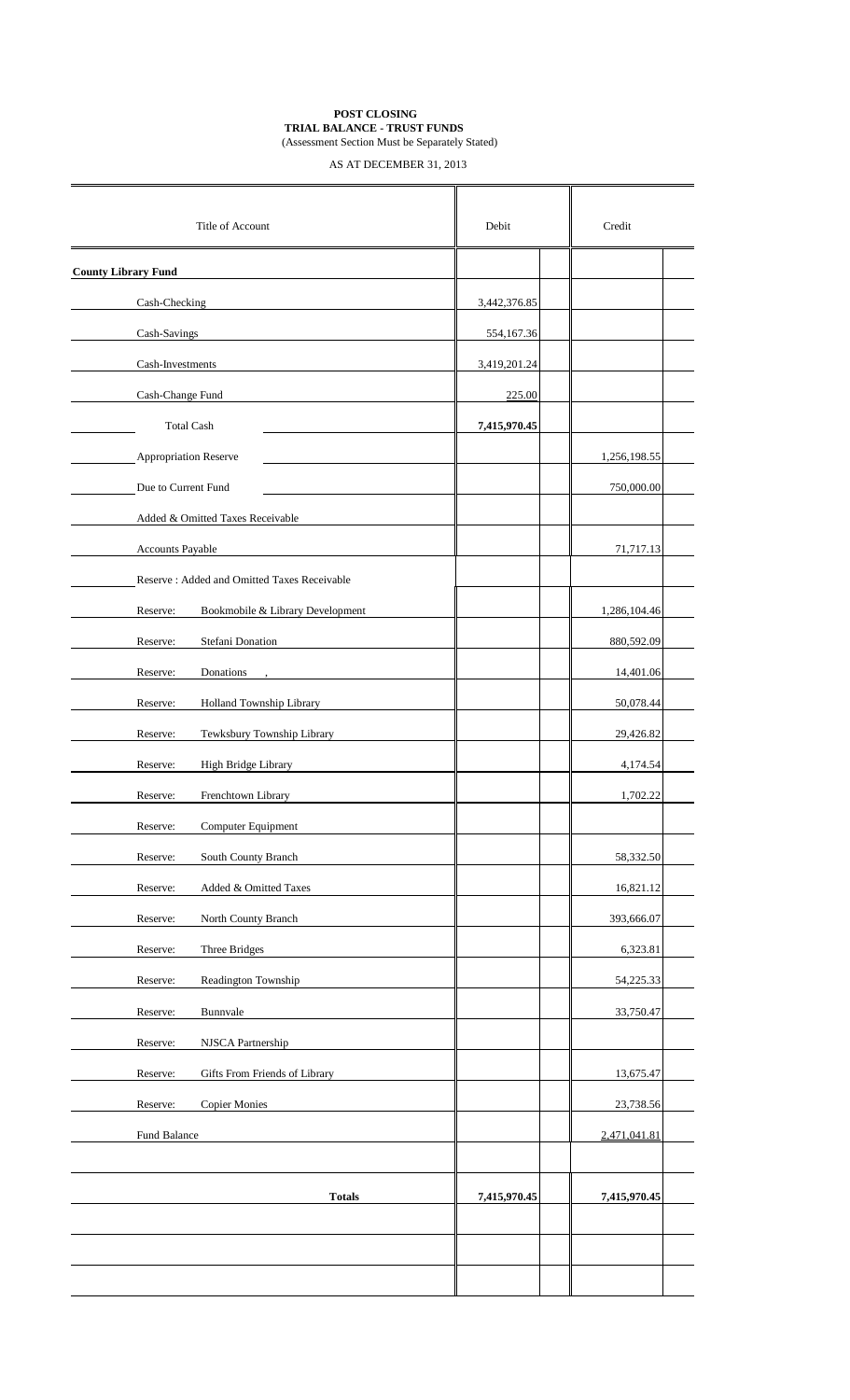**POST CLOSING**
**TRIAL BALANCE - TRUST FUNDS**
(Assessment Section Must be Separately Stated)

AS AT DECEMBER 31, 2013

| Title of Account | Debit | Credit |
|---|---|---|
| **County Library Fund** | | |
| Cash-Checking | 3,442,376.85 | |
| Cash-Savings | 554,167.36 | |
| Cash-Investments | 3,419,201.24 | |
| Cash-Change Fund | 225.00 | |
| Total Cash | **7,415,970.45** | |
| Appropriation Reserve | | 1,256,198.55 |
| Due to Current Fund | | 750,000.00 |
| Added & Omitted Taxes Receivable | | |
| Accounts Payable | | 71,717.13 |
| Reserve : Added and Omitted Taxes Receivable | | |
| Reserve: Bookmobile & Library Development | | 1,286,104.46 |
| Reserve: Stefani Donation | | 880,592.09 |
| Reserve: Donations , | | 14,401.06 |
| Reserve: Holland Township Library | | 50,078.44 |
| Reserve: Tewksbury Township Library | | 29,426.82 |
| Reserve: High Bridge Library | | 4,174.54 |
| Reserve: Frenchtown Library | | 1,702.22 |
| Reserve: Computer Equipment | | |
| Reserve: South County Branch | | 58,332.50 |
| Reserve: Added & Omitted Taxes | | 16,821.12 |
| Reserve: North County Branch | | 393,666.07 |
| Reserve: Three Bridges | | 6,323.81 |
| Reserve: Readington Township | | 54,225.33 |
| Reserve: Bunnvale | | 33,750.47 |
| Reserve: NJSCA Partnership | | |
| Reserve: Gifts From Friends of Library | | 13,675.47 |
| Reserve: Copier Monies | | 23,738.56 |
| Fund Balance | | 2,471,041.81 |
| | | |
| **Totals** | **7,415,970.45** | **7,415,970.45** |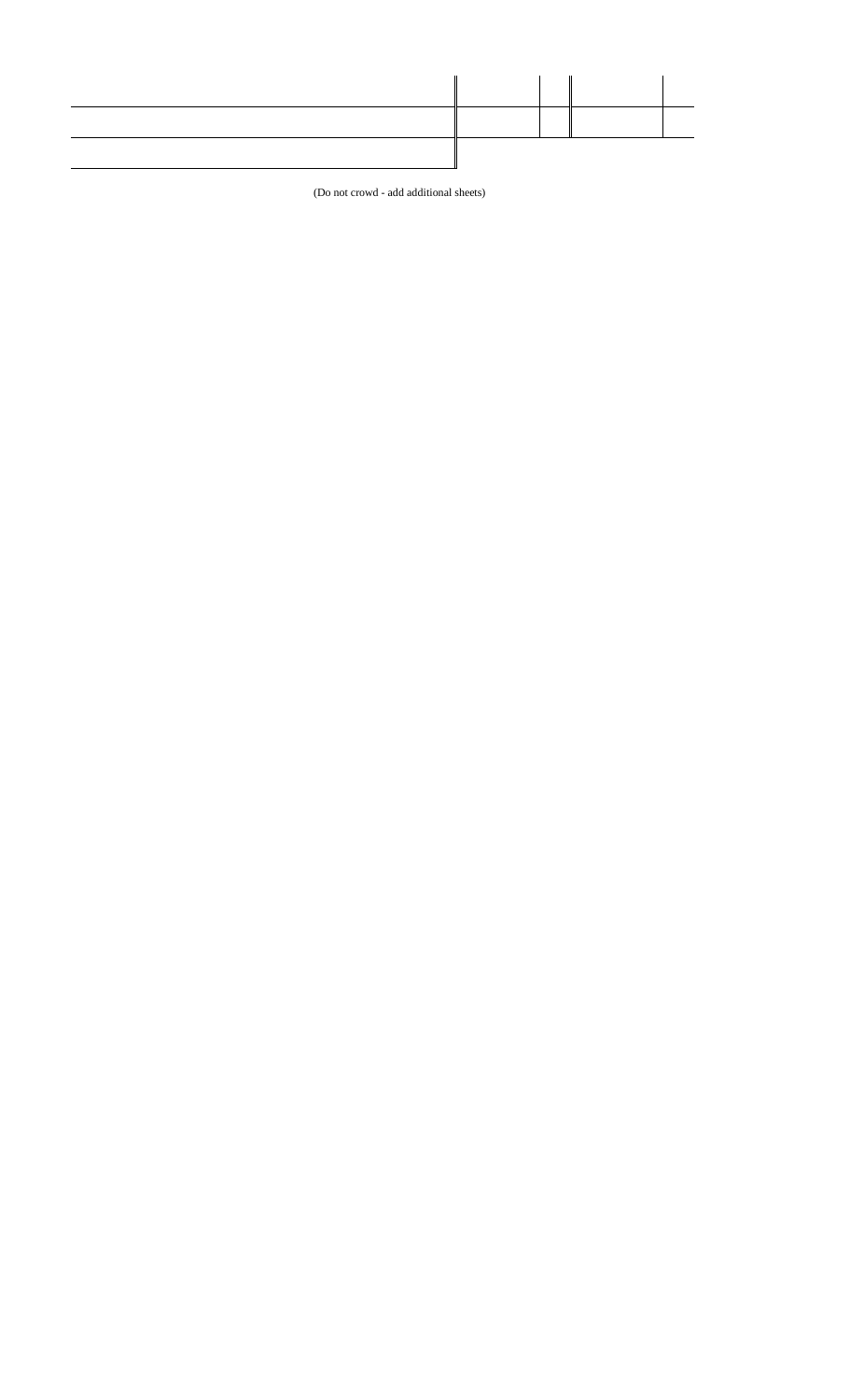| | | | | |
|---|---|---|---|---|
| | | | | |
| | | | | |

(Do not crowd - add additional sheets)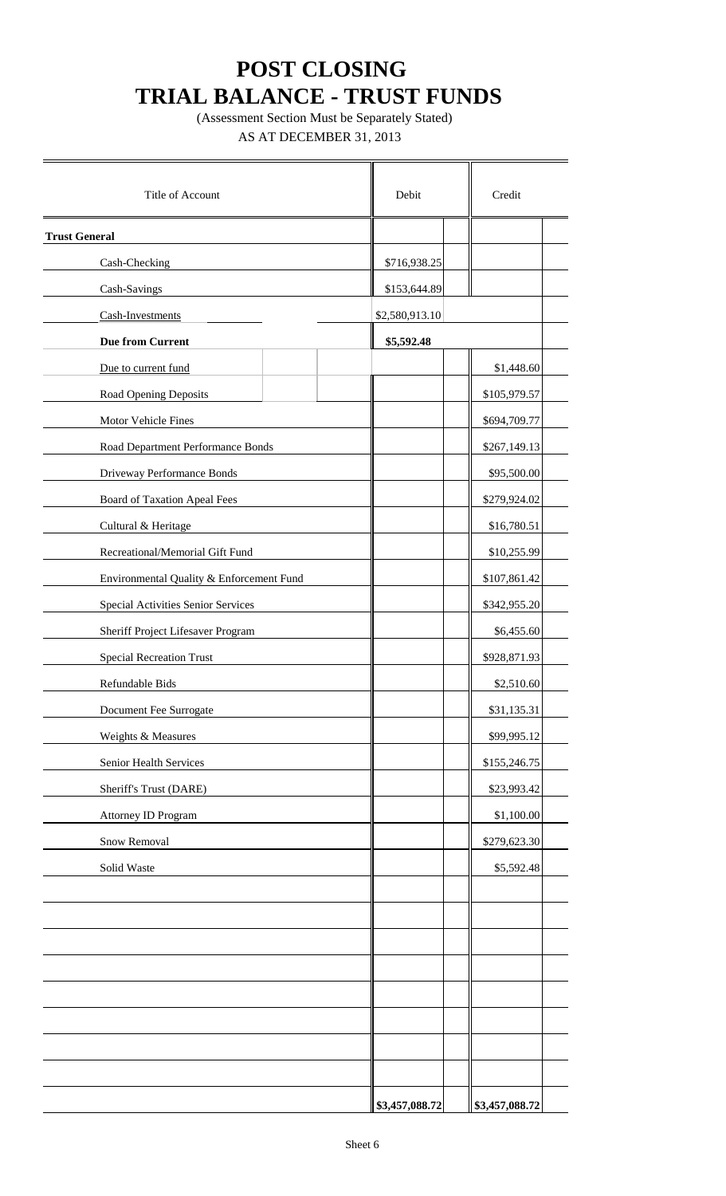# POST CLOSING
# TRIAL BALANCE - TRUST FUNDS

(Assessment Section Must be Separately Stated)

AS AT DECEMBER 31, 2013

| Title of Account | Debit | Credit |
|---|---|---|
| **Trust General** | | |
| Cash-Checking | $716,938.25 | |
| Cash-Savings | $153,644.89 | |
| Cash-Investments | $2,580,913.10 | |
| **Due from Current** | **$5,592.48** | |
| Due to current fund | | $1,448.60 |
| Road Opening Deposits | | $105,979.57 |
| Motor Vehicle Fines | | $694,709.77 |
| Road Department Performance Bonds | | $267,149.13 |
| Driveway Performance Bonds | | $95,500.00 |
| Board of Taxation Apeal Fees | | $279,924.02 |
| Cultural & Heritage | | $16,780.51 |
| Recreational/Memorial Gift Fund | | $10,255.99 |
| Environmental Quality & Enforcement Fund | | $107,861.42 |
| Special Activities Senior Services | | $342,955.20 |
| Sheriff Project Lifesaver Program | | $6,455.60 |
| Special Recreation Trust | | $928,871.93 |
| Refundable Bids | | $2,510.60 |
| Document Fee Surrogate | | $31,135.31 |
| Weights & Measures | | $99,995.12 |
| Senior Health Services | | $155,246.75 |
| Sheriff's Trust (DARE) | | $23,993.42 |
| Attorney ID Program | | $1,100.00 |
| Snow Removal | | $279,623.30 |
| Solid Waste | | $5,592.48 |
| | **$3,457,088.72** | **$3,457,088.72** |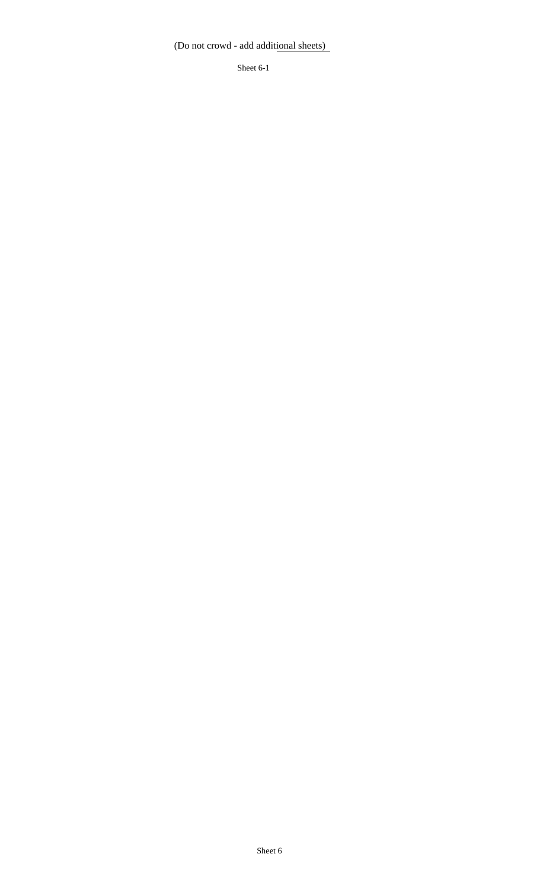(Do not crowd - add additional sheets)

Sheet 6-1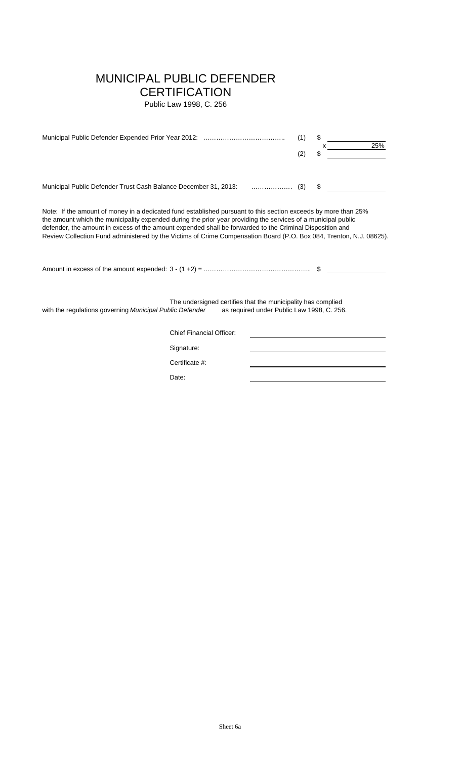# MUNICIPAL PUBLIC DEFENDER CERTIFICATION

Public Law 1998, C. 256

| | | | |
|---|---|---|---|
| Municipal Public Defender Expended Prior Year 2012: ……………………………….. | (1) | $ | |
| | | x | 25% |
| | (2) | $ | |
| Municipal Public Defender Trust Cash Balance December 31, 2013: ……………… | (3) | $ | |

Note: If the amount of money in a dedicated fund established pursuant to this section exceeds by more than 25% the amount which the municipality expended during the prior year providing the services of a municipal public defender, the amount in excess of the amount expended shall be forwarded to the Criminal Disposition and Review Collection Fund administered by the Victims of Crime Compensation Board (P.O. Box 084, Trenton, N.J. 08625).

Amount in excess of the amount expended: 3 - (1 +2) = ………………………………………….. $ ____________

The undersigned certifies that the municipality has complied with the regulations governing *Municipal Public Defender* as required under Public Law 1998, C. 256.

Chief Financial Officer: ____________________

Signature: ____________________

Certificate #: ____________________

Date: ____________________

Sheet 6a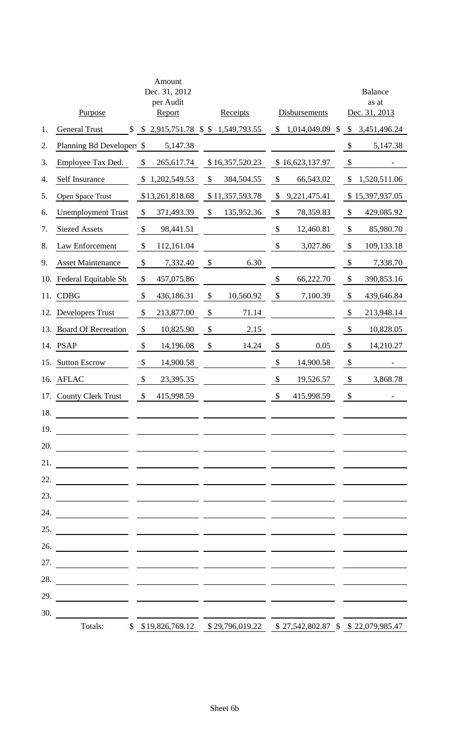| | Purpose | Amount Dec. 31, 2012 per Audit Report | Receipts | Disbursements | Balance as at Dec. 31, 2013 |
|---|---|---|---|---|---|
| 1. | General Trust | $ 2,915,751.78 | $ 1,549,793.55 | $ 1,014,049.09 | $ 3,451,496.24 |
| 2. | Planning Bd Developers | $ 5,147.38 | | | $ 5,147.38 |
| 3. | Employee Tax Ded. | $ 265,617.74 | $ 16,357,520.23 | $ 16,623,137.97 | $ - |
| 4. | Self Insurance | $ 1,202,549.53 | $ 384,504.55 | $ 66,543.02 | $ 1,520,511.06 |
| 5. | Open Space Trust | $ 13,261,818.68 | $ 11,357,593.78 | $ 9,221,475.41 | $ 15,397,937.05 |
| 6. | Unemployment Trust | $ 371,493.39 | $ 135,952.36 | $ 78,359.83 | $ 429,085.92 |
| 7. | Siezed Assets | $ 98,441.51 | | $ 12,460.81 | $ 85,980.70 |
| 8. | Law Enforcement | $ 112,161.04 | | $ 3,027.86 | $ 109,133.18 |
| 9. | Asset Maintenance | $ 7,332.40 | $ 6.30 | | $ 7,338.70 |
| 10. | Federal Equitable Sh | $ 457,075.86 | | $ 66,222.70 | $ 390,853.16 |
| 11. | CDBG | $ 436,186.31 | $ 10,560.92 | $ 7,100.39 | $ 439,646.84 |
| 12. | Developers Trust | $ 213,877.00 | $ 71.14 | | $ 213,948.14 |
| 13. | Board Of Recreation | $ 10,825.90 | $ 2.15 | | $ 10,828.05 |
| 14. | PSAP | $ 14,196.08 | $ 14.24 | $ 0.05 | $ 14,210.27 |
| 15. | Sutton Escrow | $ 14,900.58 | | $ 14,900.58 | $ - |
| 16. | AFLAC | $ 23,395.35 | | $ 19,526.57 | $ 3,868.78 |
| 17. | County Clerk Trust | $ 415,998.59 | | $ 415,998.59 | $ - |
| 18. | | | | | |
| 19. | | | | | |
| 20. | | | | | |
| 21. | | | | | |
| 22. | | | | | |
| 23. | | | | | |
| 24. | | | | | |
| 25. | | | | | |
| 26. | | | | | |
| 27. | | | | | |
| 28. | | | | | |
| 29. | | | | | |
| 30. | | | | | |
| | Totals: | $ 19,826,769.12 | $ 29,796,019.22 | $ 27,542,802.87 | $ 22,079,985.47 |

Sheet 6b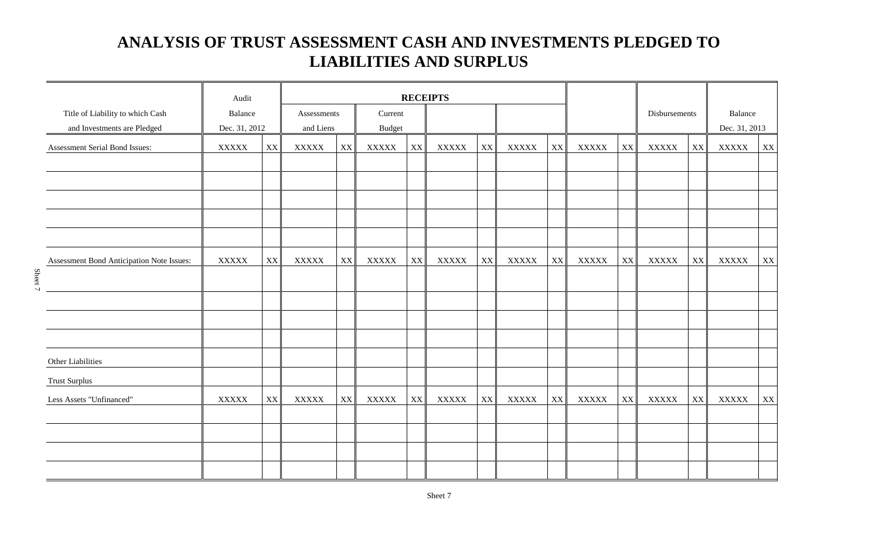# ANALYSIS OF TRUST ASSESSMENT CASH AND INVESTMENTS PLEDGED TO LIABILITIES AND SURPLUS

| Title of Liability to which Cash and Investments are Pledged | Audit Balance Dec. 31, 2012 | | RECEIPTS Assessments and Liens | | Current Budget | | | | | | | | Disbursements | | Balance Dec. 31, 2013 | |
|---|---|---|---|---|---|---|---|---|---|---|---|---|---|---|---|---|
| Assessment Serial Bond Issues: | XXXXX | XX | XXXXX | XX | XXXXX | XX | XXXXX | XX | XXXXX | XX | XXXXX | XX | XXXXX | XX | XXXXX | XX |
| | | | | | | | | | | | | | | | | |
| | | | | | | | | | | | | | | | | |
| | | | | | | | | | | | | | | | | |
| | | | | | | | | | | | | | | | | |
| | | | | | | | | | | | | | | | | |
| Assessment Bond Anticipation Note Issues: | XXXXX | XX | XXXXX | XX | XXXXX | XX | XXXXX | XX | XXXXX | XX | XXXXX | XX | XXXXX | XX | XXXXX | XX |
| | | | | | | | | | | | | | | | | |
| | | | | | | | | | | | | | | | | |
| | | | | | | | | | | | | | | | | |
| | | | | | | | | | | | | | | | | |
| Other Liabilities | | | | | | | | | | | | | | | | |
| Trust Surplus | | | | | | | | | | | | | | | | |
| Less Assets "Unfinanced" | XXXXX | XX | XXXXX | XX | XXXXX | XX | XXXXX | XX | XXXXX | XX | XXXXX | XX | XXXXX | XX | XXXXX | XX |
| | | | | | | | | | | | | | | | | |
| | | | | | | | | | | | | | | | | |
| | | | | | | | | | | | | | | | | |
| | | | | | | | | | | | | | | | | |

Sheet 7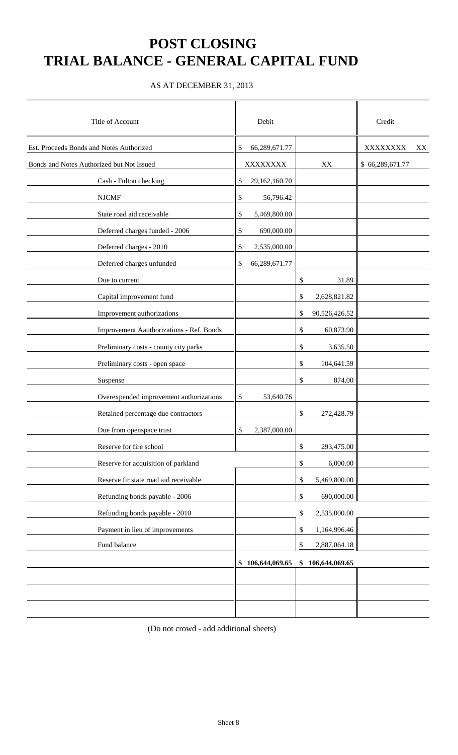# POST CLOSING
# TRIAL BALANCE - GENERAL CAPITAL FUND

AS AT DECEMBER 31, 2013

| Title of Account | Debit | | Credit | |
|---|---|---|---|---|
| Est. Proceeds Bonds and Notes Authorized | $ 66,289,671.77 | | XXXXXXXX | XX |
| Bonds and Notes Authorized but Not Issued | XXXXXXXX | XX | $ 66,289,671.77 | |
| Cash - Fulton checking | $ 29,162,160.70 | | | |
| NJCMF | $ 56,796.42 | | | |
| State road aid receivable | $ 5,469,800.00 | | | |
| Deferred charges funded - 2006 | $ 690,000.00 | | | |
| Deferred charges - 2010 | $ 2,535,000.00 | | | |
| Deferred charges unfunded | $ 66,289,671.77 | | | |
| Due to current | | $ 31.89 | | |
| Capital improvement fund | | $ 2,628,821.82 | | |
| Improvement authorizations | | $ 90,526,426.52 | | |
| Improvement Aauthorizations - Ref. Bonds | | $ 60,873.90 | | |
| Preliminary costs - county city parks | | $ 3,635.50 | | |
| Preliminary costs - open space | | $ 104,641.59 | | |
| Suspense | | $ 874.00 | | |
| Overexpended improvement authorizations | $ 53,640.76 | | | |
| Retained percentage due contractors | | $ 272,428.79 | | |
| Due from openspace trust | $ 2,387,000.00 | | | |
| Reserve for fire school | | $ 293,475.00 | | |
| Reserve for acquisition of parkland | | $ 6,000.00 | | |
| Reserve fir state road aid receivable | | $ 5,469,800.00 | | |
| Refunding bonds payable - 2006 | | $ 690,000.00 | | |
| Refunding bonds payable - 2010 | | $ 2,535,000.00 | | |
| Payment in lieu of improvements | | $ 1,164,996.46 | | |
| Fund balance | | $ 2,887,064.18 | | |
| | **$ 106,644,069.65** | **$ 106,644,069.65** | | |
| | | | | |
| | | | | |
| | | | | |

(Do not crowd - add additional sheets)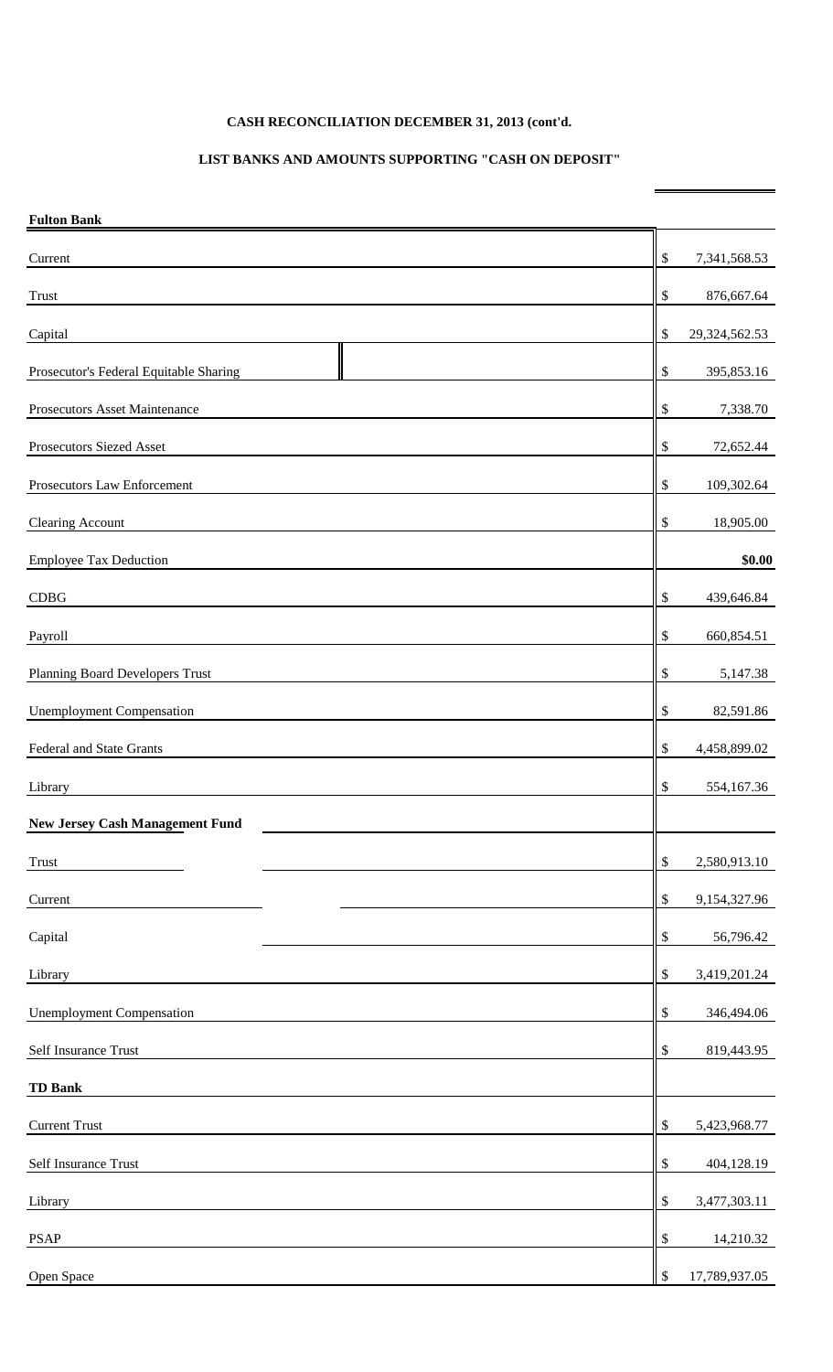**CASH RECONCILIATION DECEMBER 31, 2013 (cont'd.**

**LIST BANKS AND AMOUNTS SUPPORTING "CASH ON DEPOSIT"**

| **Fulton Bank** | |
|---|---|
| Current | $ 7,341,568.53 |
| Trust | $ 876,667.64 |
| Capital | $ 29,324,562.53 |
| Prosecutor's Federal Equitable Sharing | $ 395,853.16 |
| Prosecutors Asset Maintenance | $ 7,338.70 |
| Prosecutors Siezed Asset | $ 72,652.44 |
| Prosecutors Law Enforcement | $ 109,302.64 |
| Clearing Account | $ 18,905.00 |
| Employee Tax Deduction | **$0.00** |
| CDBG | $ 439,646.84 |
| Payroll | $ 660,854.51 |
| Planning Board Developers Trust | $ 5,147.38 |
| Unemployment Compensation | $ 82,591.86 |
| Federal and State Grants | $ 4,458,899.02 |
| Library | $ 554,167.36 |
| **New Jersey Cash Management Fund** | |
| Trust | $ 2,580,913.10 |
| Current | $ 9,154,327.96 |
| Capital | $ 56,796.42 |
| Library | $ 3,419,201.24 |
| Unemployment Compensation | $ 346,494.06 |
| Self Insurance Trust | $ 819,443.95 |
| **TD Bank** | |
| Current Trust | $ 5,423,968.77 |
| Self Insurance Trust | $ 404,128.19 |
| Library | $ 3,477,303.11 |
| PSAP | $ 14,210.32 |
| Open Space | $ 17,789,937.05 |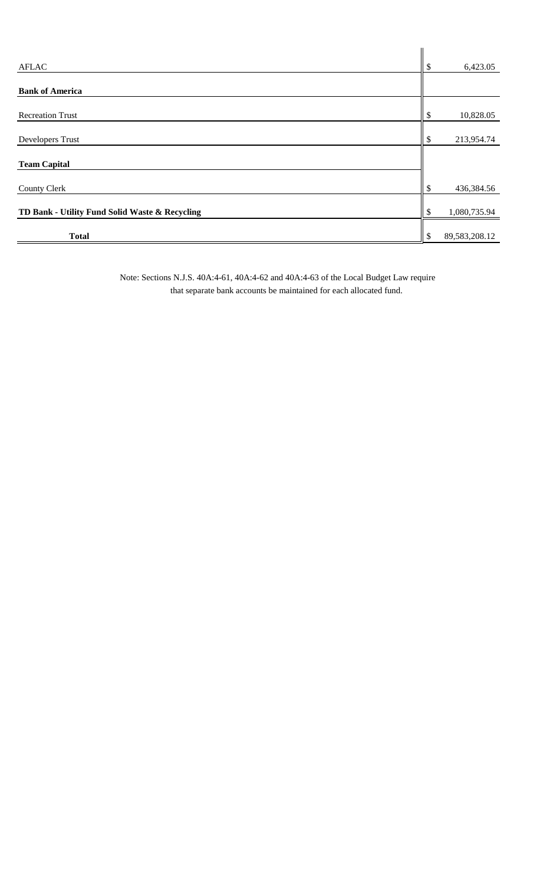| | |
|---|---|
| AFLAC | $ 6,423.05 |
| **Bank of America** | |
| Recreation Trust | $ 10,828.05 |
| Developers Trust | $ 213,954.74 |
| **Team Capital** | |
| County Clerk | $ 436,384.56 |
| **TD Bank - Utility Fund Solid Waste & Recycling** | $ 1,080,735.94 |
| **Total** | $ 89,583,208.12 |

Note: Sections N.J.S. 40A:4-61, 40A:4-62 and 40A:4-63 of the Local Budget Law require that separate bank accounts be maintained for each allocated fund.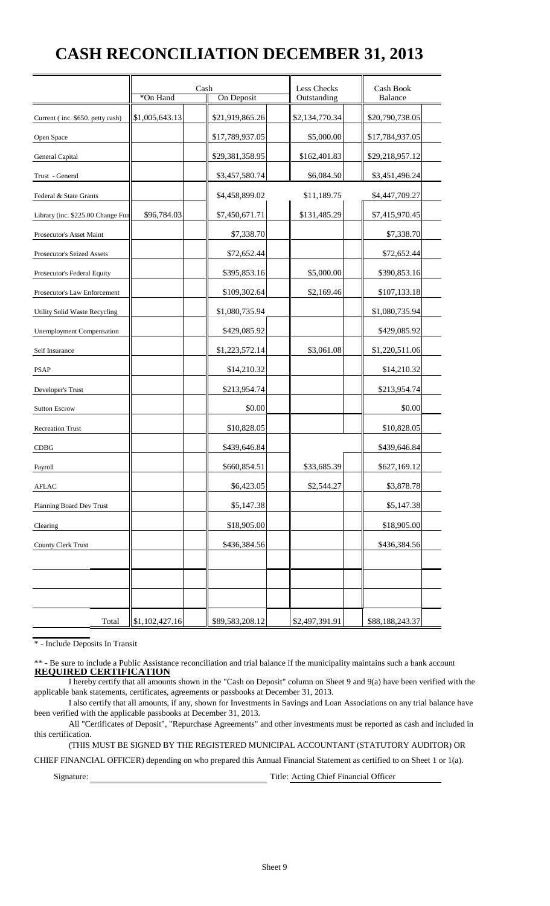# CASH RECONCILIATION DECEMBER 31, 2013

| | Cash | | Less Checks Outstanding | Cash Book Balance |
|---|---|---|---|---|
| | *On Hand | On Deposit | | |
| Current ( inc. $650. petty cash) | $1,005,643.13 | $21,919,865.26 | $2,134,770.34 | $20,790,738.05 |
| Open Space | | $17,789,937.05 | $5,000.00 | $17,784,937.05 |
| General Capital | | $29,381,358.95 | $162,401.83 | $29,218,957.12 |
| Trust - General | | $3,457,580.74 | $6,084.50 | $3,451,496.24 |
| Federal & State Grants | | $4,458,899.02 | $11,189.75 | $4,447,709.27 |
| Library (inc. $225.00 Change Fun | $96,784.03 | $7,450,671.71 | $131,485.29 | $7,415,970.45 |
| Prosecutor's Asset Maint | | $7,338.70 | | $7,338.70 |
| Prosecutor's Seized Assets | | $72,652.44 | | $72,652.44 |
| Prosecutor's Federal Equity | | $395,853.16 | $5,000.00 | $390,853.16 |
| Prosecutor's Law Enforcement | | $109,302.64 | $2,169.46 | $107,133.18 |
| Utility Solid Waste Recycling | | $1,080,735.94 | | $1,080,735.94 |
| Unemployment Compensation | | $429,085.92 | | $429,085.92 |
| Self Insurance | | $1,223,572.14 | $3,061.08 | $1,220,511.06 |
| PSAP | | $14,210.32 | | $14,210.32 |
| Developer's Trust | | $213,954.74 | | $213,954.74 |
| Sutton Escrow | | $0.00 | | $0.00 |
| Recreation Trust | | $10,828.05 | | $10,828.05 |
| CDBG | | $439,646.84 | | $439,646.84 |
| Payroll | | $660,854.51 | $33,685.39 | $627,169.12 |
| AFLAC | | $6,423.05 | $2,544.27 | $3,878.78 |
| Planning Board Dev Trust | | $5,147.38 | | $5,147.38 |
| Clearing | | $18,905.00 | | $18,905.00 |
| County Clerk Trust | | $436,384.56 | | $436,384.56 |
| | | | | |
| | | | | |
| | | | | |
| Total | $1,102,427.16 | $89,583,208.12 | $2,497,391.91 | $88,188,243.37 |

\* - Include Deposits In Transit

** - Be sure to include a Public Assistance reconciliation and trial balance if the municipality maintains such a bank account

**REQUIRED CERTIFICATION**

I hereby certify that all amounts shown in the "Cash on Deposit" column on Sheet 9 and 9(a) have been verified with the applicable bank statements, certificates, agreements or passbooks at December 31, 2013.

I also certify that all amounts, if any, shown for Investments in Savings and Loan Associations on any trial balance have been verified with the applicable passbooks at December 31, 2013.

All "Certificates of Deposit", "Repurchase Agreements" and other investments must be reported as cash and included in this certification.

(THIS MUST BE SIGNED BY THE REGISTERED MUNICIPAL ACCOUNTANT (STATUTORY AUDITOR) OR CHIEF FINANCIAL OFFICER) depending on who prepared this Annual Financial Statement as certified to on Sheet 1 or 1(a).

Signature: ____________________ Title: Acting Chief Financial Officer

Sheet 9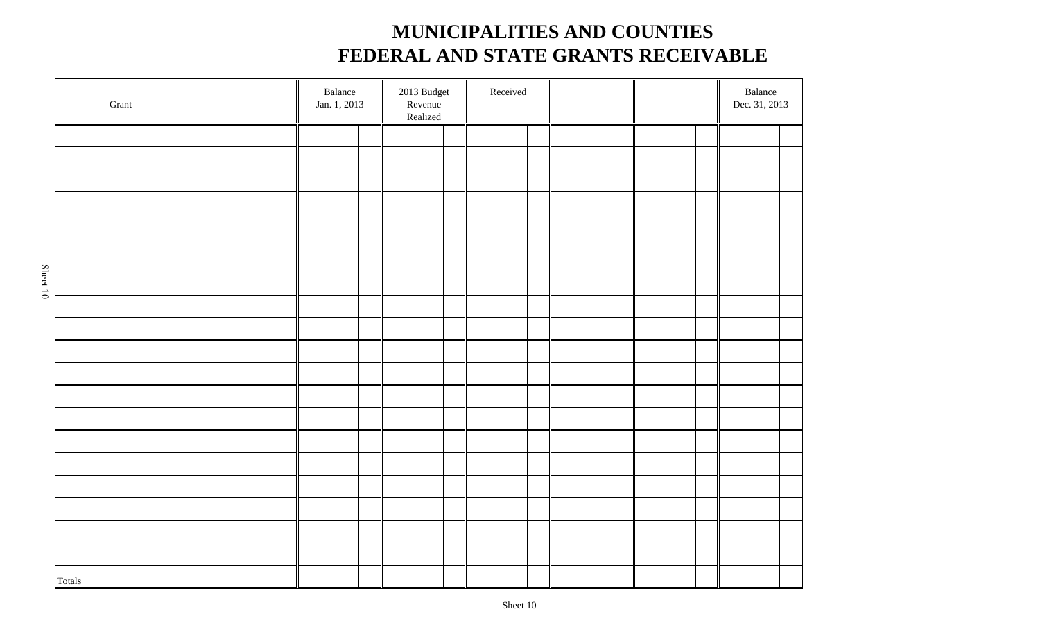# MUNICIPALITIES AND COUNTIES
# FEDERAL AND STATE GRANTS RECEIVABLE

| Grant | Balance Jan. 1, 2013 | | 2013 Budget Revenue Realized | | Received | | | | | | Balance Dec. 31, 2013 | |
|---|---|---|---|---|---|---|---|---|---|---|---|---|
| | | | | | | | | | | | | |
| | | | | | | | | | | | | |
| | | | | | | | | | | | | |
| | | | | | | | | | | | | |
| | | | | | | | | | | | | |
| | | | | | | | | | | | | |
| | | | | | | | | | | | | |
| | | | | | | | | | | | | |
| | | | | | | | | | | | | |
| | | | | | | | | | | | | |
| | | | | | | | | | | | | |
| | | | | | | | | | | | | |
| | | | | | | | | | | | | |
| | | | | | | | | | | | | |
| | | | | | | | | | | | | |
| | | | | | | | | | | | | |
| | | | | | | | | | | | | |
| | | | | | | | | | | | | |
| | | | | | | | | | | | | |
| Totals | | | | | | | | | | | | |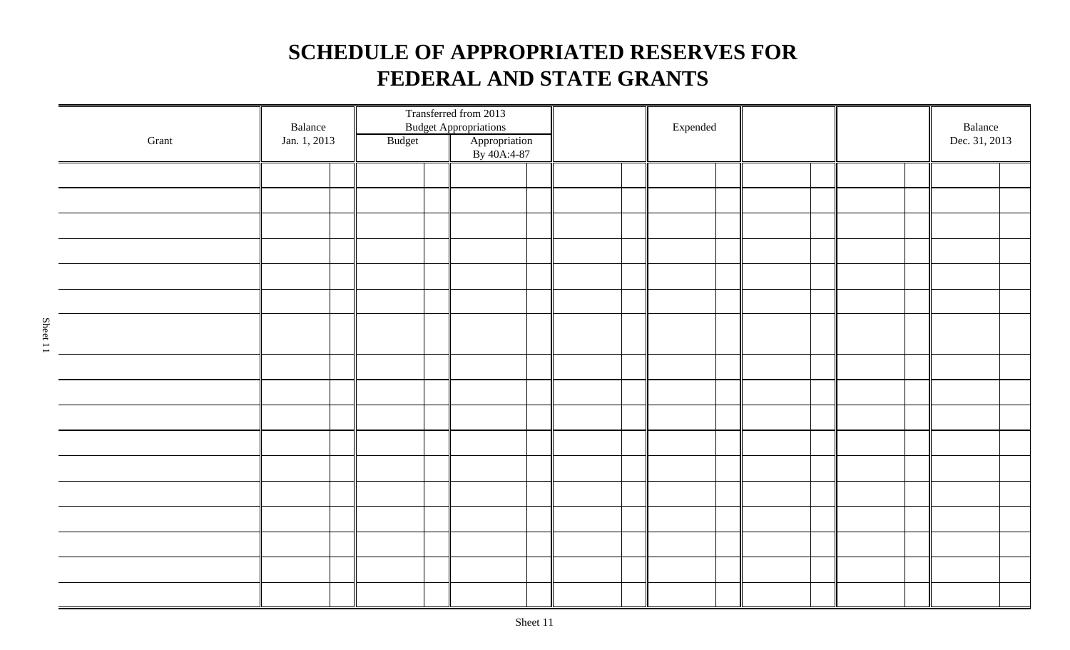# SCHEDULE OF APPROPRIATED RESERVES FOR FEDERAL AND STATE GRANTS

| Grant | Balance Jan. 1, 2013 | Transferred from 2013 Budget Appropriations | | | Expended | | | Balance Dec. 31, 2013 |
|---|---|---|---|---|---|---|---|---|
| | | Budget | Appropriation By 40A:4-87 | | | | | |
| | | | | | | | | |
| | | | | | | | | |
| | | | | | | | | |
| | | | | | | | | |
| | | | | | | | | |
| | | | | | | | | |
| | | | | | | | | |
| | | | | | | | | |
| | | | | | | | | |
| | | | | | | | | |
| | | | | | | | | |
| | | | | | | | | |
| | | | | | | | | |
| | | | | | | | | |
| | | | | | | | | |
| | | | | | | | | |
| | | | | | | | | |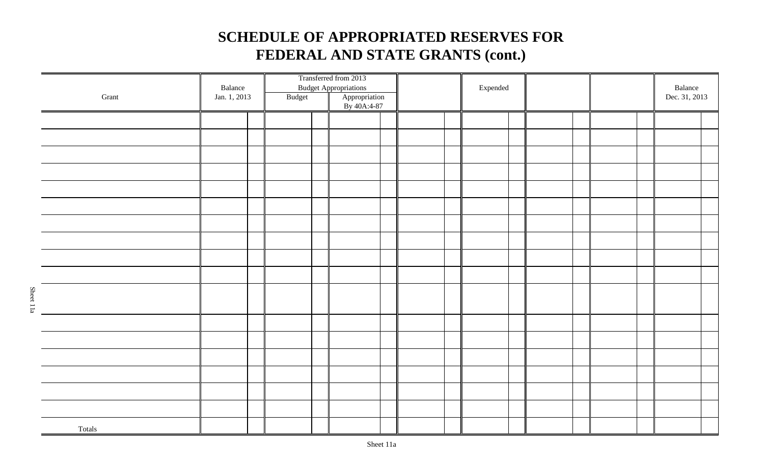# SCHEDULE OF APPROPRIATED RESERVES FOR FEDERAL AND STATE GRANTS (cont.)

| Grant | Balance Jan. 1, 2013 | Transferred from 2013 Budget Appropriations | | | Expended | | | Balance Dec. 31, 2013 |
|---|---|---|---|---|---|---|---|---|
| | | Budget | Appropriation By 40A:4-87 | | | | | |
| | | | | | | | | |
| | | | | | | | | |
| | | | | | | | | |
| | | | | | | | | |
| | | | | | | | | |
| | | | | | | | | |
| | | | | | | | | |
| | | | | | | | | |
| | | | | | | | | |
| | | | | | | | | |
| | | | | | | | | |
| | | | | | | | | |
| | | | | | | | | |
| | | | | | | | | |
| | | | | | | | | |
| | | | | | | | | |
| | | | | | | | | |
| Totals | | | | | | | | |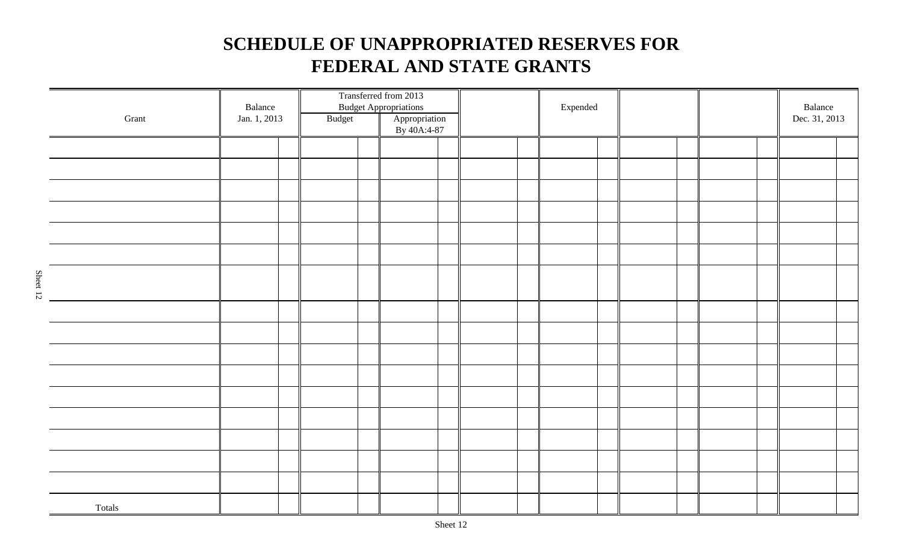# SCHEDULE OF UNAPPROPRIATED RESERVES FOR FEDERAL AND STATE GRANTS

| Grant | Balance Jan. 1, 2013 | Transferred from 2013 Budget Appropriations | | | Expended | | | Balance Dec. 31, 2013 |
|---|---|---|---|---|---|---|---|---|
| | | Budget | Appropriation By 40A:4-87 | | | | | |
| | | | | | | | | |
| | | | | | | | | |
| | | | | | | | | |
| | | | | | | | | |
| | | | | | | | | |
| | | | | | | | | |
| | | | | | | | | |
| | | | | | | | | |
| | | | | | | | | |
| | | | | | | | | |
| | | | | | | | | |
| | | | | | | | | |
| | | | | | | | | |
| | | | | | | | | |
| | | | | | | | | |
| | | | | | | | | |
| Totals | | | | | | | | |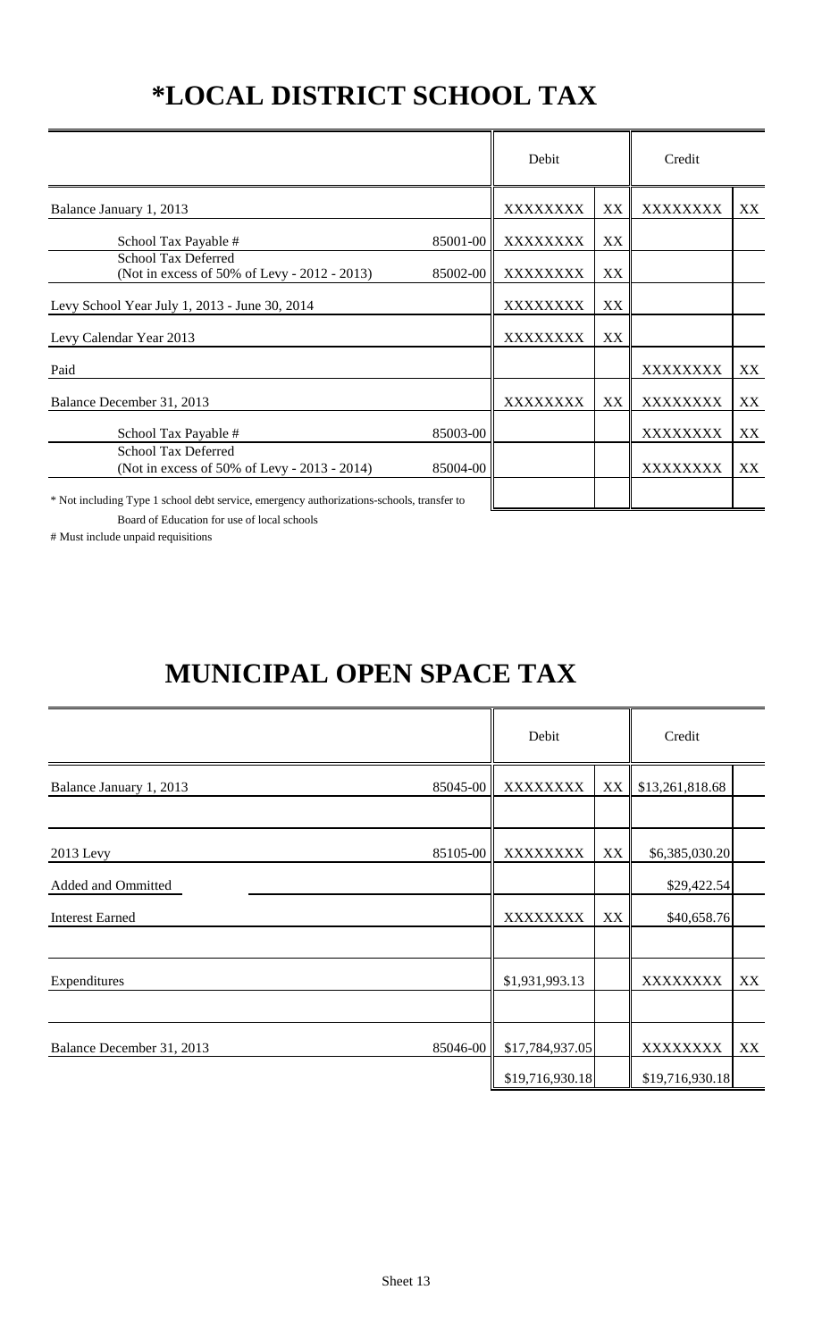# *LOCAL DISTRICT SCHOOL TAX

| | | Debit | | Credit | |
|---|---|---|---|---|---|
| Balance January 1, 2013 | | XXXXXXXX | XX | XXXXXXXX | XX |
| School Tax Payable # | 85001-00 | XXXXXXXX | XX | | |
| School Tax Deferred (Not in excess of 50% of Levy - 2012 - 2013) | 85002-00 | XXXXXXXX | XX | | |
| Levy School Year July 1, 2013 - June 30, 2014 | | XXXXXXXX | XX | | |
| Levy Calendar Year 2013 | | XXXXXXXX | XX | | |
| Paid | | | | XXXXXXXX | XX |
| Balance December 31, 2013 | | XXXXXXXX | XX | XXXXXXXX | XX |
| School Tax Payable # | 85003-00 | | | XXXXXXXX | XX |
| School Tax Deferred (Not in excess of 50% of Levy - 2013 - 2014) | 85004-00 | | | XXXXXXXX | XX |
| | | | | | |

* Not including Type 1 school debt service, emergency authorizations-schools, transfer to Board of Education for use of local schools

# Must include unpaid requisitions

# MUNICIPAL OPEN SPACE TAX

| | | Debit | | Credit | |
|---|---|---|---|---|---|
| Balance January 1, 2013 | 85045-00 | XXXXXXXX | XX | $13,261,818.68 | |
| | | | | | |
| 2013 Levy | 85105-00 | XXXXXXXX | XX | $6,385,030.20 | |
| Added and Ommitted | | | | $29,422.54 | |
| Interest Earned | | XXXXXXXX | XX | $40,658.76 | |
| | | | | | |
| Expenditures | | $1,931,993.13 | | XXXXXXXX | XX |
| | | | | | |
| Balance December 31, 2013 | 85046-00 | $17,784,937.05 | | XXXXXXXX | XX |
| | | $19,716,930.18 | | $19,716,930.18 | |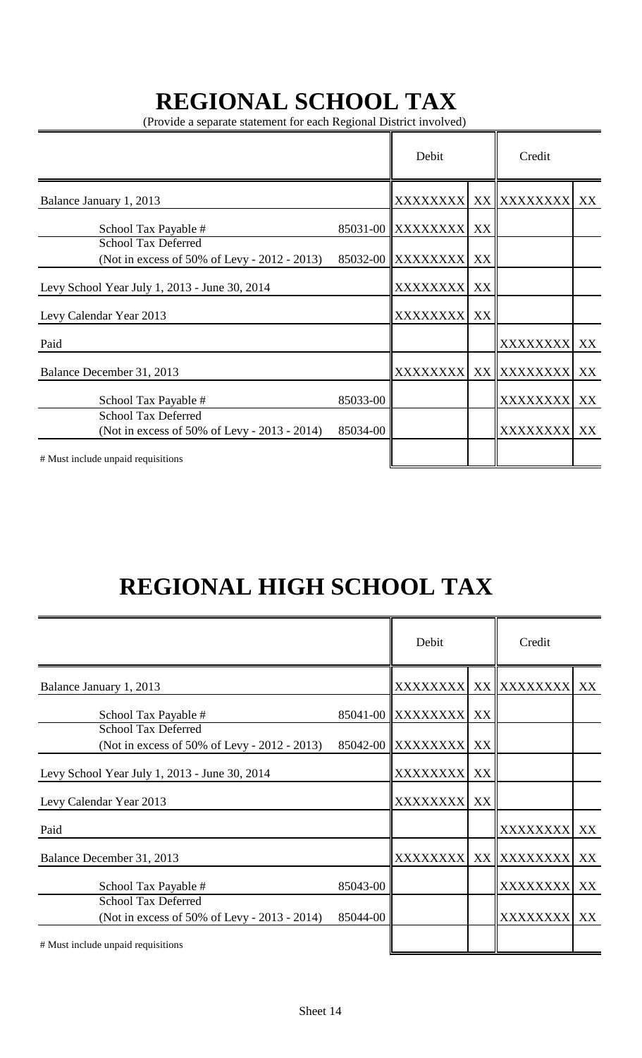# REGIONAL SCHOOL TAX

(Provide a separate statement for each Regional District involved)

| | | Debit | | Credit | |
|---|---|---|---|---|---|
| Balance January 1, 2013 | | XXXXXXXX | XX | XXXXXXXX | XX |
| School Tax Payable # | 85031-00 | XXXXXXXX | XX | | |
| School Tax Deferred (Not in excess of 50% of Levy - 2012 - 2013) | 85032-00 | XXXXXXXX | XX | | |
| Levy School Year July 1, 2013 - June 30, 2014 | | XXXXXXXX | XX | | |
| Levy Calendar Year 2013 | | XXXXXXXX | XX | | |
| Paid | | | | XXXXXXXX | XX |
| Balance December 31, 2013 | | XXXXXXXX | XX | XXXXXXXX | XX |
| School Tax Payable # | 85033-00 | | | XXXXXXXX | XX |
| School Tax Deferred (Not in excess of 50% of Levy - 2013 - 2014) | 85034-00 | | | XXXXXXXX | XX |
| # Must include unpaid requisitions | | | | | |

# REGIONAL HIGH SCHOOL TAX

| | | Debit | | Credit | |
|---|---|---|---|---|---|
| Balance January 1, 2013 | | XXXXXXXX | XX | XXXXXXXX | XX |
| School Tax Payable # | 85041-00 | XXXXXXXX | XX | | |
| School Tax Deferred (Not in excess of 50% of Levy - 2012 - 2013) | 85042-00 | XXXXXXXX | XX | | |
| Levy School Year July 1, 2013 - June 30, 2014 | | XXXXXXXX | XX | | |
| Levy Calendar Year 2013 | | XXXXXXXX | XX | | |
| Paid | | | | XXXXXXXX | XX |
| Balance December 31, 2013 | | XXXXXXXX | XX | XXXXXXXX | XX |
| School Tax Payable # | 85043-00 | | | XXXXXXXX | XX |
| School Tax Deferred (Not in excess of 50% of Levy - 2013 - 2014) | 85044-00 | | | XXXXXXXX | XX |
| # Must include unpaid requisitions | | | | | |

Sheet 14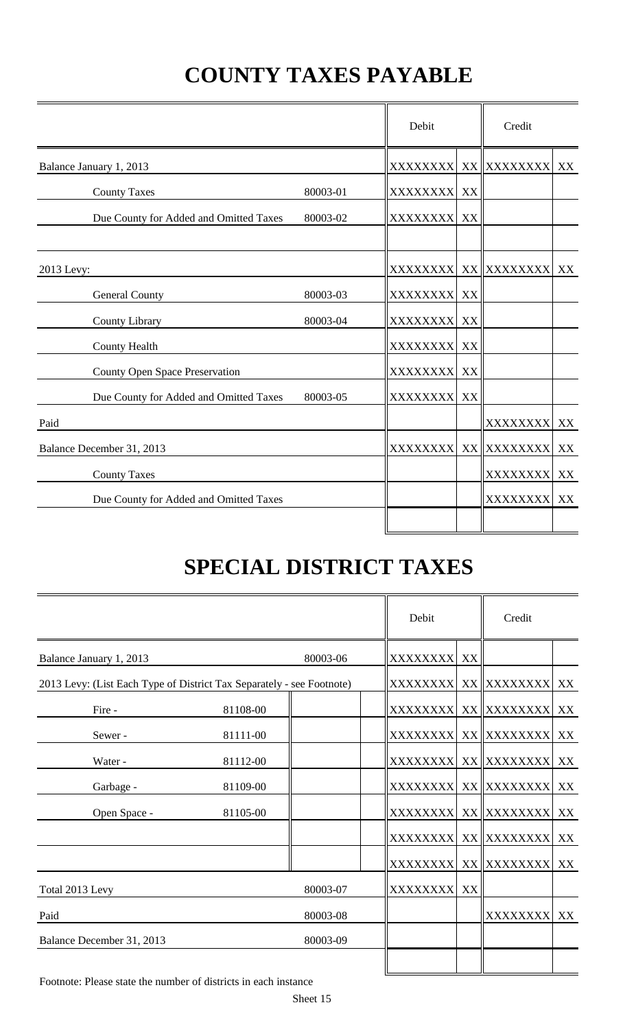# COUNTY TAXES PAYABLE

| | | Debit | | Credit | |
|---|---|---|---|---|---|
| Balance January 1, 2013 | | XXXXXXX | XX | XXXXXXX | XX |
| County Taxes | 80003-01 | XXXXXXX | XX | | |
| Due County for Added and Omitted Taxes | 80003-02 | XXXXXXX | XX | | |
| | | | | | |
| 2013 Levy: | | XXXXXXX | XX | XXXXXXX | XX |
| General County | 80003-03 | XXXXXXX | XX | | |
| County Library | 80003-04 | XXXXXXX | XX | | |
| County Health | | XXXXXXX | XX | | |
| County Open Space Preservation | | XXXXXXX | XX | | |
| Due County for Added and Omitted Taxes | 80003-05 | XXXXXXX | XX | | |
| Paid | | | | XXXXXXX | XX |
| Balance December 31, 2013 | | XXXXXXX | XX | XXXXXXX | XX |
| County Taxes | | | | XXXXXXX | XX |
| Due County for Added and Omitted Taxes | | | | XXXXXXX | XX |
| | | | | | |

# SPECIAL DISTRICT TAXES

| | | | Debit | | Credit | |
|---|---|---|---|---|---|---|
| Balance January 1, 2013 | | 80003-06 | XXXXXXX | XX | | |
| 2013 Levy: (List Each Type of District Tax Separately - see Footnote) | | | XXXXXXX | XX | XXXXXXX | XX |
| Fire - | 81108-00 | | XXXXXXX | XX | XXXXXXX | XX |
| Sewer - | 81111-00 | | XXXXXXX | XX | XXXXXXX | XX |
| Water - | 81112-00 | | XXXXXXX | XX | XXXXXXX | XX |
| Garbage - | 81109-00 | | XXXXXXX | XX | XXXXXXX | XX |
| Open Space - | 81105-00 | | XXXXXXX | XX | XXXXXXX | XX |
| | | | XXXXXXX | XX | XXXXXXX | XX |
| | | | XXXXXXX | XX | XXXXXXX | XX |
| Total 2013 Levy | | 80003-07 | XXXXXXX | XX | | |
| Paid | | 80003-08 | | | XXXXXXX | XX |
| Balance December 31, 2013 | | 80003-09 | | | | |
| | | | | | | |

Footnote: Please state the number of districts in each instance

Sheet 15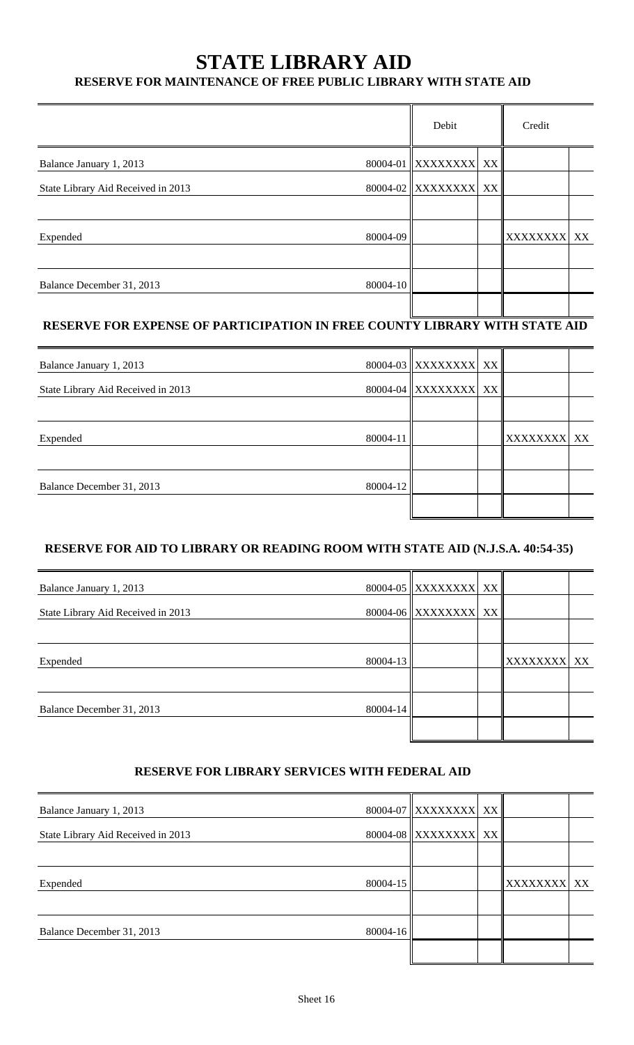# STATE LIBRARY AID

## RESERVE FOR MAINTENANCE OF FREE PUBLIC LIBRARY WITH STATE AID

| | | Debit | | Credit | |
|---|---|---|---|---|---|
| Balance January 1, 2013 | 80004-01 | XXXXXXXX | XX | | |
| State Library Aid Received in 2013 | 80004-02 | XXXXXXXX | XX | | |
| | | | | | |
| Expended | 80004-09 | | | XXXXXXXX | XX |
| | | | | | |
| Balance December 31, 2013 | 80004-10 | | | | |
| | | | | | |

## RESERVE FOR EXPENSE OF PARTICIPATION IN FREE COUNTY LIBRARY WITH STATE AID

| | | Debit | | Credit | |
|---|---|---|---|---|---|
| Balance January 1, 2013 | 80004-03 | XXXXXXXX | XX | | |
| State Library Aid Received in 2013 | 80004-04 | XXXXXXXX | XX | | |
| | | | | | |
| Expended | 80004-11 | | | XXXXXXXX | XX |
| | | | | | |
| Balance December 31, 2013 | 80004-12 | | | | |
| | | | | | |

## RESERVE FOR AID TO LIBRARY OR READING ROOM WITH STATE AID (N.J.S.A. 40:54-35)

| | | Debit | | Credit | |
|---|---|---|---|---|---|
| Balance January 1, 2013 | 80004-05 | XXXXXXXX | XX | | |
| State Library Aid Received in 2013 | 80004-06 | XXXXXXXX | XX | | |
| | | | | | |
| Expended | 80004-13 | | | XXXXXXXX | XX |
| | | | | | |
| Balance December 31, 2013 | 80004-14 | | | | |
| | | | | | |

## RESERVE FOR LIBRARY SERVICES WITH FEDERAL AID

| | | Debit | | Credit | |
|---|---|---|---|---|---|
| Balance January 1, 2013 | 80004-07 | XXXXXXXX | XX | | |
| State Library Aid Received in 2013 | 80004-08 | XXXXXXXX | XX | | |
| | | | | | |
| Expended | 80004-15 | | | XXXXXXXX | XX |
| | | | | | |
| Balance December 31, 2013 | 80004-16 | | | | |
| | | | | | |

Sheet 16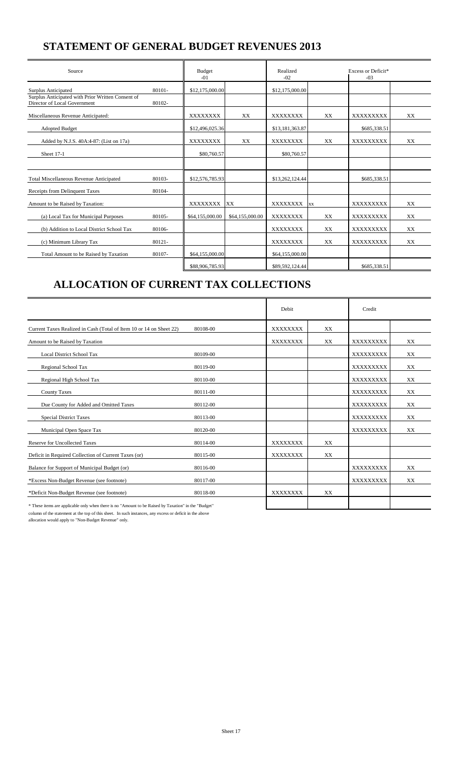# STATEMENT OF GENERAL BUDGET REVENUES 2013

| Source | | Budget -01 | | Realized -02 | | Excess or Deficit* -03 | |
|---|---|---|---|---|---|---|---|
| Surplus Anticipated | 80101- | $12,175,000.00 | | $12,175,000.00 | | | |
| Surplus Anticipated with Prior Written Consent of Director of Local Government | 80102- | | | | | | |
| Miscellaneous Revenue Anticipated: | | XXXXXXXX | XX | XXXXXXXX | XX | XXXXXXXXX | XX |
| Adopted Budget | | $12,496,025.36 | | $13,181,363.87 | | $685,338.51 | |
| Added by N.J.S. 40A:4-87: (List on 17a) | | XXXXXXXX | XX | XXXXXXXX | XX | XXXXXXXXX | XX |
| Sheet 17-1 | | $80,760.57 | | $80,760.57 | | | |
| | | | | | | | |
| Total Miscellaneous Revenue Anticipated | 80103- | $12,576,785.93 | | $13,262,124.44 | | $685,338.51 | |
| Receipts from Delinquent Taxes | 80104- | | | | | | |
| Amount to be Raised by Taxation: | | XXXXXXXX | XX | XXXXXXXX | xx | XXXXXXXXX | XX |
| (a) Local Tax for Municipal Purposes | 80105- | $64,155,000.00 | $64,155,000.00 | XXXXXXXX | XX | XXXXXXXXX | XX |
| (b) Addition to Local District School Tax | 80106- | | | XXXXXXXX | XX | XXXXXXXXX | XX |
| (c) Minimum Library Tax | 80121- | | | XXXXXXXX | XX | XXXXXXXXX | XX |
| Total Amount to be Raised by Taxation | 80107- | $64,155,000.00 | | $64,155,000.00 | | | |
| | | $88,906,785.93 | | $89,592,124.44 | | $685,338.51 | |

# ALLOCATION OF CURRENT TAX COLLECTIONS

| | | Debit | | Credit | |
|---|---|---|---|---|---|
| Current Taxes Realized in Cash (Total of Item 10 or 14 on Sheet 22) | 80108-00 | XXXXXXXX | XX | | |
| Amount to be Raised by Taxation | | XXXXXXXX | XX | XXXXXXXXX | XX |
| Local District School Tax | 80109-00 | | | XXXXXXXXX | XX |
| Regional School Tax | 80119-00 | | | XXXXXXXXX | XX |
| Regional High School Tax | 80110-00 | | | XXXXXXXXX | XX |
| County Taxes | 80111-00 | | | XXXXXXXXX | XX |
| Due County for Added and Omitted Taxes | 80112-00 | | | XXXXXXXXX | XX |
| Special District Taxes | 80113-00 | | | XXXXXXXXX | XX |
| Municipal Open Space Tax | 80120-00 | | | XXXXXXXXX | XX |
| Reserve for Uncollected Taxes | 80114-00 | XXXXXXXX | XX | | |
| Deficit in Required Collection of Current Taxes (or) | 80115-00 | XXXXXXXX | XX | | |
| Balance for Support of Municipal Budget (or) | 80116-00 | | | XXXXXXXXX | XX |
| *Excess Non-Budget Revenue (see footnote) | 80117-00 | | | XXXXXXXXX | XX |
| *Deficit Non-Budget Revenue (see footnote) | 80118-00 | XXXXXXXX | XX | | |
| | | | | | |

* These items are applicable only when there is no "Amount to be Raised by Taxation" in the "Budget" column of the statement at the top of this sheet. In such instances, any excess or deficit in the above allocation would apply to "Non-Budget Revenue" only.

Sheet 17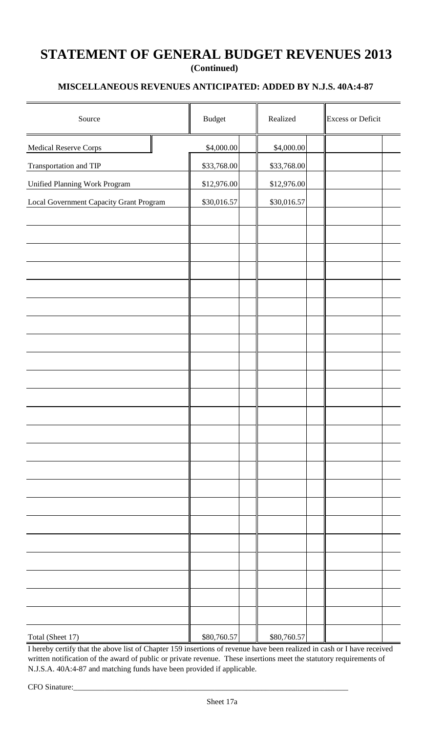# STATEMENT OF GENERAL BUDGET REVENUES 2013

**(Continued)**

## MISCELLANEOUS REVENUES ANTICIPATED: ADDED BY N.J.S. 40A:4-87

| Source | Budget | Realized | Excess or Deficit |
|---|---|---|---|
| Medical Reserve Corps | $4,000.00 | $4,000.00 | |
| Transportation and TIP | $33,768.00 | $33,768.00 | |
| Unified Planning Work Program | $12,976.00 | $12,976.00 | |
| Local Government Capacity Grant Program | $30,016.57 | $30,016.57 | |
| | | | |
| | | | |
| | | | |
| | | | |
| | | | |
| | | | |
| | | | |
| | | | |
| | | | |
| | | | |
| | | | |
| | | | |
| | | | |
| | | | |
| | | | |
| | | | |
| | | | |
| | | | |
| | | | |
| | | | |
| | | | |
| | | | |
| | | | |
| | | | |
| Total (Sheet 17) | $80,760.57 | $80,760.57 | |

I hereby certify that the above list of Chapter 159 insertions of revenue have been realized in cash or I have received written notification of the award of public or private revenue. These insertions meet the statutory requirements of N.J.S.A. 40A:4-87 and matching funds have been provided if applicable.

CFO Sinature:___________________________________________________________________________

Sheet 17a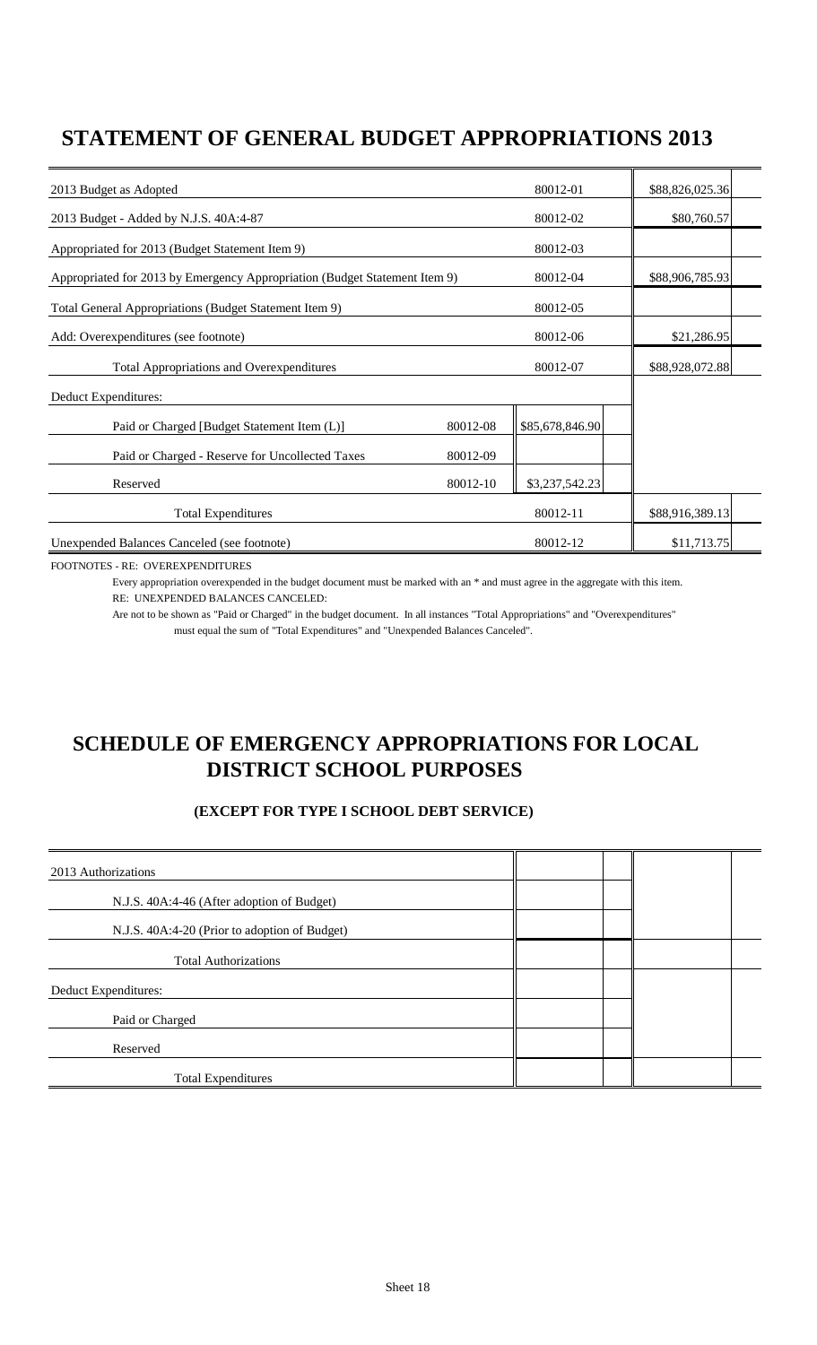# STATEMENT OF GENERAL BUDGET APPROPRIATIONS 2013

| | | | |
|---|---|---|---|
| 2013 Budget as Adopted | | 80012-01 | $88,826,025.36 |
| 2013 Budget - Added by N.J.S. 40A:4-87 | | 80012-02 | $80,760.57 |
| Appropriated for 2013 (Budget Statement Item 9) | | 80012-03 | |
| Appropriated for 2013 by Emergency Appropriation (Budget Statement Item 9) | | 80012-04 | $88,906,785.93 |
| Total General Appropriations (Budget Statement Item 9) | | 80012-05 | |
| Add: Overexpenditures (see footnote) | | 80012-06 | $21,286.95 |
| Total Appropriations and Overexpenditures | | 80012-07 | $88,928,072.88 |
| Deduct Expenditures: | | | |
| Paid or Charged [Budget Statement Item (L)] | 80012-08 | $85,678,846.90 | |
| Paid or Charged - Reserve for Uncollected Taxes | 80012-09 | | |
| Reserved | 80012-10 | $3,237,542.23 | |
| Total Expenditures | | 80012-11 | $88,916,389.13 |
| Unexpended Balances Canceled (see footnote) | | 80012-12 | $11,713.75 |

FOOTNOTES - RE: OVEREXPENDITURES

Every appropriation overexpended in the budget document must be marked with an * and must agree in the aggregate with this item.

RE: UNEXPENDED BALANCES CANCELED:

Are not to be shown as "Paid or Charged" in the budget document. In all instances "Total Appropriations" and "Overexpenditures" must equal the sum of "Total Expenditures" and "Unexpended Balances Canceled".

# SCHEDULE OF EMERGENCY APPROPRIATIONS FOR LOCAL DISTRICT SCHOOL PURPOSES

### (EXCEPT FOR TYPE I SCHOOL DEBT SERVICE)

| | | |
|---|---|---|
| 2013 Authorizations | | |
| N.J.S. 40A:4-46 (After adoption of Budget) | | |
| N.J.S. 40A:4-20 (Prior to adoption of Budget) | | |
| Total Authorizations | | |
| Deduct Expenditures: | | |
| Paid or Charged | | |
| Reserved | | |
| Total Expenditures | | |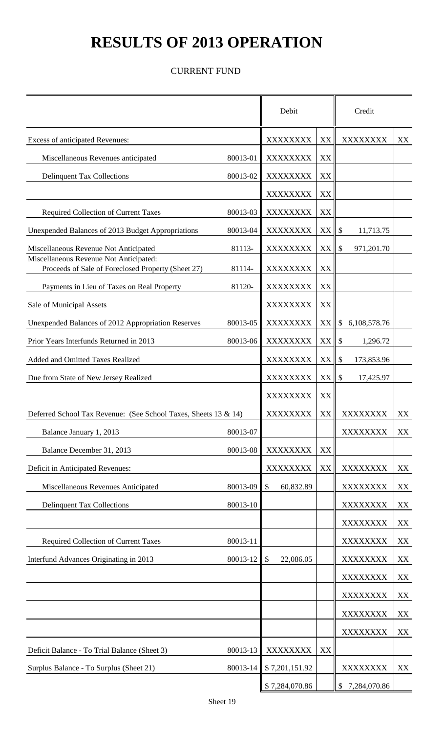# RESULTS OF 2013 OPERATION

CURRENT FUND

| | | Debit | | Credit | |
|---|---|---|---|---|---|
| Excess of anticipated Revenues: | | XXXXXXXX | XX | XXXXXXXX | XX |
| Miscellaneous Revenues anticipated | 80013-01 | XXXXXXXX | XX | | |
| Delinquent Tax Collections | 80013-02 | XXXXXXXX | XX | | |
| | | XXXXXXXX | XX | | |
| Required Collection of Current Taxes | 80013-03 | XXXXXXXX | XX | | |
| Unexpended Balances of 2013 Budget Appropriations | 80013-04 | XXXXXXXX | XX | $ 11,713.75 | |
| Miscellaneous Revenue Not Anticipated | 81113- | XXXXXXXX | XX | $ 971,201.70 | |
| Miscellaneous Revenue Not Anticipated: Proceeds of Sale of Foreclosed Property (Sheet 27) | 81114- | XXXXXXXX | XX | | |
| Payments in Lieu of Taxes on Real Property | 81120- | XXXXXXXX | XX | | |
| Sale of Municipal Assets | | XXXXXXXX | XX | | |
| Unexpended Balances of 2012 Appropriation Reserves | 80013-05 | XXXXXXXX | XX | $ 6,108,578.76 | |
| Prior Years Interfunds Returned in 2013 | 80013-06 | XXXXXXXX | XX | $ 1,296.72 | |
| Added and Omitted Taxes Realized | | XXXXXXXX | XX | $ 173,853.96 | |
| Due from State of New Jersey Realized | | XXXXXXXX | XX | $ 17,425.97 | |
| | | XXXXXXXX | XX | | |
| Deferred School Tax Revenue: (See School Taxes, Sheets 13 & 14) | | XXXXXXXX | XX | XXXXXXXX | XX |
| Balance January 1, 2013 | 80013-07 | | | XXXXXXXX | XX |
| Balance December 31, 2013 | 80013-08 | XXXXXXXX | XX | | |
| Deficit in Anticipated Revenues: | | XXXXXXXX | XX | XXXXXXXX | XX |
| Miscellaneous Revenues Anticipated | 80013-09 | $ 60,832.89 | | XXXXXXXX | XX |
| Delinquent Tax Collections | 80013-10 | | | XXXXXXXX | XX |
| | | | | XXXXXXXX | XX |
| Required Collection of Current Taxes | 80013-11 | | | XXXXXXXX | XX |
| Interfund Advances Originating in 2013 | 80013-12 | $ 22,086.05 | | XXXXXXXX | XX |
| | | | | XXXXXXXX | XX |
| | | | | XXXXXXXX | XX |
| | | | | XXXXXXXX | XX |
| | | | | XXXXXXXX | XX |
| Deficit Balance - To Trial Balance (Sheet 3) | 80013-13 | XXXXXXXX | XX | | |
| Surplus Balance - To Surplus (Sheet 21) | 80013-14 | $ 7,201,151.92 | | XXXXXXXX | XX |
| | | $ 7,284,070.86 | | $ 7,284,070.86 | |

Sheet 19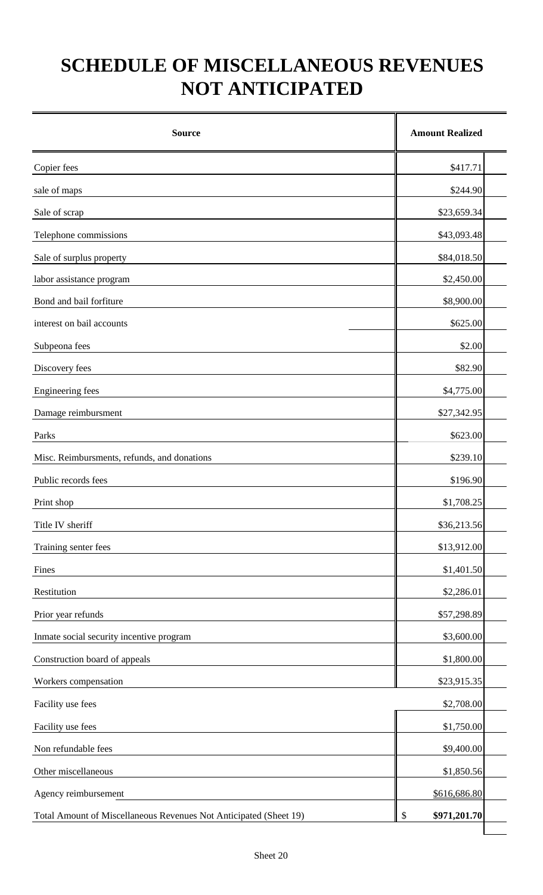# SCHEDULE OF MISCELLANEOUS REVENUES NOT ANTICIPATED

| Source | Amount Realized |
|---|---|
| Copier fees | $417.71 |
| sale of maps | $244.90 |
| Sale of scrap | $23,659.34 |
| Telephone commissions | $43,093.48 |
| Sale of surplus property | $84,018.50 |
| labor assistance program | $2,450.00 |
| Bond and bail forfiture | $8,900.00 |
| interest on bail accounts | $625.00 |
| Subpeona fees | $2.00 |
| Discovery fees | $82.90 |
| Engineering fees | $4,775.00 |
| Damage reimbursment | $27,342.95 |
| Parks | $623.00 |
| Misc. Reimbursments, refunds, and donations | $239.10 |
| Public records fees | $196.90 |
| Print shop | $1,708.25 |
| Title IV sheriff | $36,213.56 |
| Training senter fees | $13,912.00 |
| Fines | $1,401.50 |
| Restitution | $2,286.01 |
| Prior year refunds | $57,298.89 |
| Inmate social security incentive program | $3,600.00 |
| Construction board of appeals | $1,800.00 |
| Workers compensation | $23,915.35 |
| Facility use fees | $2,708.00 |
| Facility use fees | $1,750.00 |
| Non refundable fees | $9,400.00 |
| Other miscellaneous | $1,850.56 |
| Agency reimbursement | $616,686.80 |
| Total Amount of Miscellaneous Revenues Not Anticipated (Sheet 19) | $ **$971,201.70** |

Sheet 20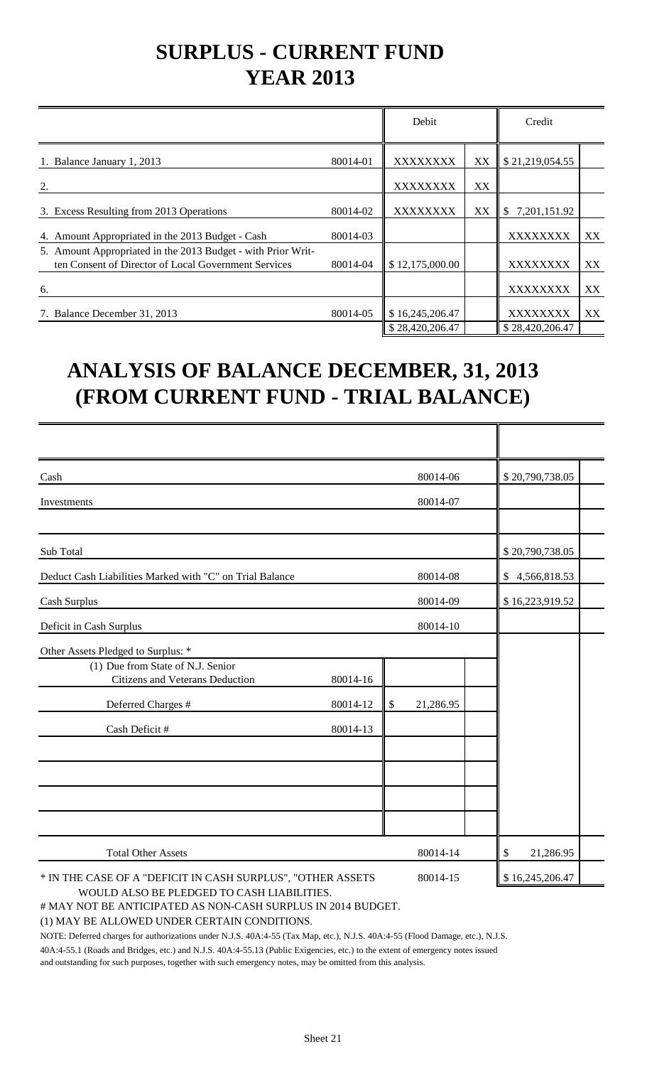# SURPLUS - CURRENT FUND
# YEAR 2013

| | | Debit | | Credit | |
|---|---|---|---|---|---|
| 1. Balance January 1, 2013 | 80014-01 | XXXXXXXX | XX | $ 21,219,054.55 | |
| 2. | | XXXXXXXX | XX | | |
| 3. Excess Resulting from 2013 Operations | 80014-02 | XXXXXXXX | XX | $ 7,201,151.92 | |
| 4. Amount Appropriated in the 2013 Budget - Cash | 80014-03 | | | XXXXXXXX | XX |
| 5. Amount Appropriated in the 2013 Budget - with Prior Written Consent of Director of Local Government Services | 80014-04 | $ 12,175,000.00 | | XXXXXXXX | XX |
| 6. | | | | XXXXXXXX | XX |
| 7. Balance December 31, 2013 | 80014-05 | $ 16,245,206.47 | | XXXXXXXX | XX |
| | | $ 28,420,206.47 | | $ 28,420,206.47 | |

# ANALYSIS OF BALANCE DECEMBER, 31, 2013 (FROM CURRENT FUND - TRIAL BALANCE)

| | | | | |
|---|---|---|---|---|
| Cash | | 80014-06 | | $ 20,790,738.05 |
| Investments | | 80014-07 | | |
| | | | | |
| Sub Total | | | | $ 20,790,738.05 |
| Deduct Cash Liabilities Marked with "C" on Trial Balance | | 80014-08 | | $ 4,566,818.53 |
| Cash Surplus | | 80014-09 | | $ 16,223,919.52 |
| Deficit in Cash Surplus | | 80014-10 | | |
| Other Assets Pledged to Surplus: * | | | | |
| (1) Due from State of N.J. Senior Citizens and Veterans Deduction | 80014-16 | | | |
| Deferred Charges # | 80014-12 | $ 21,286.95 | | |
| Cash Deficit # | 80014-13 | | | |
| | | | | |
| | | | | |
| | | | | |
| | | | | |
| Total Other Assets | | 80014-14 | | $ 21,286.95 |
| * IN THE CASE OF A "DEFICIT IN CASH SURPLUS", "OTHER ASSETS WOULD ALSO BE PLEDGED TO CASH LIABILITIES. | | 80014-15 | | $ 16,245,206.47 |

# MAY NOT BE ANTICIPATED AS NON-CASH SURPLUS IN 2014 BUDGET.

(1) MAY BE ALLOWED UNDER CERTAIN CONDITIONS.

NOTE: Deferred charges for authorizations under N.J.S. 40A:4-55 (Tax Map, etc.), N.J.S. 40A:4-55 (Flood Damage, etc.), N.J.S. 40A:4-55.1 (Roads and Bridges, etc.) and N.J.S. 40A:4-55.13 (Public Exigencies, etc.) to the extent of emergency notes issued and outstanding for such purposes, together with such emergency notes, may be omitted from this analysis.

Sheet 21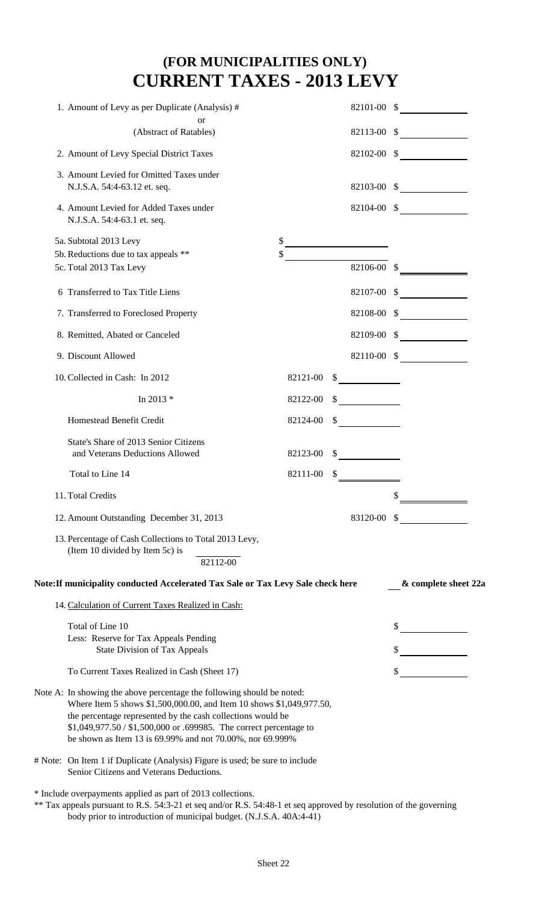# (FOR MUNICIPALITIES ONLY)
# CURRENT TAXES - 2013 LEVY

| Item | | | Code | Amount |
|---|---|---|---|---|
| 1. Amount of Levy as per Duplicate (Analysis) # | | | 82101-00 | $ |
| or | | | | |
| (Abstract of Ratables) | | | 82113-00 | $ |
| 2. Amount of Levy Special District Taxes | | | 82102-00 | $ |
| 3. Amount Levied for Omitted Taxes under N.J.S.A. 54:4-63.12 et. seq. | | | 82103-00 | $ |
| 4. Amount Levied for Added Taxes under N.J.S.A. 54:4-63.1 et. seq. | | | 82104-00 | $ |
| 5a. Subtotal 2013 Levy | $ | | | |
| 5b. Reductions due to tax appeals ** | $ | | | |
| 5c. Total 2013 Tax Levy | | | 82106-00 | $ |
| 6 Transferred to Tax Title Liens | | | 82107-00 | $ |
| 7. Transferred to Foreclosed Property | | | 82108-00 | $ |
| 8. Remitted, Abated or Canceled | | | 82109-00 | $ |
| 9. Discount Allowed | | | 82110-00 | $ |
| 10. Collected in Cash: In 2012 | 82121-00 | $ | | |
| In 2013 * | 82122-00 | $ | | |
| Homestead Benefit Credit | 82124-00 | $ | | |
| State's Share of 2013 Senior Citizens and Veterans Deductions Allowed | 82123-00 | $ | | |
| Total to Line 14 | 82111-00 | $ | | |
| 11. Total Credits | | | | $ |
| 12. Amount Outstanding December 31, 2013 | | | 83120-00 | $ |

13. Percentage of Cash Collections to Total 2013 Levy, (Item 10 divided by Item 5c) is ________ 82112-00

**Note:If municipality conducted Accelerated Tax Sale or Tax Levy Sale check here** ___ **& complete sheet 22a**

14. Calculation of Current Taxes Realized in Cash:

| | |
|---|---|
| Total of Line 10 | $ |
| Less: Reserve for Tax Appeals Pending State Division of Tax Appeals | $ |
| To Current Taxes Realized in Cash (Sheet 17) | $ |

Note A: In showing the above percentage the following should be noted: Where Item 5 shows $1,500,000.00, and Item 10 shows $1,049,977.50, the percentage represented by the cash collections would be $1,049,977.50 / $1,500,000 or .699985. The correct percentage to be shown as Item 13 is 69.99% and not 70.00%, nor 69.999%

# Note: On Item 1 if Duplicate (Analysis) Figure is used; be sure to include Senior Citizens and Veterans Deductions.

\* Include overpayments applied as part of 2013 collections.

\*\* Tax appeals pursuant to R.S. 54:3-21 et seq and/or R.S. 54:48-1 et seq approved by resolution of the governing body prior to introduction of municipal budget. (N.J.S.A. 40A:4-41)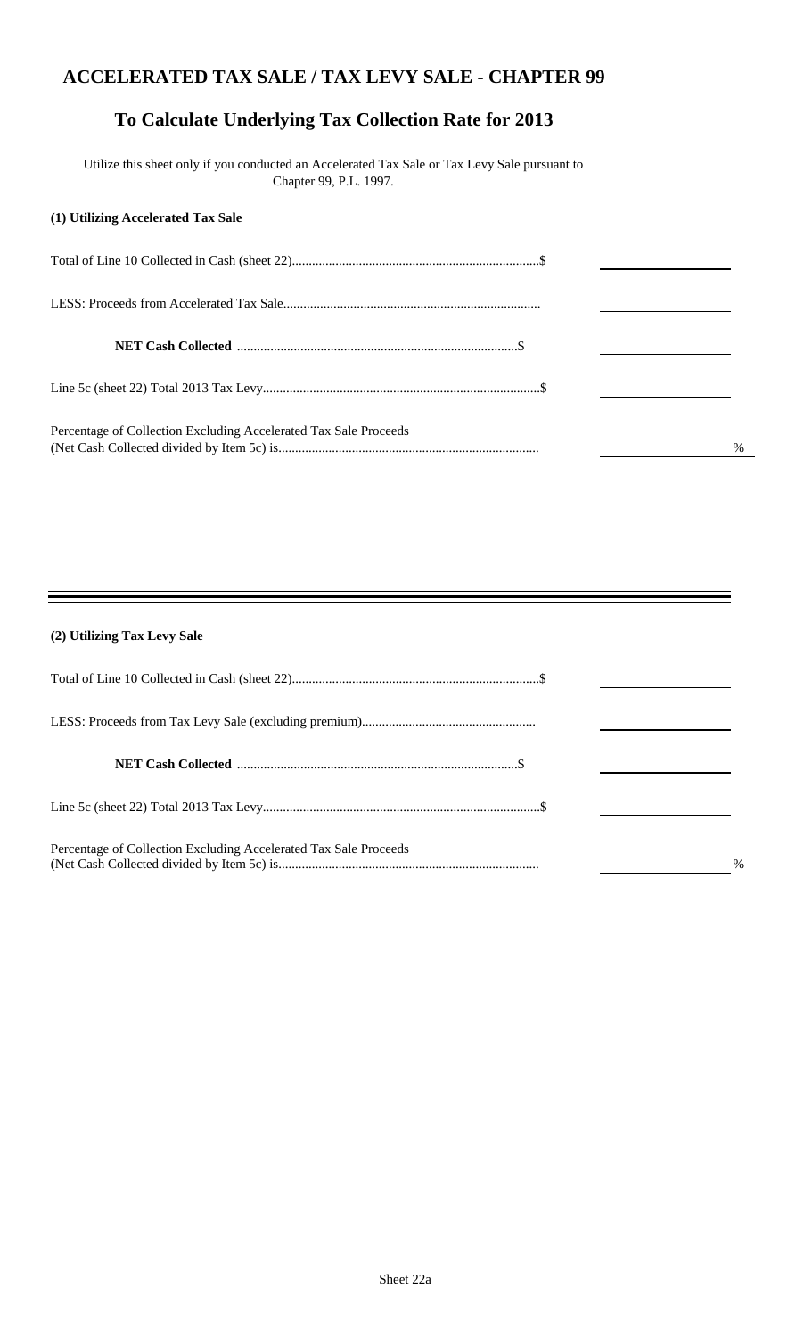# ACCELERATED TAX SALE / TAX LEVY SALE - CHAPTER 99

## To Calculate Underlying Tax Collection Rate for 2013

Utilize this sheet only if you conducted an Accelerated Tax Sale or Tax Levy Sale pursuant to Chapter 99, P.L. 1997.

**(1) Utilizing Accelerated Tax Sale**

| | |
|---|---|
| Total of Line 10 Collected in Cash (sheet 22)..........................................................................$ | |
| LESS: Proceeds from Accelerated Tax Sale............................................................................ | |
| **NET Cash Collected** ...................................................................................$ | |
| Line 5c (sheet 22) Total 2013 Tax Levy...................................................................................$ | |
| Percentage of Collection Excluding Accelerated Tax Sale Proceeds (Net Cash Collected divided by Item 5c) is.............................................................................. | % |

---

**(2) Utilizing Tax Levy Sale**

| | |
|---|---|
| Total of Line 10 Collected in Cash (sheet 22)..........................................................................$ | |
| LESS: Proceeds from Tax Levy Sale (excluding premium).................................................... | |
| **NET Cash Collected** ...................................................................................$ | |
| Line 5c (sheet 22) Total 2013 Tax Levy...................................................................................$ | |
| Percentage of Collection Excluding Accelerated Tax Sale Proceeds (Net Cash Collected divided by Item 5c) is.............................................................................. | % |

Sheet 22a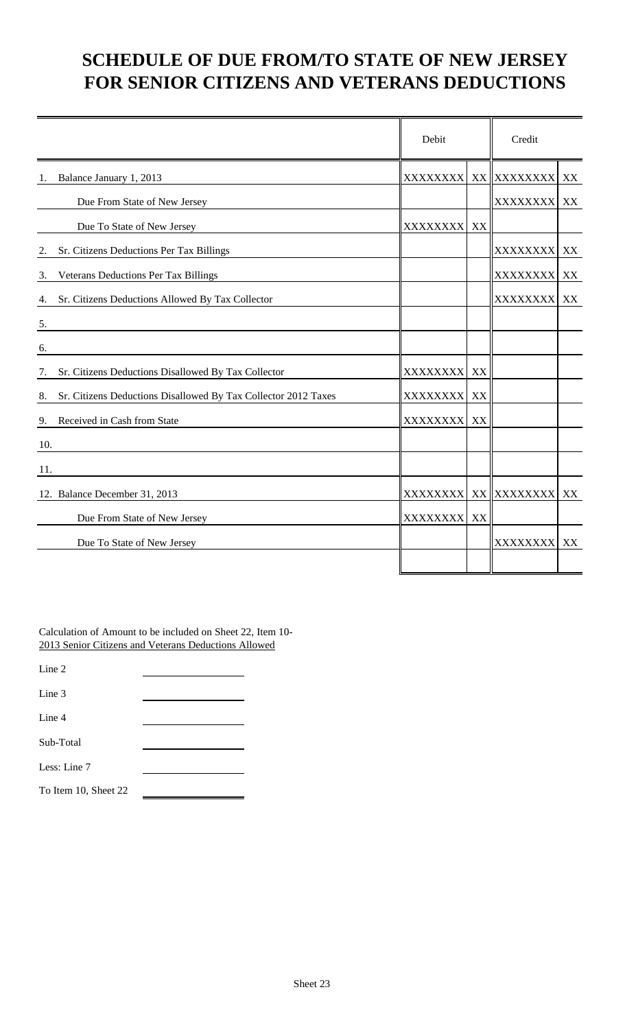# SCHEDULE OF DUE FROM/TO STATE OF NEW JERSEY FOR SENIOR CITIZENS AND VETERANS DEDUCTIONS

| | Debit | | Credit | |
|---|---|---|---|---|
| 1. Balance January 1, 2013 | XXXXXXXX | XX | XXXXXXXX | XX |
| Due From State of New Jersey | | | XXXXXXXX | XX |
| Due To State of New Jersey | XXXXXXXX | XX | | |
| 2. Sr. Citizens Deductions Per Tax Billings | | | XXXXXXXX | XX |
| 3. Veterans Deductions Per Tax Billings | | | XXXXXXXX | XX |
| 4. Sr. Citizens Deductions Allowed By Tax Collector | | | XXXXXXXX | XX |
| 5. | | | | |
| 6. | | | | |
| 7. Sr. Citizens Deductions Disallowed By Tax Collector | XXXXXXXX | XX | | |
| 8. Sr. Citizens Deductions Disallowed By Tax Collector 2012 Taxes | XXXXXXXX | XX | | |
| 9. Received in Cash from State | XXXXXXXX | XX | | |
| 10. | | | | |
| 11. | | | | |
| 12. Balance December 31, 2013 | XXXXXXXX | XX | XXXXXXXX | XX |
| Due From State of New Jersey | XXXXXXXX | XX | | |
| Due To State of New Jersey | | | XXXXXXXX | XX |
| | | | | |

Calculation of Amount to be included on Sheet 22, Item 10-
2013 Senior Citizens and Veterans Deductions Allowed

| | |
|---|---|
| Line 2 | |
| Line 3 | |
| Line 4 | |
| Sub-Total | |
| Less: Line 7 | |
| To Item 10, Sheet 22 | |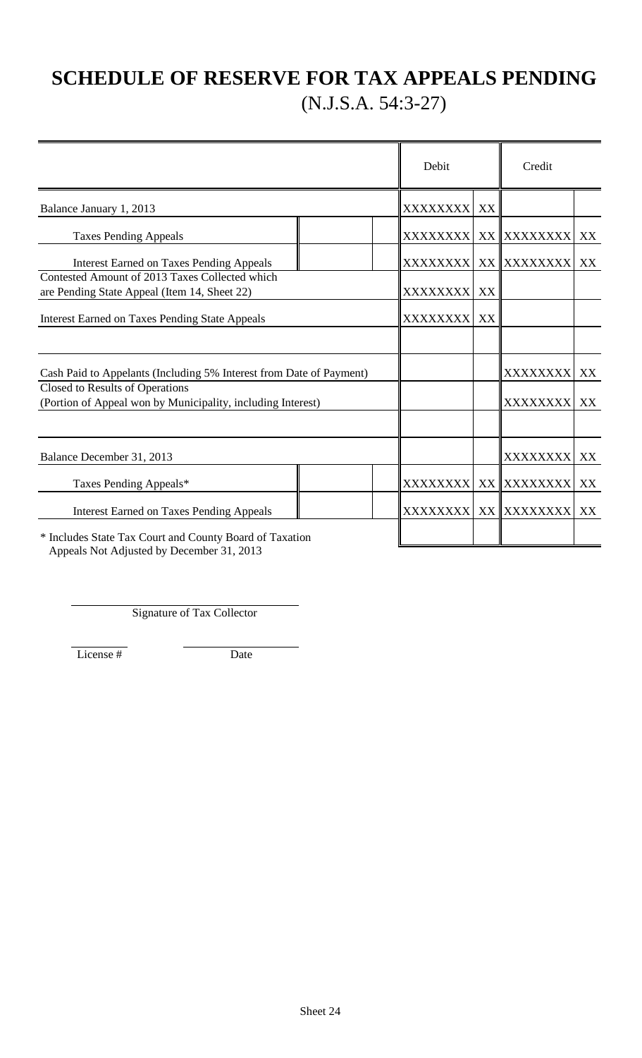# SCHEDULE OF RESERVE FOR TAX APPEALS PENDING

(N.J.S.A. 54:3-27)

| | | | Debit | | Credit | |
|---|---|---|---|---|---|---|
| Balance January 1, 2013 | | | XXXXXXX | XX | | |
| Taxes Pending Appeals | | | XXXXXXX | XX | XXXXXXX | XX |
| Interest Earned on Taxes Pending Appeals | | | XXXXXXX | XX | XXXXXXX | XX |
| Contested Amount of 2013 Taxes Collected which are Pending State Appeal (Item 14, Sheet 22) | | | XXXXXXX | XX | | |
| Interest Earned on Taxes Pending State Appeals | | | XXXXXXX | XX | | |
| | | | | | | |
| Cash Paid to Appelants (Including 5% Interest from Date of Payment) | | | | | XXXXXXX | XX |
| Closed to Results of Operations (Portion of Appeal won by Municipality, including Interest) | | | | | XXXXXXX | XX |
| | | | | | | |
| Balance December 31, 2013 | | | | | XXXXXXX | XX |
| Taxes Pending Appeals* | | | XXXXXXX | XX | XXXXXXX | XX |
| Interest Earned on Taxes Pending Appeals | | | XXXXXXX | XX | XXXXXXX | XX |
| | | | | | | |

\* Includes State Tax Court and County Board of Taxation Appeals Not Adjusted by December 31, 2013

Signature of Tax Collector

License # Date

Sheet 24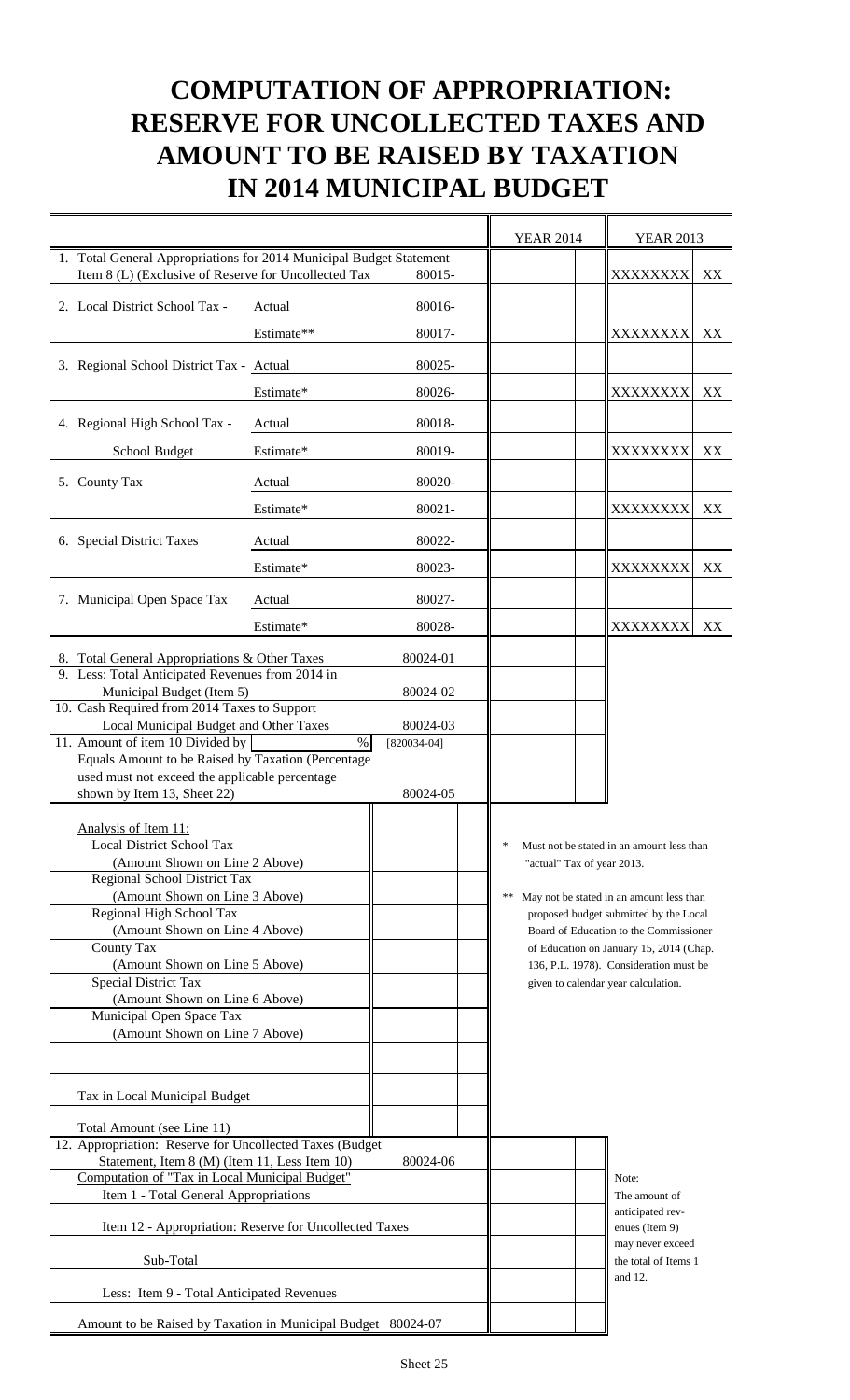# COMPUTATION OF APPROPRIATION: RESERVE FOR UNCOLLECTED TAXES AND AMOUNT TO BE RAISED BY TAXATION IN 2014 MUNICIPAL BUDGET

| | | | YEAR 2014 | | YEAR 2013 | |
|---|---|---|---|---|---|---|
| 1. Total General Appropriations for 2014 Municipal Budget Statement Item 8 (L) (Exclusive of Reserve for Uncollected Tax | | 80015- | | | XXXXXXXX | XX |
| 2. Local District School Tax - | Actual | 80016- | | | | |
| | Estimate** | 80017- | | | XXXXXXXX | XX |
| 3. Regional School District Tax - | Actual | 80025- | | | | |
| | Estimate* | 80026- | | | XXXXXXXX | XX |
| 4. Regional High School Tax - | Actual | 80018- | | | | |
| School Budget | Estimate* | 80019- | | | XXXXXXXX | XX |
| 5. County Tax | Actual | 80020- | | | | |
| | Estimate* | 80021- | | | XXXXXXXX | XX |
| 6. Special District Taxes | Actual | 80022- | | | | |
| | Estimate* | 80023- | | | XXXXXXXX | XX |
| 7. Municipal Open Space Tax | Actual | 80027- | | | | |
| | Estimate* | 80028- | | | XXXXXXXX | XX |
| 8. Total General Appropriations & Other Taxes | | 80024-01 | | | | |
| 9. Less: Total Anticipated Revenues from 2014 in Municipal Budget (Item 5) | | 80024-02 | | | | |
| 10. Cash Required from 2014 Taxes to Support Local Municipal Budget and Other Taxes | | 80024-03 | | | | |
| 11. Amount of item 10 Divided by ____ % [820034-04] Equals Amount to be Raised by Taxation (Percentage used must not exceed the applicable percentage shown by Item 13, Sheet 22) | | 80024-05 | | | | |

| Analysis of Item 11: | | |
|---|---|---|
| Local District School Tax (Amount Shown on Line 2 Above) | | |
| Regional School District Tax (Amount Shown on Line 3 Above) | | |
| Regional High School Tax (Amount Shown on Line 4 Above) | | |
| County Tax (Amount Shown on Line 5 Above) | | |
| Special District Tax (Amount Shown on Line 6 Above) | | |
| Municipal Open Space Tax (Amount Shown on Line 7 Above) | | |
| | | |
| Tax in Local Municipal Budget | | |
| Total Amount (see Line 11) | | |

\* Must not be stated in an amount less than "actual" Tax of year 2013.

\*\* May not be stated in an amount less than proposed budget submitted by the Local Board of Education to the Commissioner of Education on January 15, 2014 (Chap. 136, P.L. 1978). Consideration must be given to calendar year calculation.

| | | YEAR 2014 | |
|---|---|---|---|
| 12. Appropriation: Reserve for Uncollected Taxes (Budget Statement, Item 8 (M) (Item 11, Less Item 10) | 80024-06 | | |
| Computation of "Tax in Local Municipal Budget" | | | |
| Item 1 - Total General Appropriations | | | |
| Item 12 - Appropriation: Reserve for Uncollected Taxes | | | |
| Sub-Total | | | |
| Less: Item 9 - Total Anticipated Revenues | | | |
| Amount to be Raised by Taxation in Municipal Budget | 80024-07 | | |

Note: The amount of anticipated revenues (Item 9) may never exceed the total of Items 1 and 12.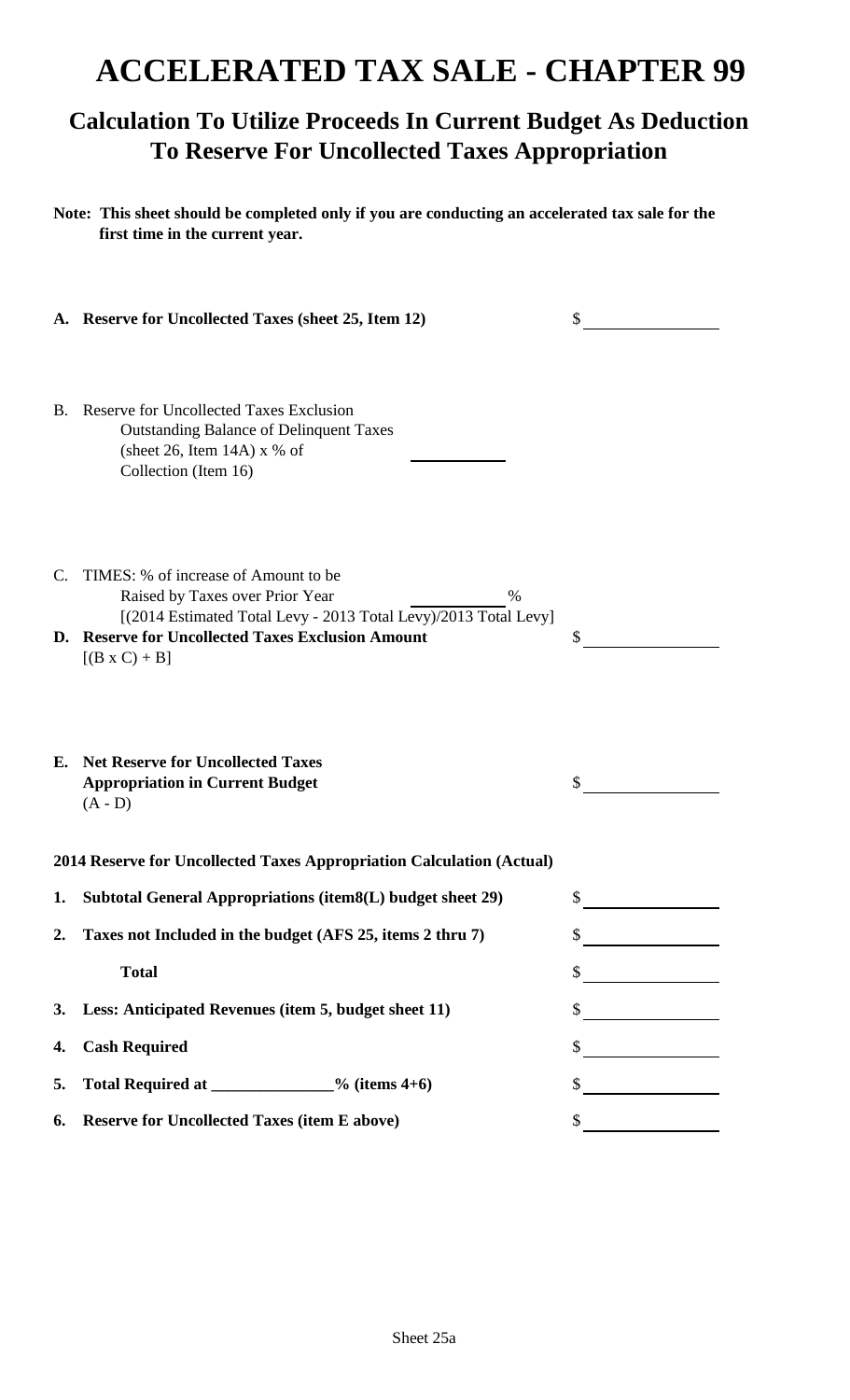# ACCELERATED TAX SALE - CHAPTER 99

## Calculation To Utilize Proceeds In Current Budget As Deduction To Reserve For Uncollected Taxes Appropriation

**Note: This sheet should be completed only if you are conducting an accelerated tax sale for the first time in the current year.**

**A. Reserve for Uncollected Taxes (sheet 25, Item 12)** $ ____________

B. Reserve for Uncollected Taxes Exclusion
Outstanding Balance of Delinquent Taxes
(sheet 26, Item 14A) x % of
Collection (Item 16) ____________

C. TIMES: % of increase of Amount to be
Raised by Taxes over Prior Year ____________ %
[(2014 Estimated Total Levy - 2013 Total Levy)/2013 Total Levy]

**D. Reserve for Uncollected Taxes Exclusion Amount** $ ____________
[(B x C) + B]

**E. Net Reserve for Uncollected Taxes Appropriation in Current Budget** $ ____________
(A - D)

**2014 Reserve for Uncollected Taxes Appropriation Calculation (Actual)**

| | | |
|---|---|---|
| **1.** | **Subtotal General Appropriations (item8(L) budget sheet 29)** | $ |
| **2.** | **Taxes not Included in the budget (AFS 25, items 2 thru 7)** | $ |
| | **Total** | $ |
| **3.** | **Less: Anticipated Revenues (item 5, budget sheet 11)** | $ |
| **4.** | **Cash Required** | $ |
| **5.** | **Total Required at ______________% (items 4+6)** | $ |
| **6.** | **Reserve for Uncollected Taxes (item E above)** | $ |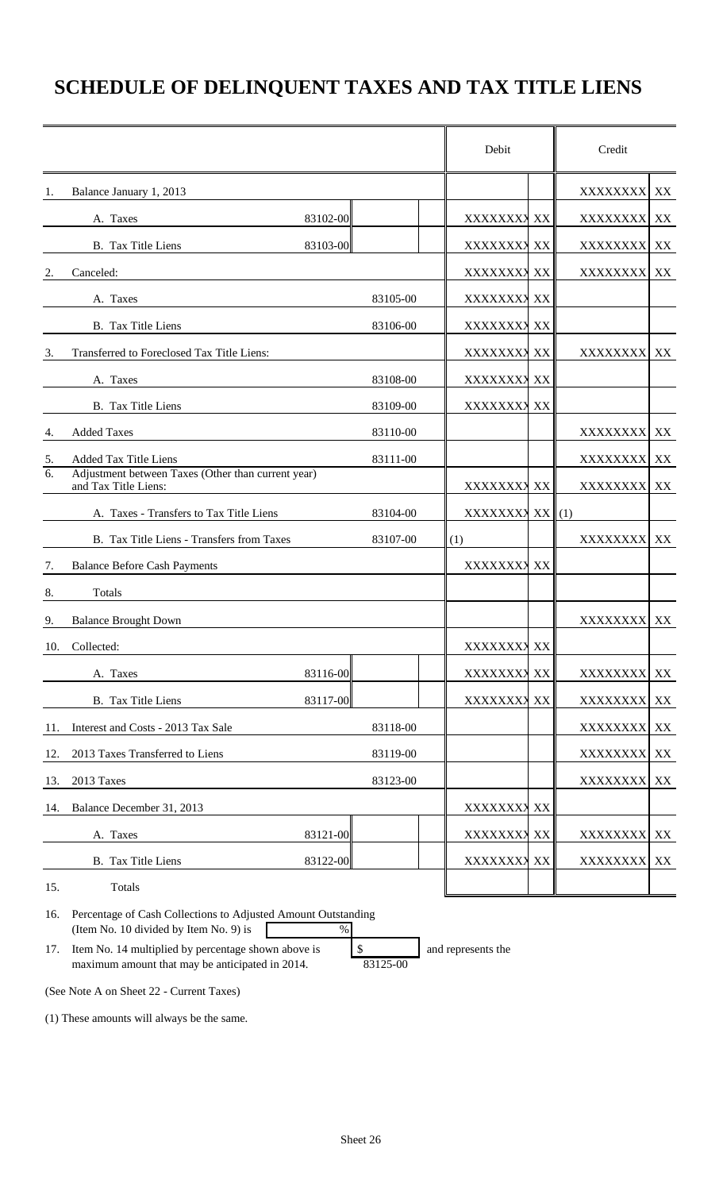# SCHEDULE OF DELINQUENT TAXES AND TAX TITLE LIENS

| | | | | Debit | | Credit | |
|---|---|---|---|---|---|---|---|
| 1. | Balance January 1, 2013 | | | | | XXXXXXXX | XX |
| | A. Taxes | 83102-00 | | XXXXXXXX | XX | XXXXXXXX | XX |
| | B. Tax Title Liens | 83103-00 | | XXXXXXXX | XX | XXXXXXXX | XX |
| 2. | Canceled: | | | XXXXXXXX | XX | XXXXXXXX | XX |
| | A. Taxes | | 83105-00 | XXXXXXXX | XX | | |
| | B. Tax Title Liens | | 83106-00 | XXXXXXXX | XX | | |
| 3. | Transferred to Foreclosed Tax Title Liens: | | | XXXXXXXX | XX | XXXXXXXX | XX |
| | A. Taxes | | 83108-00 | XXXXXXXX | XX | | |
| | B. Tax Title Liens | | 83109-00 | XXXXXXXX | XX | | |
| 4. | Added Taxes | | 83110-00 | | | XXXXXXXX | XX |
| 5. | Added Tax Title Liens | | 83111-00 | | | XXXXXXXX | XX |
| 6. | Adjustment between Taxes (Other than current year) and Tax Title Liens: | | | XXXXXXXX | XX | XXXXXXXX | XX |
| | A. Taxes - Transfers to Tax Title Liens | | 83104-00 | XXXXXXXX | XX | (1) | |
| | B. Tax Title Liens - Transfers from Taxes | | 83107-00 | (1) | | XXXXXXXX | XX |
| 7. | Balance Before Cash Payments | | | XXXXXXXX | XX | | |
| 8. | Totals | | | | | | |
| 9. | Balance Brought Down | | | | | XXXXXXXX | XX |
| 10. | Collected: | | | XXXXXXXX | XX | | |
| | A. Taxes | 83116-00 | | XXXXXXXX | XX | XXXXXXXX | XX |
| | B. Tax Title Liens | 83117-00 | | XXXXXXXX | XX | XXXXXXXX | XX |
| 11. | Interest and Costs - 2013 Tax Sale | | 83118-00 | | | XXXXXXXX | XX |
| 12. | 2013 Taxes Transferred to Liens | | 83119-00 | | | XXXXXXXX | XX |
| 13. | 2013 Taxes | | 83123-00 | | | XXXXXXXX | XX |
| 14. | Balance December 31, 2013 | | | XXXXXXXX | XX | | |
| | A. Taxes | 83121-00 | | XXXXXXXX | XX | XXXXXXXX | XX |
| | B. Tax Title Liens | 83122-00 | | XXXXXXXX | XX | XXXXXXXX | XX |
| 15. | Totals | | | | | | |

16. Percentage of Cash Collections to Adjusted Amount Outstanding (Item No. 10 divided by Item No. 9) is ____ %

17. Item No. 14 multiplied by percentage shown above is $ ____ (83125-00) and represents the maximum amount that may be anticipated in 2014.

(See Note A on Sheet 22 - Current Taxes)

(1) These amounts will always be the same.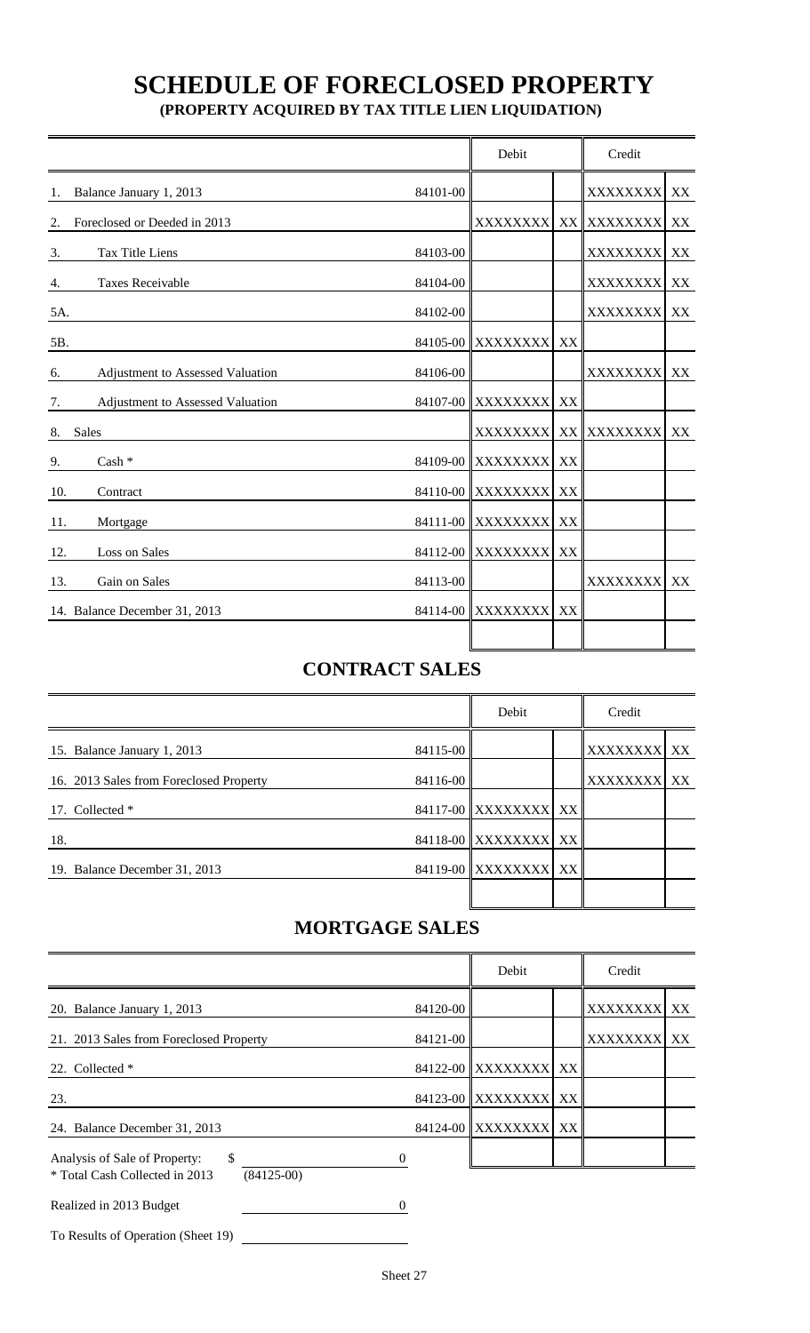# SCHEDULE OF FORECLOSED PROPERTY

**(PROPERTY ACQUIRED BY TAX TITLE LIEN LIQUIDATION)**

| | | Debit | | Credit | |
|---|---|---|---|---|---|
| 1. Balance January 1, 2013 | 84101-00 | | | XXXXXXXX | XX |
| 2. Foreclosed or Deeded in 2013 | | XXXXXXXX | XX | XXXXXXXX | XX |
| 3. Tax Title Liens | 84103-00 | | | XXXXXXXX | XX |
| 4. Taxes Receivable | 84104-00 | | | XXXXXXXX | XX |
| 5A. | 84102-00 | | | XXXXXXXX | XX |
| 5B. | 84105-00 | XXXXXXXX | XX | | |
| 6. Adjustment to Assessed Valuation | 84106-00 | | | XXXXXXXX | XX |
| 7. Adjustment to Assessed Valuation | 84107-00 | XXXXXXXX | XX | | |
| 8. Sales | | XXXXXXXX | XX | XXXXXXXX | XX |
| 9. Cash * | 84109-00 | XXXXXXXX | XX | | |
| 10. Contract | 84110-00 | XXXXXXXX | XX | | |
| 11. Mortgage | 84111-00 | XXXXXXXX | XX | | |
| 12. Loss on Sales | 84112-00 | XXXXXXXX | XX | | |
| 13. Gain on Sales | 84113-00 | | | XXXXXXXX | XX |
| 14. Balance December 31, 2013 | 84114-00 | XXXXXXXX | XX | | |
| | | | | | |

## CONTRACT SALES

| | | Debit | | Credit | |
|---|---|---|---|---|---|
| 15. Balance January 1, 2013 | 84115-00 | | | XXXXXXXX | XX |
| 16. 2013 Sales from Foreclosed Property | 84116-00 | | | XXXXXXXX | XX |
| 17. Collected * | 84117-00 | XXXXXXXX | XX | | |
| 18. | 84118-00 | XXXXXXXX | XX | | |
| 19. Balance December 31, 2013 | 84119-00 | XXXXXXXX | XX | | |
| | | | | | |

## MORTGAGE SALES

| | | Debit | | Credit | |
|---|---|---|---|---|---|
| 20. Balance January 1, 2013 | 84120-00 | | | XXXXXXXX | XX |
| 21. 2013 Sales from Foreclosed Property | 84121-00 | | | XXXXXXXX | XX |
| 22. Collected * | 84122-00 | XXXXXXXX | XX | | |
| 23. | 84123-00 | XXXXXXXX | XX | | |
| 24. Balance December 31, 2013 | 84124-00 | XXXXXXXX | XX | | |
| | | | | | |

Analysis of Sale of Property: $ 0
* Total Cash Collected in 2013 (84125-00)

Realized in 2013 Budget 0

To Results of Operation (Sheet 19)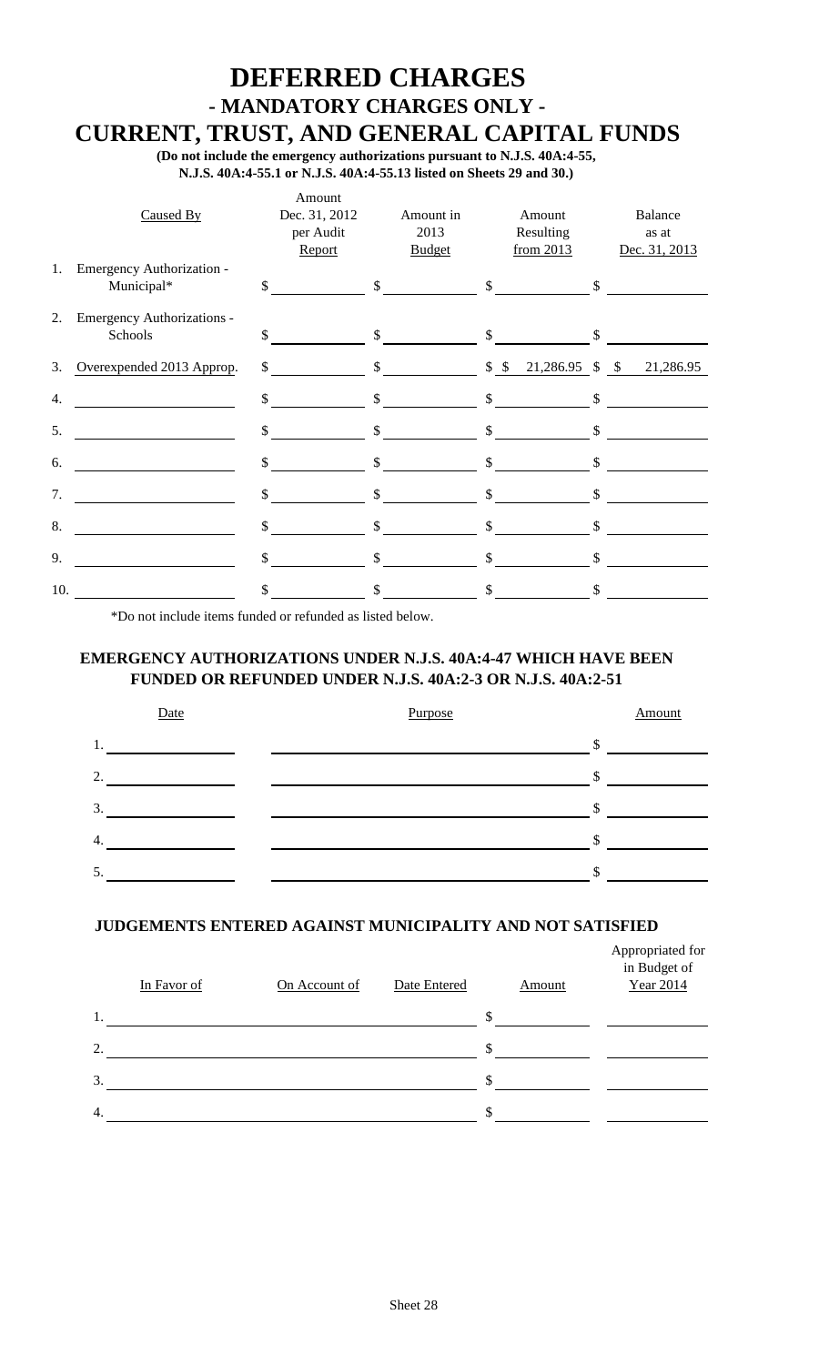# DEFERRED CHARGES
## - MANDATORY CHARGES ONLY -
## CURRENT, TRUST, AND GENERAL CAPITAL FUNDS

**(Do not include the emergency authorizations pursuant to N.J.S. 40A:4-55, N.J.S. 40A:4-55.1 or N.J.S. 40A:4-55.13 listed on Sheets 29 and 30.)**

| | Caused By | Amount Dec. 31, 2012 per Audit Report | Amount in 2013 Budget | Amount Resulting from 2013 | Balance as at Dec. 31, 2013 |
|---|---|---|---|---|---|
| 1. | Emergency Authorization - Municipal* | $ | $ | $ | $ |
| 2. | Emergency Authorizations - Schools | $ | $ | $ | $ |
| 3. | Overexpended 2013 Approp. | $ | $ | $ 21,286.95 | $ 21,286.95 |
| 4. | | $ | $ | $ | $ |
| 5. | | $ | $ | $ | $ |
| 6. | | $ | $ | $ | $ |
| 7. | | $ | $ | $ | $ |
| 8. | | $ | $ | $ | $ |
| 9. | | $ | $ | $ | $ |
| 10. | | $ | $ | $ | $ |

*Do not include items funded or refunded as listed below.

### EMERGENCY AUTHORIZATIONS UNDER N.J.S. 40A:4-47 WHICH HAVE BEEN FUNDED OR REFUNDED UNDER N.J.S. 40A:2-3 OR N.J.S. 40A:2-51

| Date | Purpose | Amount |
|---|---|---|
| 1. | | $ |
| 2. | | $ |
| 3. | | $ |
| 4. | | $ |
| 5. | | $ |

### JUDGEMENTS ENTERED AGAINST MUNICIPALITY AND NOT SATISFIED

| In Favor of | On Account of | Date Entered | Amount | Appropriated for in Budget of Year 2014 |
|---|---|---|---|---|
| 1. | | | $ | |
| 2. | | | $ | |
| 3. | | | $ | |
| 4. | | | $ | |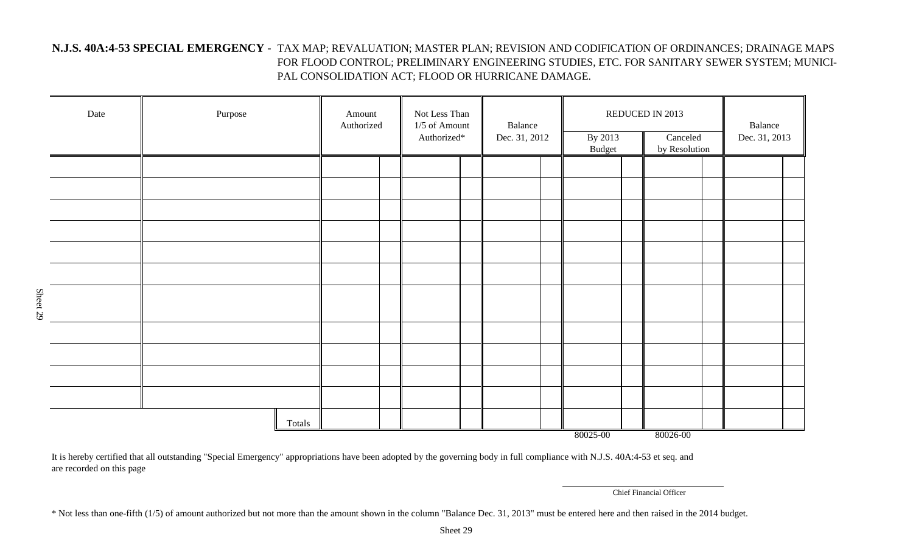**N.J.S. 40A:4-53 SPECIAL EMERGENCY -** TAX MAP; REVALUATION; MASTER PLAN; REVISION AND CODIFICATION OF ORDINANCES; DRAINAGE MAPS FOR FLOOD CONTROL; PRELIMINARY ENGINEERING STUDIES, ETC. FOR SANITARY SEWER SYSTEM; MUNICIPAL CONSOLIDATION ACT; FLOOD OR HURRICANE DAMAGE.

| Date | Purpose | Amount Authorized | Not Less Than 1/5 of Amount Authorized* | Balance Dec. 31, 2012 | REDUCED IN 2013 | | Balance Dec. 31, 2013 |
|---|---|---|---|---|---|---|---|
| | | | | | By 2013 Budget | Canceled by Resolution | |
| | | | | | | | |
| | | | | | | | |
| | | | | | | | |
| | | | | | | | |
| | | | | | | | |
| | | | | | | | |
| | | | | | | | |
| | | | | | | | |
| | | | | | | | |
| | | | | | | | |
| | | | | | | | |
| | Totals | | | | | | |
| | | | | | 80025-00 | 80026-00 | |

It is hereby certified that all outstanding "Special Emergency" appropriations have been adopted by the governing body in full compliance with N.J.S. 40A:4-53 et seq. and are recorded on this page

Chief Financial Officer

* Not less than one-fifth (1/5) of amount authorized but not more than the amount shown in the column "Balance Dec. 31, 2013" must be entered here and then raised in the 2014 budget.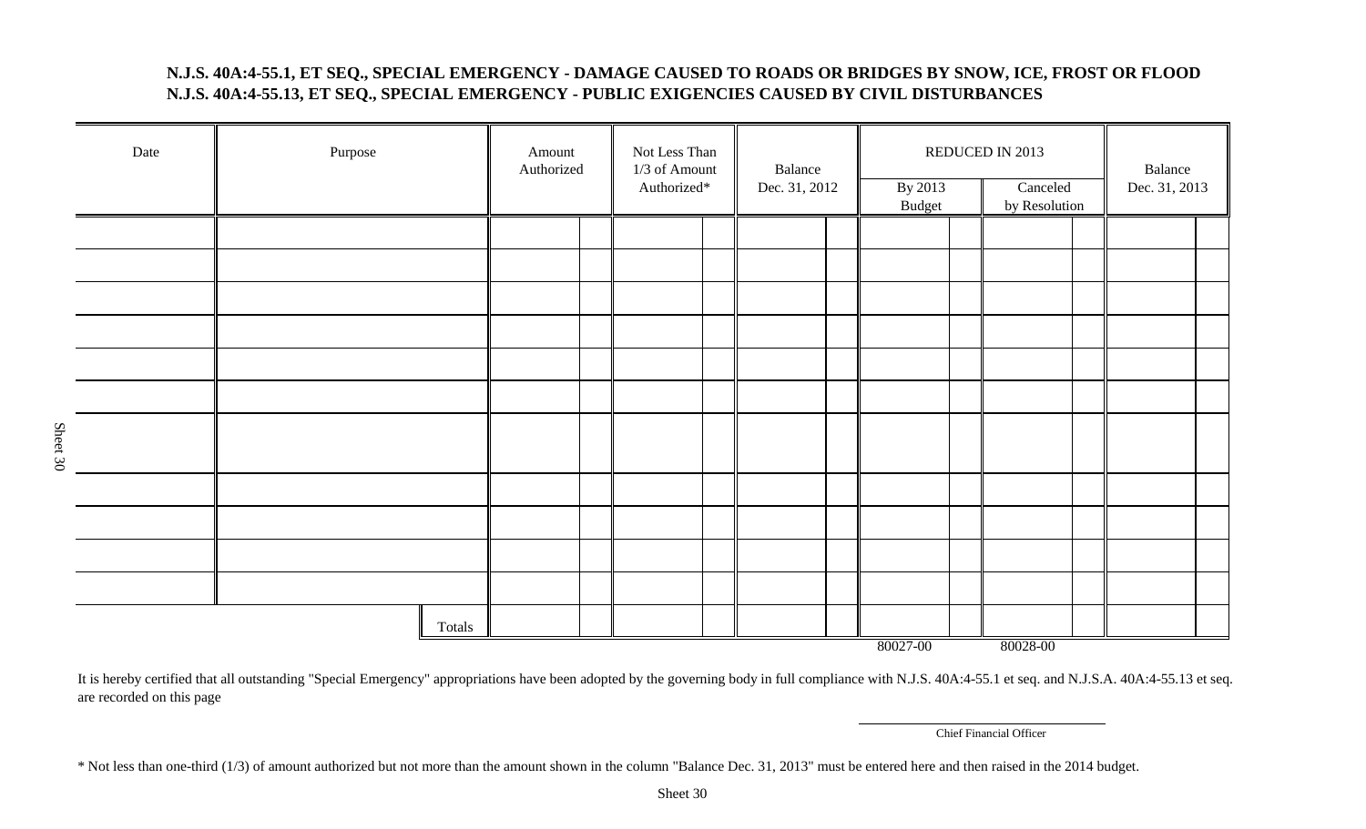**N.J.S. 40A:4-55.1, ET SEQ., SPECIAL EMERGENCY - DAMAGE CAUSED TO ROADS OR BRIDGES BY SNOW, ICE, FROST OR FLOOD**
**N.J.S. 40A:4-55.13, ET SEQ., SPECIAL EMERGENCY - PUBLIC EXIGENCIES CAUSED BY CIVIL DISTURBANCES**

| Date | Purpose | Amount Authorized | Not Less Than 1/3 of Amount Authorized* | Balance Dec. 31, 2012 | REDUCED IN 2013 | | Balance Dec. 31, 2013 |
|---|---|---|---|---|---|---|---|
| | | | | | By 2013 Budget | Canceled by Resolution | |
| | | | | | | | |
| | | | | | | | |
| | | | | | | | |
| | | | | | | | |
| | | | | | | | |
| | | | | | | | |
| | | | | | | | |
| | | | | | | | |
| | | | | | | | |
| | | | | | | | |
| | | | | | | | |
| | Totals | | | | | | |
| | | | | | 80027-00 | 80028-00 | |

It is hereby certified that all outstanding "Special Emergency" appropriations have been adopted by the governing body in full compliance with N.J.S. 40A:4-55.1 et seq. and N.J.S.A. 40A:4-55.13 et seq. are recorded on this page

Chief Financial Officer

\* Not less than one-third (1/3) of amount authorized but not more than the amount shown in the column "Balance Dec. 31, 2013" must be entered here and then raised in the 2014 budget.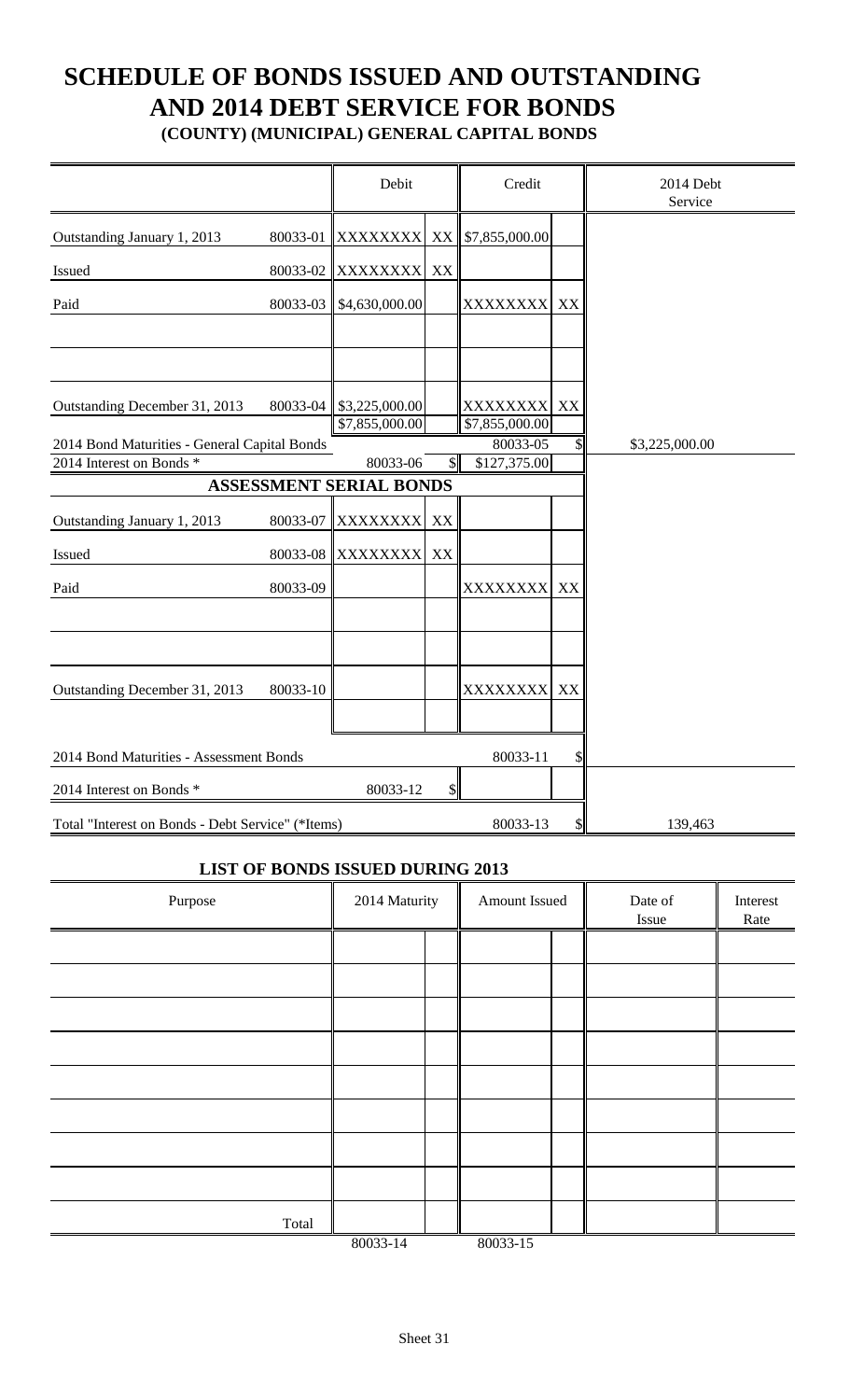# SCHEDULE OF BONDS ISSUED AND OUTSTANDING AND 2014 DEBT SERVICE FOR BONDS

**(COUNTY) (MUNICIPAL) GENERAL CAPITAL BONDS**

| | | Debit | | Credit | | 2014 Debt Service |
|---|---|---|---|---|---|---|
| Outstanding January 1, 2013 | 80033-01 | XXXXXXXX | XX | $7,855,000.00 | | |
| Issued | 80033-02 | XXXXXXXX | XX | | | |
| Paid | 80033-03 | $4,630,000.00 | | XXXXXXXX | XX | |
| | | | | | | |
| | | | | | | |
| Outstanding December 31, 2013 | 80033-04 | $3,225,000.00 | | XXXXXXXX | XX | |
| | | $7,855,000.00 | | $7,855,000.00 | | |
| 2014 Bond Maturities - General Capital Bonds | | | | 80033-05 | $ | $3,225,000.00 |
| 2014 Interest on Bonds * | | 80033-06 | $ | $127,375.00 | | |
| **ASSESSMENT SERIAL BONDS** | | | | | | |
| Outstanding January 1, 2013 | 80033-07 | XXXXXXXX | XX | | | |
| Issued | 80033-08 | XXXXXXXX | XX | | | |
| Paid | 80033-09 | | | XXXXXXXX | XX | |
| | | | | | | |
| | | | | | | |
| Outstanding December 31, 2013 | 80033-10 | | | XXXXXXXX | XX | |
| | | | | | | |
| 2014 Bond Maturities - Assessment Bonds | | | | 80033-11 | $ | |
| 2014 Interest on Bonds * | | 80033-12 | $ | | | |
| Total "Interest on Bonds - Debt Service" (*Items) | | | | 80033-13 | $ | 139,463 |

**LIST OF BONDS ISSUED DURING 2013**

| Purpose | 2014 Maturity | | Amount Issued | | Date of Issue | Interest Rate |
|---|---|---|---|---|---|---|
| | | | | | | |
| | | | | | | |
| | | | | | | |
| | | | | | | |
| | | | | | | |
| | | | | | | |
| | | | | | | |
| | | | | | | |
| Total | | | | | | |
| | 80033-14 | | 80033-15 | | | |

Sheet 31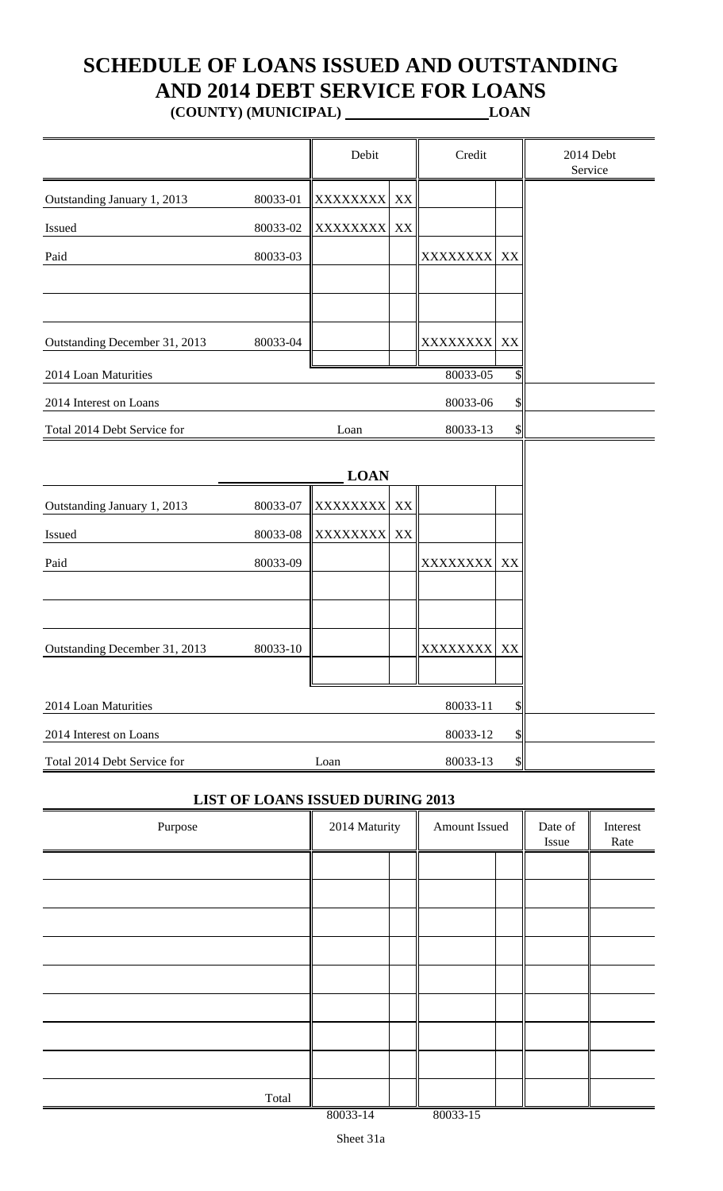# SCHEDULE OF LOANS ISSUED AND OUTSTANDING AND 2014 DEBT SERVICE FOR LOANS

**(COUNTY) (MUNICIPAL) ____________________ LOAN**

| | | Debit | | Credit | | 2014 Debt Service |
|---|---|---|---|---|---|---|
| Outstanding January 1, 2013 | 80033-01 | XXXXXXXX | XX | | | |
| Issued | 80033-02 | XXXXXXXX | XX | | | |
| Paid | 80033-03 | | | XXXXXXXX | XX | |
| | | | | | | |
| | | | | | | |
| Outstanding December 31, 2013 | 80033-04 | | | XXXXXXXX | XX | |
| 2014 Loan Maturities | | | | 80033-05 | $ | |
| 2014 Interest on Loans | | | | 80033-06 | $ | |
| Total 2014 Debt Service for | | Loan | | 80033-13 | $ | |
| ____________ | | **LOAN** | | | | |
| Outstanding January 1, 2013 | 80033-07 | XXXXXXXX | XX | | | |
| Issued | 80033-08 | XXXXXXXX | XX | | | |
| Paid | 80033-09 | | | XXXXXXXX | XX | |
| | | | | | | |
| | | | | | | |
| Outstanding December 31, 2013 | 80033-10 | | | XXXXXXXX | XX | |
| | | | | | | |
| 2014 Loan Maturities | | | | 80033-11 | $ | |
| 2014 Interest on Loans | | | | 80033-12 | $ | |
| Total 2014 Debt Service for | | Loan | | 80033-13 | $ | |

## LIST OF LOANS ISSUED DURING 2013

| Purpose | 2014 Maturity | | Amount Issued | | Date of Issue | Interest Rate |
|---|---|---|---|---|---|---|
| | | | | | | |
| | | | | | | |
| | | | | | | |
| | | | | | | |
| | | | | | | |
| | | | | | | |
| | | | | | | |
| | | | | | | |
| Total | | | | | | |
| | 80033-14 | | 80033-15 | | | |

Sheet 31a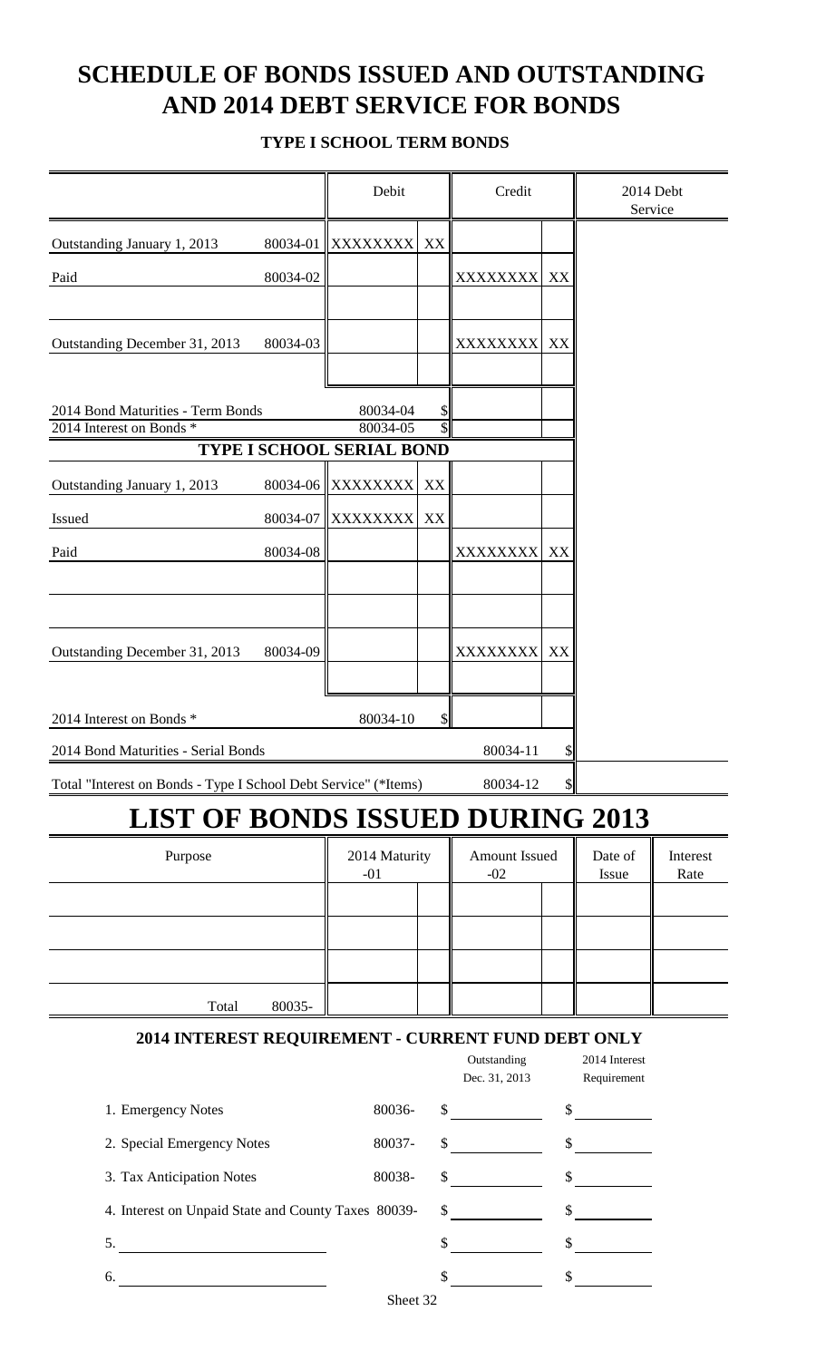# SCHEDULE OF BONDS ISSUED AND OUTSTANDING AND 2014 DEBT SERVICE FOR BONDS

### TYPE I SCHOOL TERM BONDS

| | | Debit | | Credit | | 2014 Debt Service |
|---|---|---|---|---|---|---|
| Outstanding January 1, 2013 | 80034-01 | XXXXXXXX | XX | | | |
| Paid | 80034-02 | | | XXXXXXXX | XX | |
| | | | | | | |
| Outstanding December 31, 2013 | 80034-03 | | | XXXXXXXX | XX | |
| | | | | | | |
| 2014 Bond Maturities - Term Bonds | | 80034-04 | $ | | | |
| 2014 Interest on Bonds * | | 80034-05 | $ | | | |
| **TYPE I SCHOOL SERIAL BOND** | | | | | | |
| Outstanding January 1, 2013 | 80034-06 | XXXXXXXX | XX | | | |
| Issued | 80034-07 | XXXXXXXX | XX | | | |
| Paid | 80034-08 | | | XXXXXXXX | XX | |
| | | | | | | |
| | | | | | | |
| Outstanding December 31, 2013 | 80034-09 | | | XXXXXXXX | XX | |
| | | | | | | |
| 2014 Interest on Bonds * | | 80034-10 | $ | | | |
| 2014 Bond Maturities - Serial Bonds | | | | 80034-11 | $ | |
| Total "Interest on Bonds - Type I School Debt Service" (*Items) | | | | 80034-12 | $ | |

# LIST OF BONDS ISSUED DURING 2013

| Purpose | | 2014 Maturity -01 | | Amount Issued -02 | | Date of Issue | Interest Rate |
|---|---|---|---|---|---|---|---|
| | | | | | | | |
| | | | | | | | |
| | | | | | | | |
| Total | 80035- | | | | | | |

### 2014 INTEREST REQUIREMENT - CURRENT FUND DEBT ONLY

| | | Outstanding Dec. 31, 2013 | 2014 Interest Requirement |
|---|---|---|---|
| 1. Emergency Notes | 80036- | $ | $ |
| 2. Special Emergency Notes | 80037- | $ | $ |
| 3. Tax Anticipation Notes | 80038- | $ | $ |
| 4. Interest on Unpaid State and County Taxes | 80039- | $ | $ |
| 5. | | $ | $ |
| 6. | | $ | $ |

Sheet 32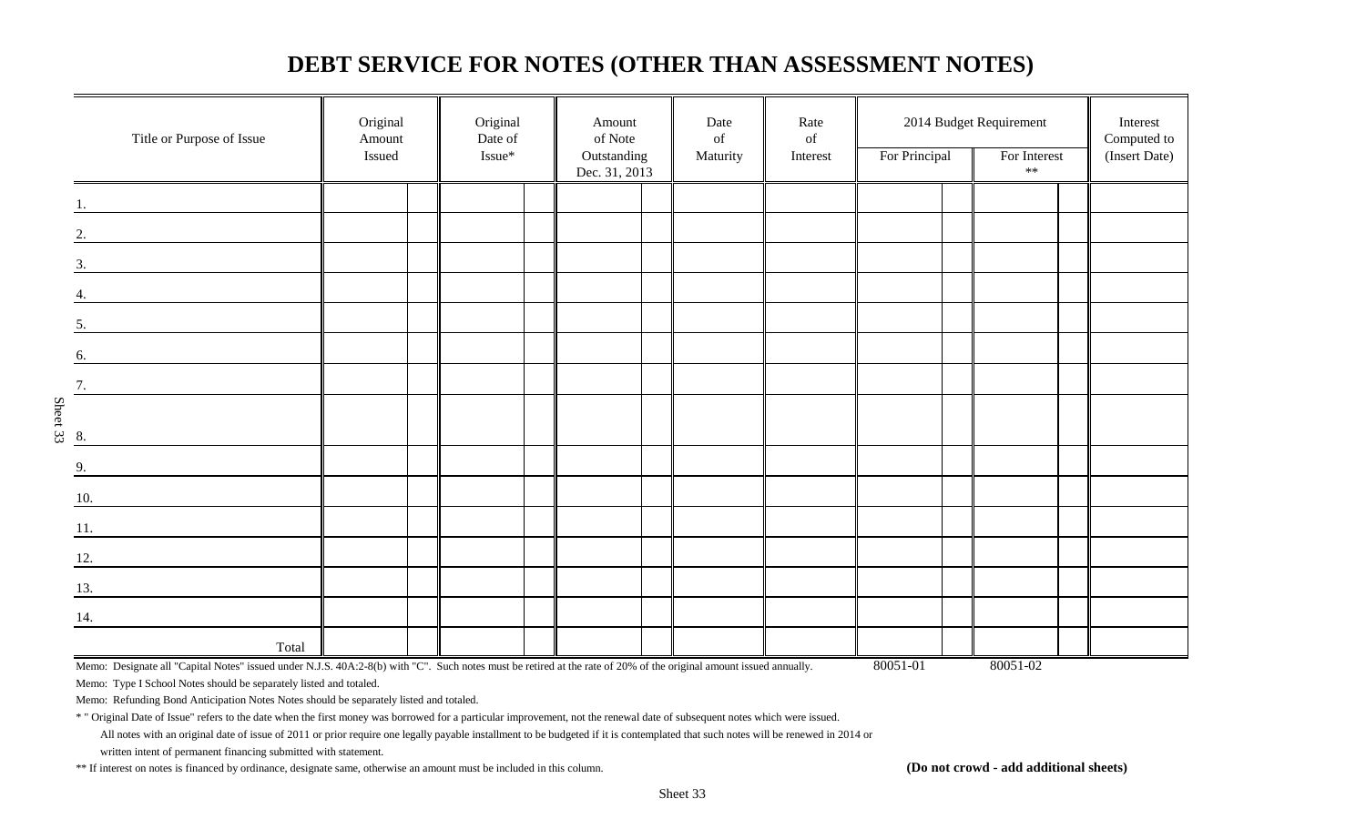# DEBT SERVICE FOR NOTES (OTHER THAN ASSESSMENT NOTES)

| Title or Purpose of Issue | Original Amount Issued | Original Date of Issue* | Amount of Note Outstanding Dec. 31, 2013 | Date of Maturity | Rate of Interest | 2014 Budget Requirement For Principal | 2014 Budget Requirement For Interest ** | Interest Computed to (Insert Date) |
|---|---|---|---|---|---|---|---|---|
| 1. | | | | | | | | |
| 2. | | | | | | | | |
| 3. | | | | | | | | |
| 4. | | | | | | | | |
| 5. | | | | | | | | |
| 6. | | | | | | | | |
| 7. | | | | | | | | |
| 8. | | | | | | | | |
| 9. | | | | | | | | |
| 10. | | | | | | | | |
| 11. | | | | | | | | |
| 12. | | | | | | | | |
| 13. | | | | | | | | |
| 14. | | | | | | | | |
| Total | | | | | | | | |
| | | | | | | 80051-01 | 80051-02 | |

Memo: Designate all "Capital Notes" issued under N.J.S. 40A:2-8(b) with "C". Such notes must be retired at the rate of 20% of the original amount issued annually.

Memo: Type I School Notes should be separately listed and totaled.

Memo: Refunding Bond Anticipation Notes Notes should be separately listed and totaled.

* " Original Date of Issue" refers to the date when the first money was borrowed for a particular improvement, not the renewal date of subsequent notes which were issued.

All notes with an original date of issue of 2011 or prior require one legally payable installment to be budgeted if it is contemplated that such notes will be renewed in 2014 or written intent of permanent financing submitted with statement.

** If interest on notes is financed by ordinance, designate same, otherwise an amount must be included in this column.

**(Do not crowd - add additional sheets)**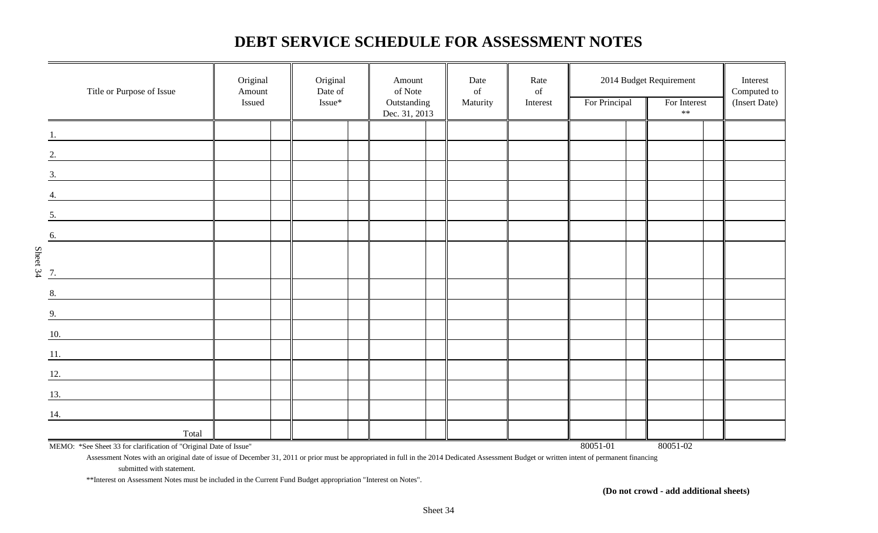# DEBT SERVICE SCHEDULE FOR ASSESSMENT NOTES

| Title or Purpose of Issue | Original Amount Issued | Original Date of Issue* | Amount of Note Outstanding Dec. 31, 2013 | Date of Maturity | Rate of Interest | 2014 Budget Requirement | | Interest Computed to (Insert Date) |
|---|---|---|---|---|---|---|---|---|
| | | | | | | For Principal | For Interest ** | |
| 1. | | | | | | | | |
| 2. | | | | | | | | |
| 3. | | | | | | | | |
| 4. | | | | | | | | |
| 5. | | | | | | | | |
| 6. | | | | | | | | |
| 7. | | | | | | | | |
| 8. | | | | | | | | |
| 9. | | | | | | | | |
| 10. | | | | | | | | |
| 11. | | | | | | | | |
| 12. | | | | | | | | |
| 13. | | | | | | | | |
| 14. | | | | | | | | |
| Total | | | | | | 80051-01 | 80051-02 | |

MEMO: *See Sheet 33 for clarification of "Original Date of Issue"

Assessment Notes with an original date of issue of December 31, 2011 or prior must be appropriated in full in the 2014 Dedicated Assessment Budget or written intent of permanent financing submitted with statement.

**Interest on Assessment Notes must be included in the Current Fund Budget appropriation "Interest on Notes".

**(Do not crowd - add additional sheets)**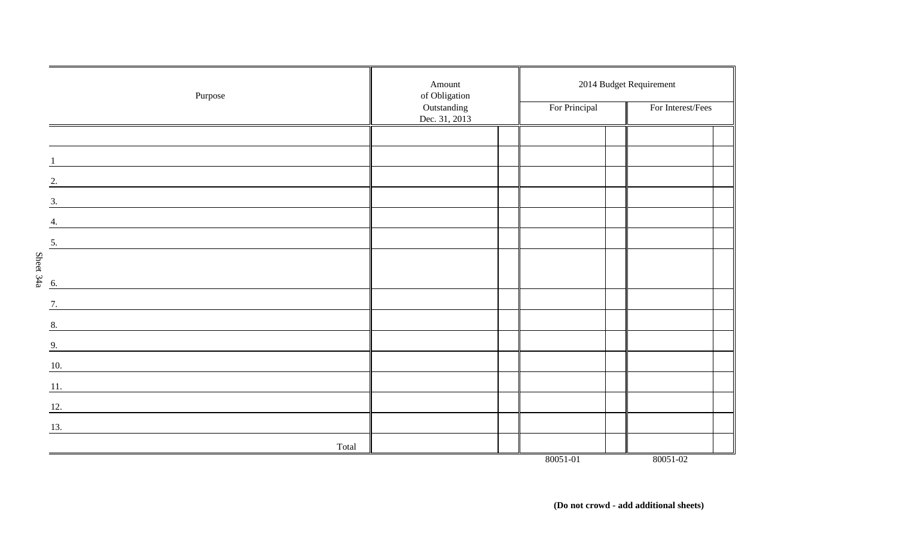| Purpose | Amount of Obligation Outstanding Dec. 31, 2013 | | 2014 Budget Requirement | | | |
|---|---|---|---|---|---|---|
| | | | For Principal | | For Interest/Fees | |
| | | | | | | |
| 1 | | | | | | |
| 2. | | | | | | |
| 3. | | | | | | |
| 4. | | | | | | |
| 5. | | | | | | |
| 6. | | | | | | |
| 7. | | | | | | |
| 8. | | | | | | |
| 9. | | | | | | |
| 10. | | | | | | |
| 11. | | | | | | |
| 12. | | | | | | |
| 13. | | | | | | |
| Total | | | | | | |
| | | | 80051-01 | | 80051-02 | |

Sheet 34a

**(Do not crowd - add additional sheets)**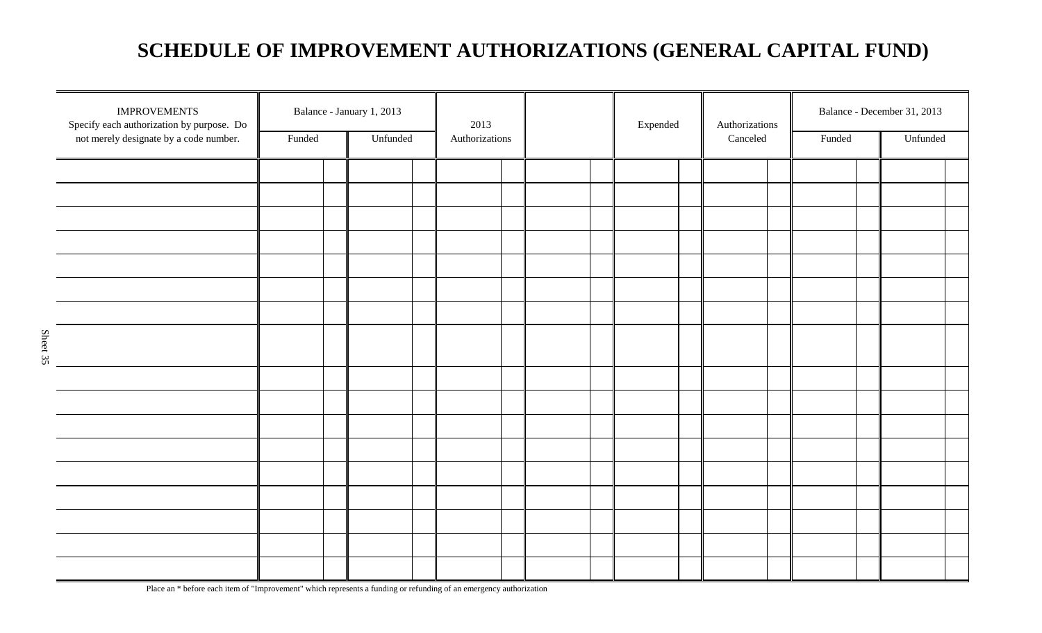# SCHEDULE OF IMPROVEMENT AUTHORIZATIONS (GENERAL CAPITAL FUND)

| IMPROVEMENTS Specify each authorization by purpose. Do not merely designate by a code number. | Balance - January 1, 2013 | | 2013 Authorizations | | Expended | Authorizations Canceled | Balance - December 31, 2013 | |
|---|---|---|---|---|---|---|---|---|
| | Funded | Unfunded | | | | | Funded | Unfunded |
| | | | | | | | | |
| | | | | | | | | |
| | | | | | | | | |
| | | | | | | | | |
| | | | | | | | | |
| | | | | | | | | |
| | | | | | | | | |
| | | | | | | | | |
| | | | | | | | | |
| | | | | | | | | |
| | | | | | | | | |
| | | | | | | | | |
| | | | | | | | | |
| | | | | | | | | |
| | | | | | | | | |
| | | | | | | | | |
| | | | | | | | | |

Place an * before each item of "Improvement" which represents a funding or refunding of an emergency authorization

Sheet 35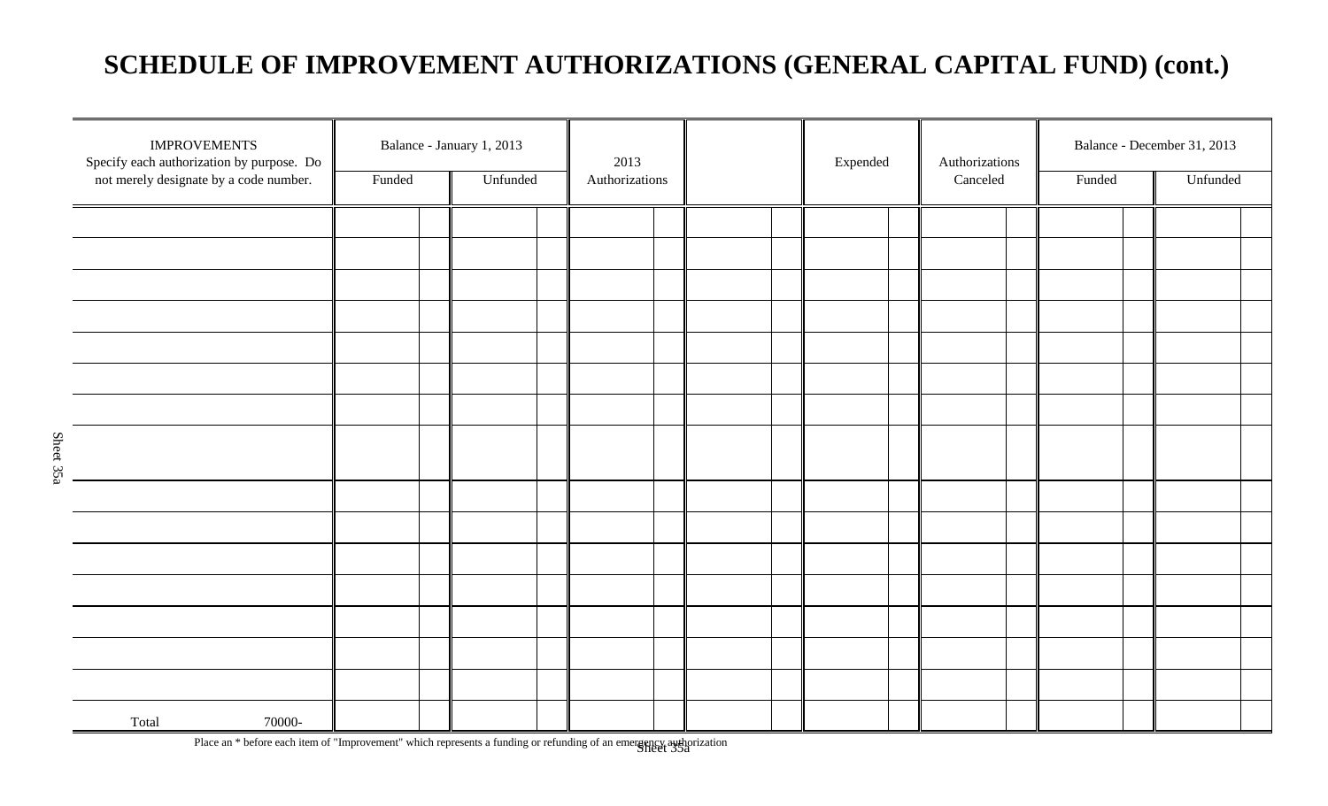# SCHEDULE OF IMPROVEMENT AUTHORIZATIONS (GENERAL CAPITAL FUND) (cont.)

| IMPROVEMENTS Specify each authorization by purpose. Do not merely designate by a code number. | Balance - January 1, 2013 | | 2013 Authorizations | | Expended | Authorizations Canceled | Balance - December 31, 2013 | |
|---|---|---|---|---|---|---|---|---|
| | Funded | Unfunded | | | | | Funded | Unfunded |
| | | | | | | | | |
| | | | | | | | | |
| | | | | | | | | |
| | | | | | | | | |
| | | | | | | | | |
| | | | | | | | | |
| | | | | | | | | |
| | | | | | | | | |
| | | | | | | | | |
| | | | | | | | | |
| | | | | | | | | |
| | | | | | | | | |
| | | | | | | | | |
| | | | | | | | | |
| | | | | | | | | |
| Total 70000- | | | | | | | | |

Place an * before each item of "Improvement" which represents a funding or refunding of an emergency authorization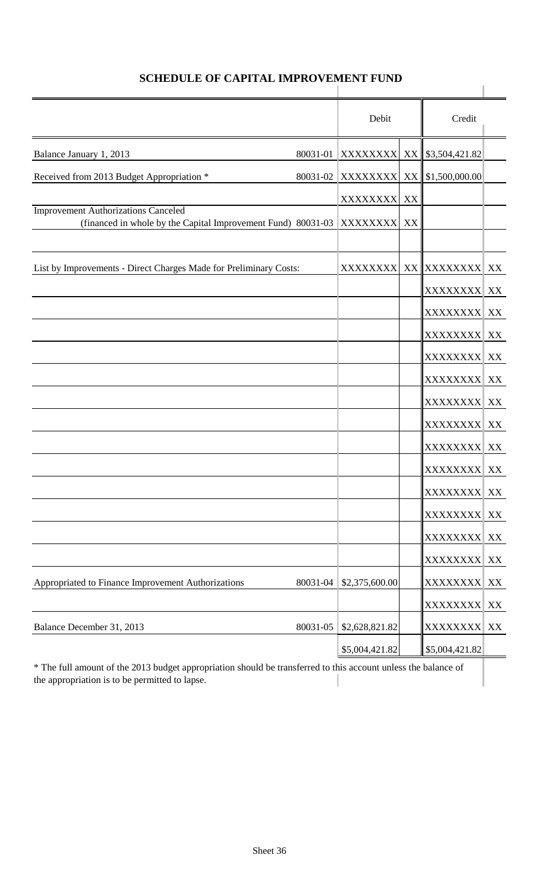## SCHEDULE OF CAPITAL IMPROVEMENT FUND

| | | Debit | | Credit | |
|---|---|---|---|---|---|
| Balance January 1, 2013 | 80031-01 | XXXXXXXX | XX | $3,504,421.82 | |
| Received from 2013 Budget Appropriation * | 80031-02 | XXXXXXXX | XX | $1,500,000.00 | |
| | | XXXXXXXX | XX | | |
| Improvement Authorizations Canceled (financed in whole by the Capital Improvement Fund) | 80031-03 | XXXXXXXX | XX | | |
| | | | | | |
| List by Improvements - Direct Charges Made for Preliminary Costs: | | XXXXXXXX | XX | XXXXXXXX | XX |
| | | | | XXXXXXXX | XX |
| | | | | XXXXXXXX | XX |
| | | | | XXXXXXXX | XX |
| | | | | XXXXXXXX | XX |
| | | | | XXXXXXXX | XX |
| | | | | XXXXXXXX | XX |
| | | | | XXXXXXXX | XX |
| | | | | XXXXXXXX | XX |
| | | | | XXXXXXXX | XX |
| | | | | XXXXXXXX | XX |
| | | | | XXXXXXXX | XX |
| | | | | XXXXXXXX | XX |
| | | | | XXXXXXXX | XX |
| Appropriated to Finance Improvement Authorizations | 80031-04 | $2,375,600.00 | | XXXXXXXX | XX |
| | | | | XXXXXXXX | XX |
| Balance December 31, 2013 | 80031-05 | $2,628,821.82 | | XXXXXXXX | XX |
| | | $5,004,421.82 | | $5,004,421.82 | |

* The full amount of the 2013 budget appropriation should be transferred to this account unless the balance of the appropriation is to be permitted to lapse.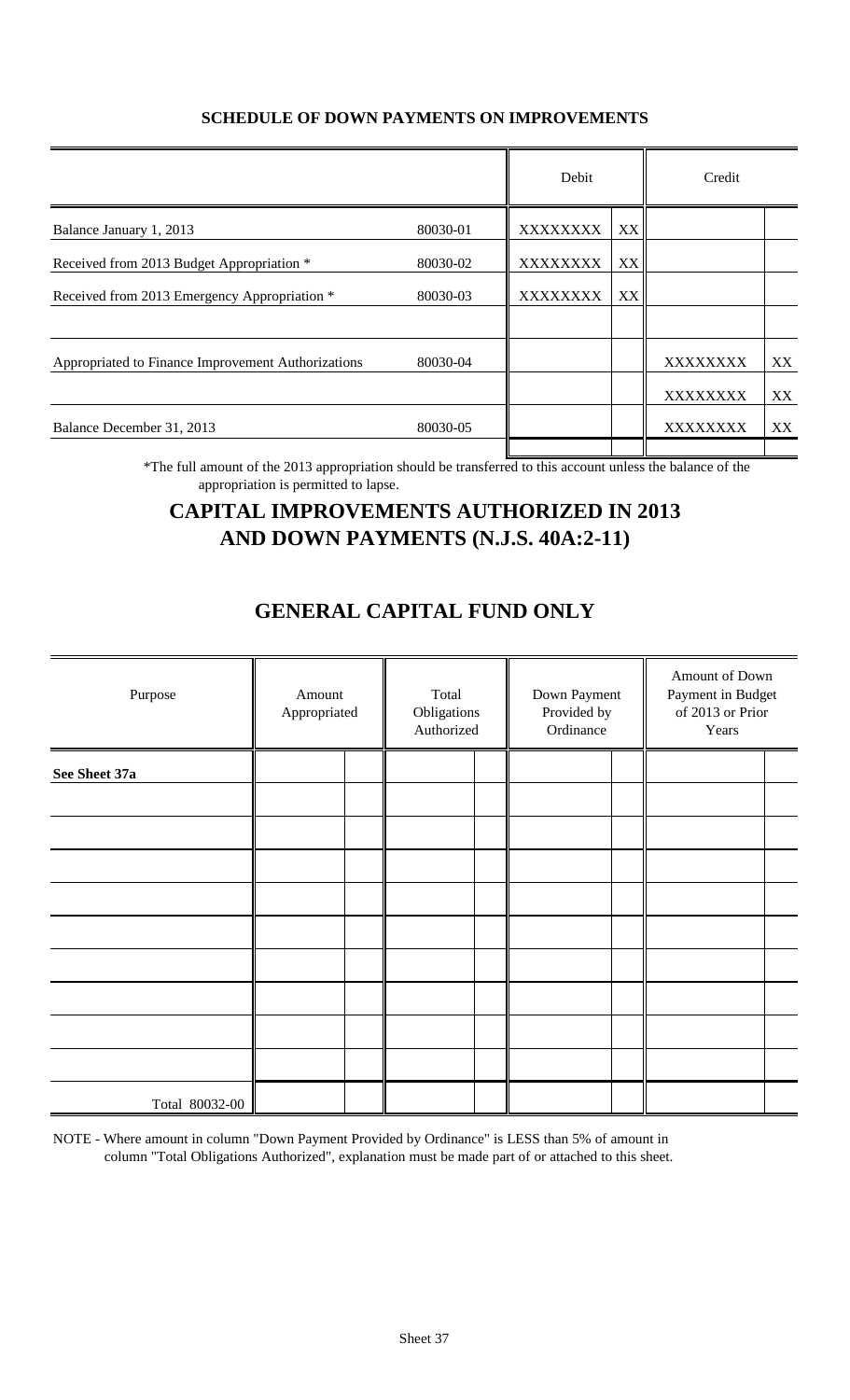## SCHEDULE OF DOWN PAYMENTS ON IMPROVEMENTS

| | | Debit | | Credit | |
|---|---|---|---|---|---|
| Balance January 1, 2013 | 80030-01 | XXXXXXXX | XX | | |
| Received from 2013 Budget Appropriation * | 80030-02 | XXXXXXXX | XX | | |
| Received from 2013 Emergency Appropriation * | 80030-03 | XXXXXXXX | XX | | |
| | | | | | |
| Appropriated to Finance Improvement Authorizations | 80030-04 | | | XXXXXXXX | XX |
| | | | | XXXXXXXX | XX |
| Balance December 31, 2013 | 80030-05 | | | XXXXXXXX | XX |

*The full amount of the 2013 appropriation should be transferred to this account unless the balance of the appropriation is permitted to lapse.

# CAPITAL IMPROVEMENTS AUTHORIZED IN 2013 AND DOWN PAYMENTS (N.J.S. 40A:2-11)

# GENERAL CAPITAL FUND ONLY

| Purpose | Amount Appropriated | | Total Obligations Authorized | | Down Payment Provided by Ordinance | | Amount of Down Payment in Budget of 2013 or Prior Years | |
|---|---|---|---|---|---|---|---|---|
| **See Sheet 37a** | | | | | | | | |
| | | | | | | | | |
| | | | | | | | | |
| | | | | | | | | |
| | | | | | | | | |
| | | | | | | | | |
| | | | | | | | | |
| | | | | | | | | |
| | | | | | | | | |
| | | | | | | | | |
| Total 80032-00 | | | | | | | | |

NOTE - Where amount in column "Down Payment Provided by Ordinance" is LESS than 5% of amount in column "Total Obligations Authorized", explanation must be made part of or attached to this sheet.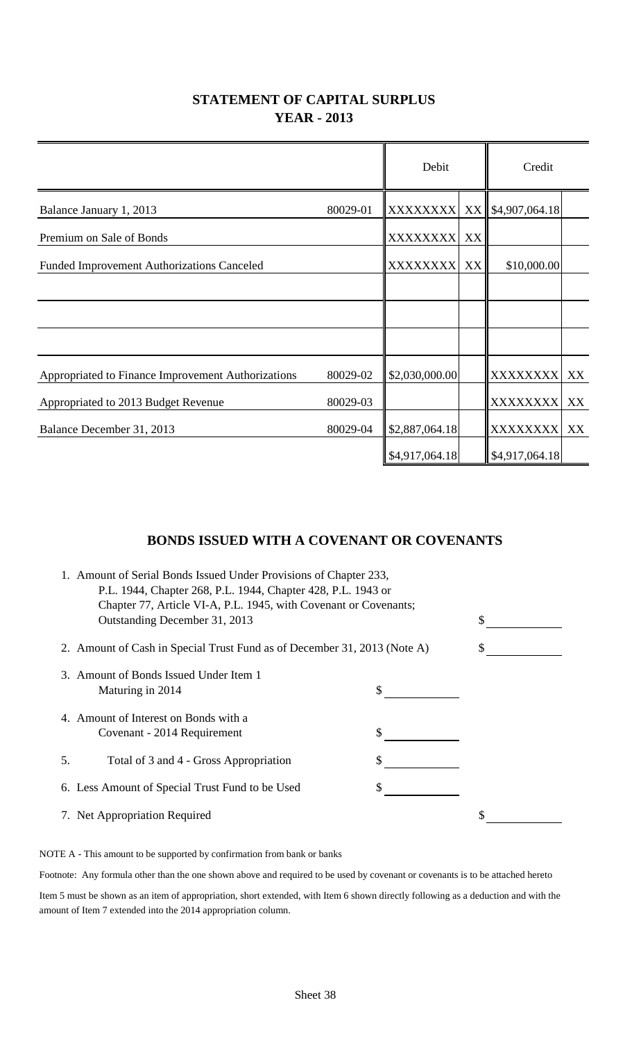## STATEMENT OF CAPITAL SURPLUS
## YEAR - 2013

| | | Debit | | Credit | |
|---|---|---|---|---|---|
| Balance January 1, 2013 | 80029-01 | XXXXXXXX | XX | $4,907,064.18 | |
| Premium on Sale of Bonds | | XXXXXXXX | XX | | |
| Funded Improvement Authorizations Canceled | | XXXXXXXX | XX | $10,000.00 | |
| | | | | | |
| | | | | | |
| | | | | | |
| Appropriated to Finance Improvement Authorizations | 80029-02 | $2,030,000.00 | | XXXXXXXX | XX |
| Appropriated to 2013 Budget Revenue | 80029-03 | | | XXXXXXXX | XX |
| Balance December 31, 2013 | 80029-04 | $2,887,064.18 | | XXXXXXXX | XX |
| | | $4,917,064.18 | | $4,917,064.18 | |

## BONDS ISSUED WITH A COVENANT OR COVENANTS

1. Amount of Serial Bonds Issued Under Provisions of Chapter 233, P.L. 1944, Chapter 268, P.L. 1944, Chapter 428, P.L. 1943 or Chapter 77, Article VI-A, P.L. 1945, with Covenant or Covenants; Outstanding December 31, 2013 $ ______
2. Amount of Cash in Special Trust Fund as of December 31, 2013 (Note A) $ ______
3. Amount of Bonds Issued Under Item 1 Maturing in 2014 $ ______
4. Amount of Interest on Bonds with a Covenant - 2014 Requirement $ ______
5. Total of 3 and 4 - Gross Appropriation $ ______
6. Less Amount of Special Trust Fund to be Used $ ______
7. Net Appropriation Required $ ______

NOTE A - This amount to be supported by confirmation from bank or banks

Footnote: Any formula other than the one shown above and required to be used by covenant or covenants is to be attached hereto

Item 5 must be shown as an item of appropriation, short extended, with Item 6 shown directly following as a deduction and with the amount of Item 7 extended into the 2014 appropriation column.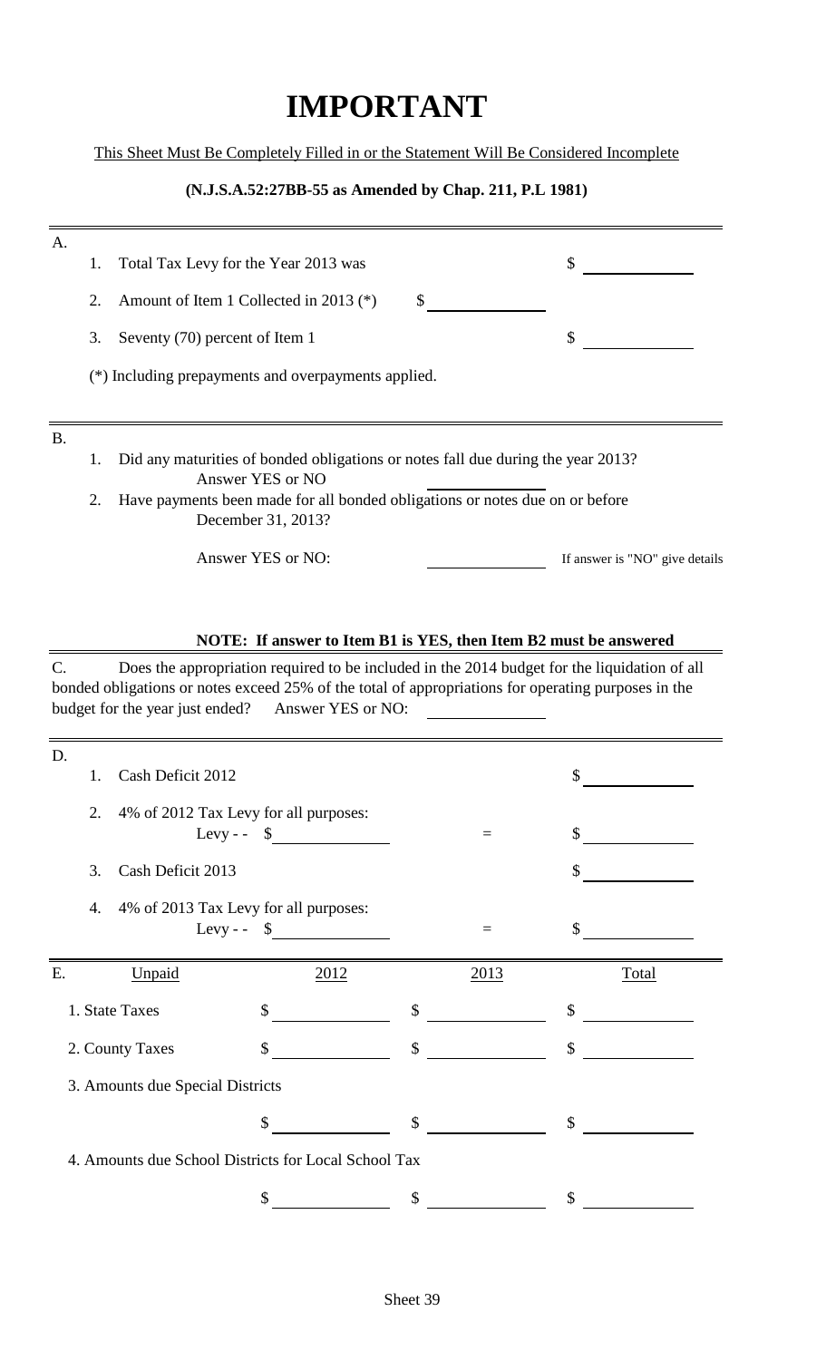# IMPORTANT

This Sheet Must Be Completely Filled in or the Statement Will Be Considered Incomplete

**(N.J.S.A.52:27BB-55 as Amended by Chap. 211, P.L 1981)**

A.

1. Total Tax Levy for the Year 2013 was $ ____________
2. Amount of Item 1 Collected in 2013 (*) $ ____________
3. Seventy (70) percent of Item 1 $ ____________

(*) Including prepayments and overpayments applied.

B.

1. Did any maturities of bonded obligations or notes fall due during the year 2013?
   Answer YES or NO ____________
2. Have payments been made for all bonded obligations or notes due on or before December 31, 2013?

   Answer YES or NO: ____________ If answer is "NO" give details

**NOTE: If answer to Item B1 is YES, then Item B2 must be answered**

C. Does the appropriation required to be included in the 2014 budget for the liquidation of all bonded obligations or notes exceed 25% of the total of appropriations for operating purposes in the budget for the year just ended? Answer YES or NO: ____________

D.

1. Cash Deficit 2012 $ ____________
2. 4% of 2012 Tax Levy for all purposes:
   Levy - - $ ____________ = $ ____________
3. Cash Deficit 2013 $ ____________
4. 4% of 2013 Tax Levy for all purposes:
   Levy - - $ ____________ = $ ____________

E.

| Unpaid | 2012 | 2013 | Total |
|---|---|---|---|
| 1. State Taxes | $ | $ | $ |
| 2. County Taxes | $ | $ | $ |
| 3. Amounts due Special Districts | | | |
| | $ | $ | $ |
| 4. Amounts due School Districts for Local School Tax | | | |
| | $ | $ | $ |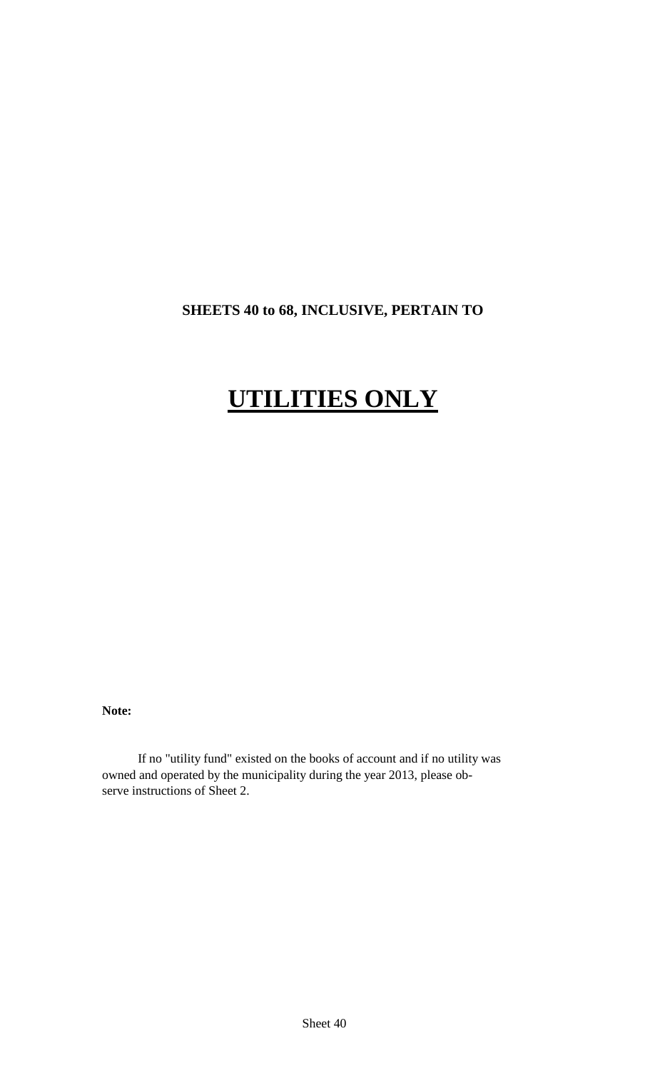**SHEETS 40 to 68, INCLUSIVE, PERTAIN TO**

# UTILITIES ONLY

**Note:**

If no "utility fund" existed on the books of account and if no utility was owned and operated by the municipality during the year 2013, please observe instructions of Sheet 2.

Sheet 40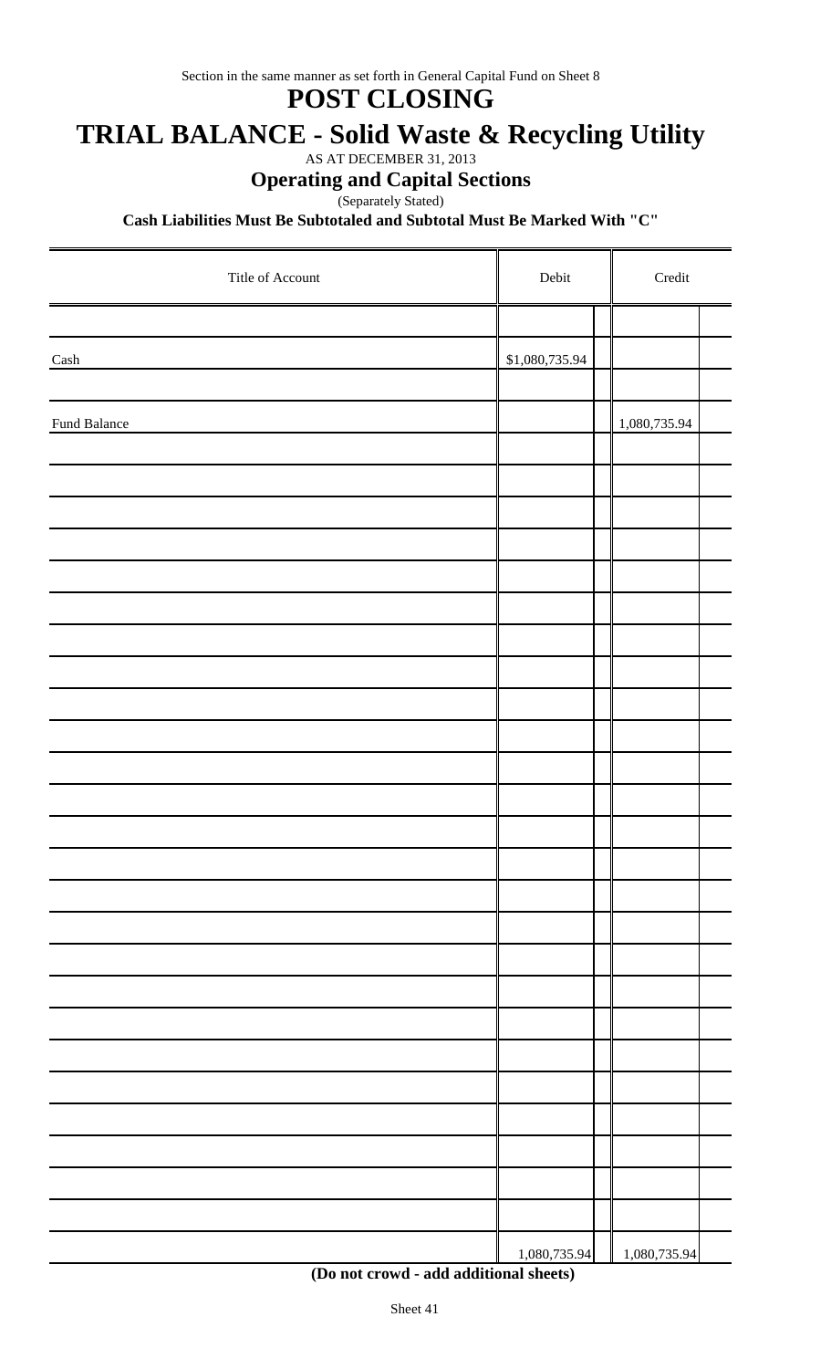Section in the same manner as set forth in General Capital Fund on Sheet 8

# POST CLOSING

# TRIAL BALANCE - Solid Waste & Recycling Utility

AS AT DECEMBER 31, 2013

## Operating and Capital Sections

(Separately Stated)

**Cash Liabilities Must Be Subtotaled and Subtotal Must Be Marked With "C"**

| Title of Account | Debit | | Credit | |
|---|---|---|---|---|
| | | | | |
| Cash | $1,080,735.94 | | | |
| | | | | |
| Fund Balance | | | 1,080,735.94 | |
| | | | | |
| | 1,080,735.94 | | 1,080,735.94 | |

**(Do not crowd - add additional sheets)**

Sheet 41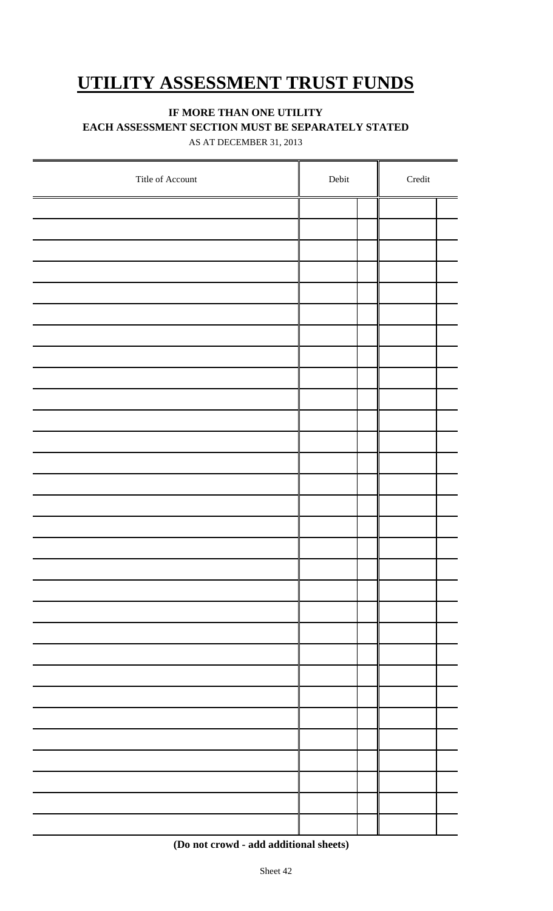# UTILITY ASSESSMENT TRUST FUNDS

**IF MORE THAN ONE UTILITY**

**EACH ASSESSMENT SECTION MUST BE SEPARATELY STATED**

AS AT DECEMBER 31, 2013

| Title of Account | Debit | | Credit | |
|---|---|---|---|---|
| | | | | |
| | | | | |
| | | | | |
| | | | | |
| | | | | |
| | | | | |
| | | | | |
| | | | | |
| | | | | |
| | | | | |
| | | | | |
| | | | | |
| | | | | |
| | | | | |
| | | | | |
| | | | | |
| | | | | |
| | | | | |
| | | | | |
| | | | | |
| | | | | |
| | | | | |
| | | | | |
| | | | | |
| | | | | |
| | | | | |
| | | | | |
| | | | | |
| | | | | |
| | | | | |

**(Do not crowd - add additional sheets)**

Sheet 42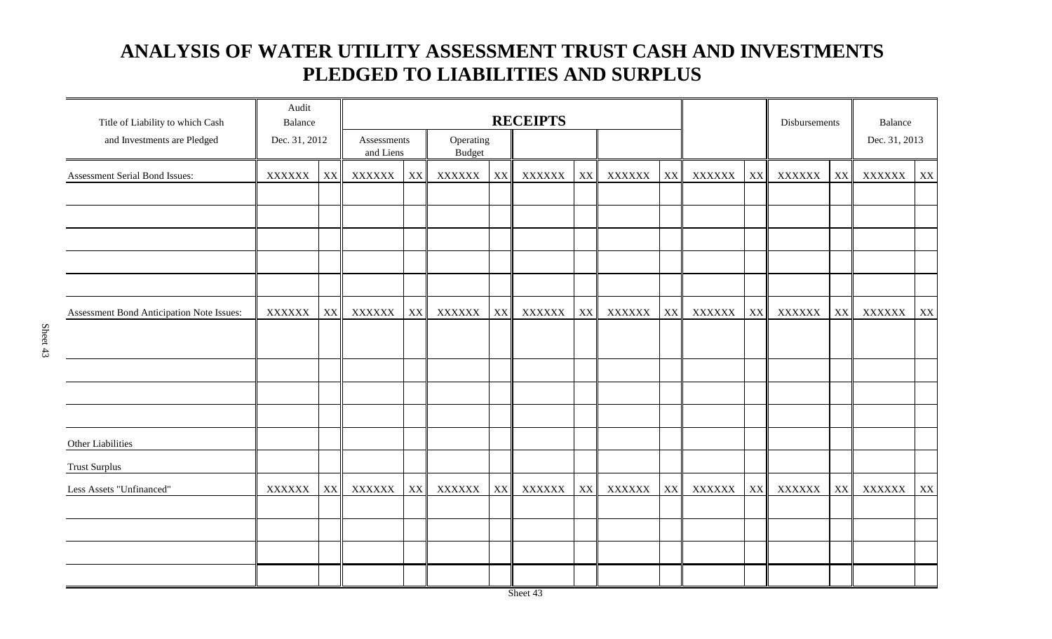# ANALYSIS OF WATER UTILITY ASSESSMENT TRUST CASH AND INVESTMENTS PLEDGED TO LIABILITIES AND SURPLUS

| Title of Liability to which Cash and Investments are Pledged | Audit Balance Dec. 31, 2012 | | RECEIPTS Assessments and Liens | | Operating Budget | | | | | | | | Disbursements | | Balance Dec. 31, 2013 | |
|---|---|---|---|---|---|---|---|---|---|---|---|---|---|---|---|---|
| Assessment Serial Bond Issues: | XXXXXX | XX | XXXXXX | XX | XXXXXX | XX | XXXXXX | XX | XXXXXX | XX | XXXXXX | XX | XXXXXX | XX | XXXXXX | XX |
| | | | | | | | | | | | | | | | | |
| | | | | | | | | | | | | | | | | |
| | | | | | | | | | | | | | | | | |
| | | | | | | | | | | | | | | | | |
| | | | | | | | | | | | | | | | | |
| Assessment Bond Anticipation Note Issues: | XXXXXX | XX | XXXXXX | XX | XXXXXX | XX | XXXXXX | XX | XXXXXX | XX | XXXXXX | XX | XXXXXX | XX | XXXXXX | XX |
| | | | | | | | | | | | | | | | | |
| | | | | | | | | | | | | | | | | |
| | | | | | | | | | | | | | | | | |
| | | | | | | | | | | | | | | | | |
| Other Liabilities | | | | | | | | | | | | | | | | |
| Trust Surplus | | | | | | | | | | | | | | | | |
| Less Assets "Unfinanced" | XXXXXX | XX | XXXXXX | XX | XXXXXX | XX | XXXXXX | XX | XXXXXX | XX | XXXXXX | XX | XXXXXX | XX | XXXXXX | XX |
| | | | | | | | | | | | | | | | | |
| | | | | | | | | | | | | | | | | |
| | | | | | | | | | | | | | | | | |
| | | | | | | | | | | | | | | | | |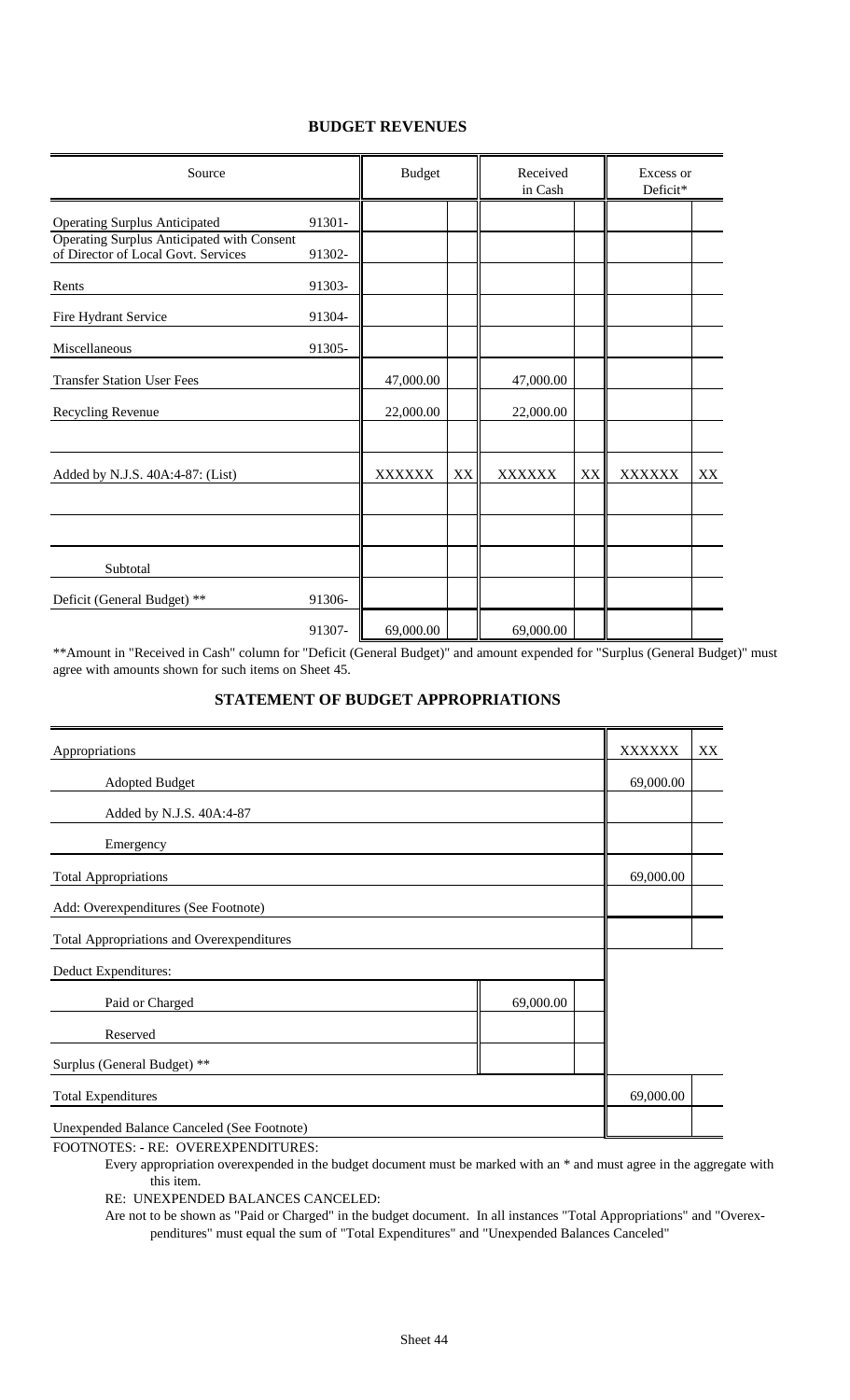## BUDGET REVENUES

| Source | | Budget | | Received in Cash | | Excess or Deficit* | |
|---|---|---|---|---|---|---|---|
| Operating Surplus Anticipated | 91301- | | | | | | |
| Operating Surplus Anticipated with Consent of Director of Local Govt. Services | 91302- | | | | | | |
| Rents | 91303- | | | | | | |
| Fire Hydrant Service | 91304- | | | | | | |
| Miscellaneous | 91305- | | | | | | |
| Transfer Station User Fees | | 47,000.00 | | 47,000.00 | | | |
| Recycling Revenue | | 22,000.00 | | 22,000.00 | | | |
| | | | | | | | |
| Added by N.J.S. 40A:4-87: (List) | | XXXXXX | XX | XXXXXX | XX | XXXXXX | XX |
| | | | | | | | |
| | | | | | | | |
| Subtotal | | | | | | | |
| Deficit (General Budget) ** | 91306- | | | | | | |
| | 91307- | 69,000.00 | | 69,000.00 | | | |

**Amount in "Received in Cash" column for "Deficit (General Budget)" and amount expended for "Surplus (General Budget)" must agree with amounts shown for such items on Sheet 45.

## STATEMENT OF BUDGET APPROPRIATIONS

| Appropriations | | | XXXXXX | XX |
|---|---|---|---|---|
| Adopted Budget | | | 69,000.00 | |
| Added by N.J.S. 40A:4-87 | | | | |
| Emergency | | | | |
| Total Appropriations | | | 69,000.00 | |
| Add: Overexpenditures (See Footnote) | | | | |
| Total Appropriations and Overexpenditures | | | | |
| Deduct Expenditures: | | | | |
| Paid or Charged | 69,000.00 | | | |
| Reserved | | | | |
| Surplus (General Budget) ** | | | | |
| Total Expenditures | | | 69,000.00 | |
| Unexpended Balance Canceled (See Footnote) | | | | |

FOOTNOTES: - RE: OVEREXPENDITURES:

Every appropriation overexpended in the budget document must be marked with an * and must agree in the aggregate with this item.

RE: UNEXPENDED BALANCES CANCELED:

Are not to be shown as "Paid or Charged" in the budget document. In all instances "Total Appropriations" and "Overexpenditures" must equal the sum of "Total Expenditures" and "Unexpended Balances Canceled"

Sheet 44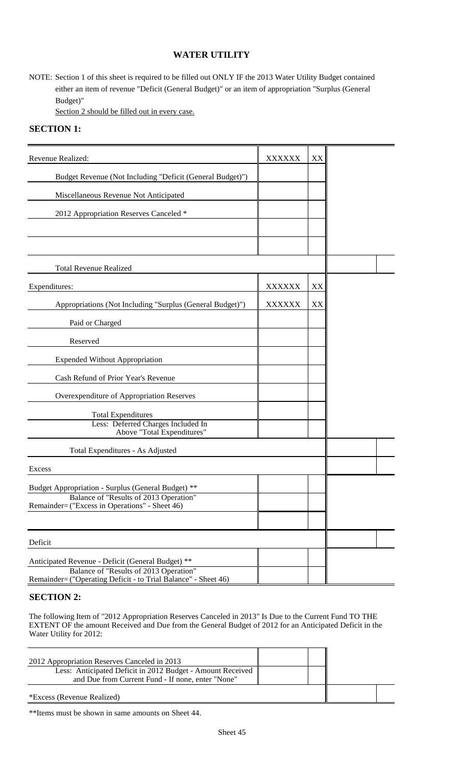## WATER UTILITY

NOTE: Section 1 of this sheet is required to be filled out ONLY IF the 2013 Water Utility Budget contained either an item of revenue "Deficit (General Budget)" or an item of appropriation "Surplus (General Budget)"
Section 2 should be filled out in every case.

### SECTION 1:

| | | | | |
|---|---|---|---|---|
| Revenue Realized: | XXXXXX | XX | | |
| Budget Revenue (Not Including "Deficit (General Budget)") | | | | |
| Miscellaneous Revenue Not Anticipated | | | | |
| 2012 Appropriation Reserves Canceled * | | | | |
| | | | | |
| | | | | |
| Total Revenue Realized | | | | |
| Expenditures: | XXXXXX | XX | | |
| Appropriations (Not Including "Surplus (General Budget)") | XXXXXX | XX | | |
| Paid or Charged | | | | |
| Reserved | | | | |
| Expended Without Appropriation | | | | |
| Cash Refund of Prior Year's Revenue | | | | |
| Overexpenditure of Appropriation Reserves | | | | |
| Total Expenditures | | | | |
| Less: Deferred Charges Included In Above "Total Expenditures" | | | | |
| Total Expenditures - As Adjusted | | | | |
| Excess | | | | |
| Budget Appropriation - Surplus (General Budget) ** | | | | |
| Balance of "Results of 2013 Operation" Remainder= ("Excess in Operations" - Sheet 46) | | | | |
| | | | | |
| Deficit | | | | |
| Anticipated Revenue - Deficit (General Budget) ** | | | | |
| Balance of "Results of 2013 Operation" Remainder= ("Operating Deficit - to Trial Balance" - Sheet 46) | | | | |

### SECTION 2:

The following Item of "2012 Appropriation Reserves Canceled in 2013" Is Due to the Current Fund TO THE EXTENT OF the amount Received and Due from the General Budget of 2012 for an Anticipated Deficit in the Water Utility for 2012:

| | | | | |
|---|---|---|---|---|
| 2012 Appropriation Reserves Canceled in 2013 | | | | |
| Less: Anticipated Deficit in 2012 Budget - Amount Received and Due from Current Fund - If none, enter "None" | | | | |
| *Excess (Revenue Realized) | | | | |

**Items must be shown in same amounts on Sheet 44.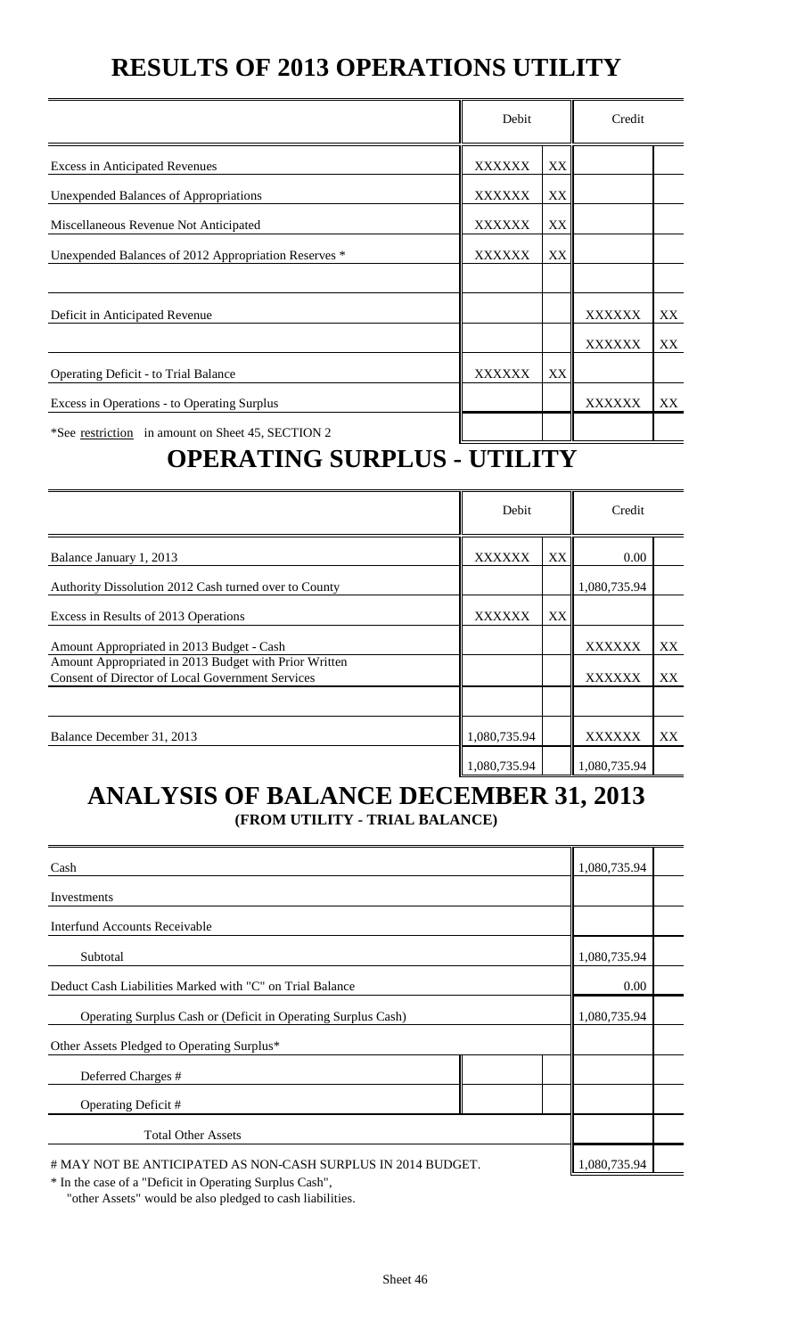# RESULTS OF 2013 OPERATIONS UTILITY

| | Debit | | Credit | |
|---|---|---|---|---|
| Excess in Anticipated Revenues | XXXXXX | XX | | |
| Unexpended Balances of Appropriations | XXXXXX | XX | | |
| Miscellaneous Revenue Not Anticipated | XXXXXX | XX | | |
| Unexpended Balances of 2012 Appropriation Reserves * | XXXXXX | XX | | |
| | | | | |
| Deficit in Anticipated Revenue | | | XXXXXX | XX |
| | | | XXXXXX | XX |
| Operating Deficit - to Trial Balance | XXXXXX | XX | | |
| Excess in Operations - to Operating Surplus | | | XXXXXX | XX |
| *See restriction in amount on Sheet 45, SECTION 2 | | | | |

# OPERATING SURPLUS - UTILITY

| | Debit | | Credit | |
|---|---|---|---|---|
| Balance January 1, 2013 | XXXXXX | XX | 0.00 | |
| Authority Dissolution 2012 Cash turned over to County | | | 1,080,735.94 | |
| Excess in Results of 2013 Operations | XXXXXX | XX | | |
| Amount Appropriated in 2013 Budget - Cash | | | XXXXXX | XX |
| Amount Appropriated in 2013 Budget with Prior Written Consent of Director of Local Government Services | | | XXXXXX | XX |
| | | | | |
| Balance December 31, 2013 | 1,080,735.94 | | XXXXXX | XX |
| | 1,080,735.94 | | 1,080,735.94 | |

# ANALYSIS OF BALANCE DECEMBER 31, 2013

### (FROM UTILITY - TRIAL BALANCE)

| | | | | |
|---|---|---|---|---|
| Cash | | | 1,080,735.94 | |
| Investments | | | | |
| Interfund Accounts Receivable | | | | |
| Subtotal | | | 1,080,735.94 | |
| Deduct Cash Liabilities Marked with "C" on Trial Balance | | | 0.00 | |
| Operating Surplus Cash or (Deficit in Operating Surplus Cash) | | | 1,080,735.94 | |
| Other Assets Pledged to Operating Surplus* | | | | |
| Deferred Charges # | | | | |
| Operating Deficit # | | | | |
| Total Other Assets | | | | |
| # MAY NOT BE ANTICIPATED AS NON-CASH SURPLUS IN 2014 BUDGET. | | | 1,080,735.94 | |

\* In the case of a "Deficit in Operating Surplus Cash", "other Assets" would be also pledged to cash liabilities.

Sheet 46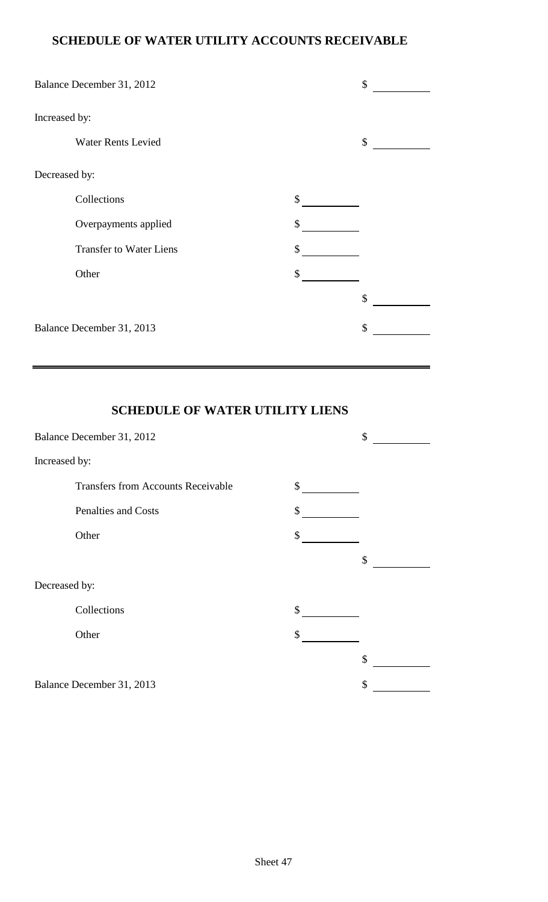## SCHEDULE OF WATER UTILITY ACCOUNTS RECEIVABLE

| | | |
|---|---|---|
| Balance December 31, 2012 | | $ |
| Increased by: | | |
| Water Rents Levied | | $ |
| Decreased by: | | |
| Collections | $ | |
| Overpayments applied | $ | |
| Transfer to Water Liens | $ | |
| Other | $ | |
| | | $ |
| Balance December 31, 2013 | | $ |

## SCHEDULE OF WATER UTILITY LIENS

| | | |
|---|---|---|
| Balance December 31, 2012 | | $ |
| Increased by: | | |
| Transfers from Accounts Receivable | $ | |
| Penalties and Costs | $ | |
| Other | $ | |
| | | $ |
| Decreased by: | | |
| Collections | $ | |
| Other | $ | |
| | | $ |
| Balance December 31, 2013 | | $ |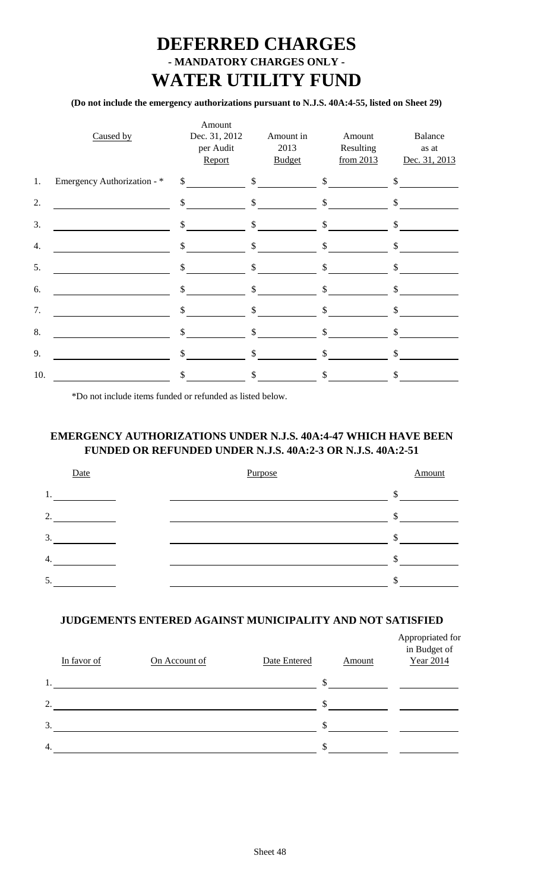# DEFERRED CHARGES

### - MANDATORY CHARGES ONLY -

# WATER UTILITY FUND

**(Do not include the emergency authorizations pursuant to N.J.S. 40A:4-55, listed on Sheet 29)**

| | Caused by | Amount Dec. 31, 2012 per Audit Report | Amount in 2013 Budget | Amount Resulting from 2013 | Balance as at Dec. 31, 2013 |
|---|---|---|---|---|---|
| 1. | Emergency Authorization - * | $ | $ | $ | $ |
| 2. | | $ | $ | $ | $ |
| 3. | | $ | $ | $ | $ |
| 4. | | $ | $ | $ | $ |
| 5. | | $ | $ | $ | $ |
| 6. | | $ | $ | $ | $ |
| 7. | | $ | $ | $ | $ |
| 8. | | $ | $ | $ | $ |
| 9. | | $ | $ | $ | $ |
| 10. | | $ | $ | $ | $ |

*Do not include items funded or refunded as listed below.

### EMERGENCY AUTHORIZATIONS UNDER N.J.S. 40A:4-47 WHICH HAVE BEEN FUNDED OR REFUNDED UNDER N.J.S. 40A:2-3 OR N.J.S. 40A:2-51

| Date | Purpose | Amount |
|---|---|---|
| 1. | | $ |
| 2. | | $ |
| 3. | | $ |
| 4. | | $ |
| 5. | | $ |

### JUDGEMENTS ENTERED AGAINST MUNICIPALITY AND NOT SATISFIED

| In favor of | On Account of | Date Entered | Amount | Appropriated for in Budget of Year 2014 |
|---|---|---|---|---|
| 1. | | | $ | |
| 2. | | | $ | |
| 3. | | | $ | |
| 4. | | | $ | |

Sheet 48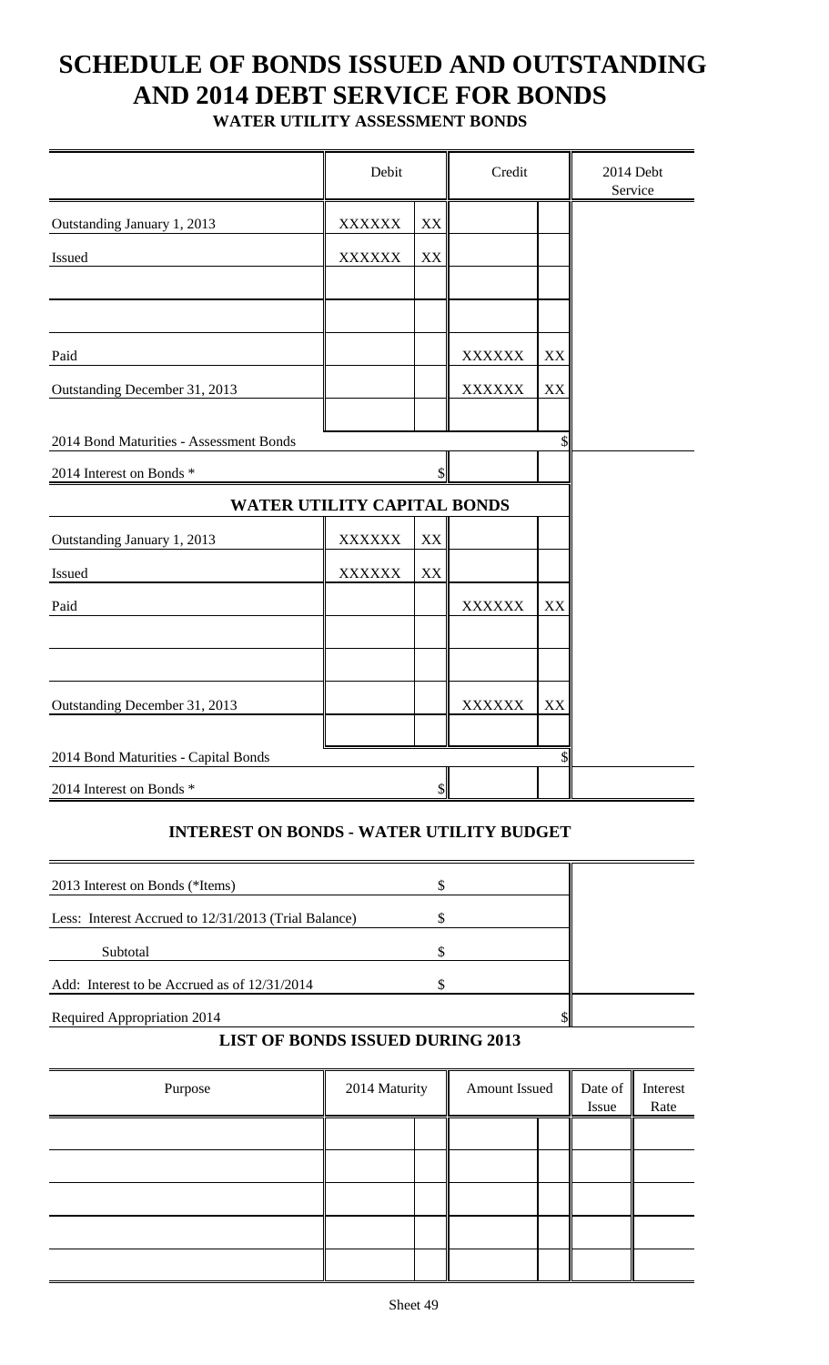# SCHEDULE OF BONDS ISSUED AND OUTSTANDING AND 2014 DEBT SERVICE FOR BONDS

## WATER UTILITY ASSESSMENT BONDS

| | Debit | | Credit | | 2014 Debt Service |
|---|---|---|---|---|---|
| Outstanding January 1, 2013 | XXXXXX | XX | | | |
| Issued | XXXXXX | XX | | | |
| | | | | | |
| | | | | | |
| Paid | | | XXXXXX | XX | |
| Outstanding December 31, 2013 | | | XXXXXX | XX | |
| | | | | | |
| 2014 Bond Maturities - Assessment Bonds | | | | $ | |
| 2014 Interest on Bonds * | | $ | | | |
| **WATER UTILITY CAPITAL BONDS** | | | | | |
| Outstanding January 1, 2013 | XXXXXX | XX | | | |
| Issued | XXXXXX | XX | | | |
| Paid | | | XXXXXX | XX | |
| | | | | | |
| | | | | | |
| Outstanding December 31, 2013 | | | XXXXXX | XX | |
| | | | | | |
| 2014 Bond Maturities - Capital Bonds | | | | $ | |
| 2014 Interest on Bonds * | | $ | | | |

## INTEREST ON BONDS - WATER UTILITY BUDGET

| | | | |
|---|---|---|---|
| 2013 Interest on Bonds (*Items) | $ | | |
| Less: Interest Accrued to 12/31/2013 (Trial Balance) | $ | | |
| Subtotal | $ | | |
| Add: Interest to be Accrued as of 12/31/2014 | $ | | |
| Required Appropriation 2014 | | $ | |

## LIST OF BONDS ISSUED DURING 2013

| Purpose | 2014 Maturity | | Amount Issued | | Date of Issue | Interest Rate |
|---|---|---|---|---|---|---|
| | | | | | | |
| | | | | | | |
| | | | | | | |
| | | | | | | |
| | | | | | | |

Sheet 49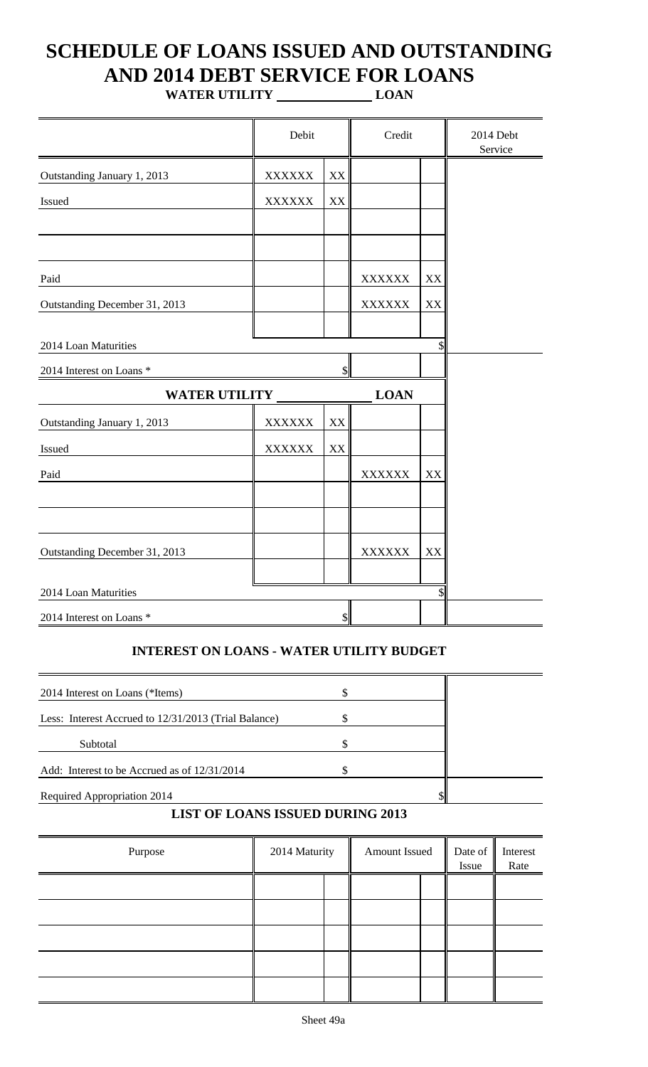# SCHEDULE OF LOANS ISSUED AND OUTSTANDING AND 2014 DEBT SERVICE FOR LOANS

**WATER UTILITY \_\_\_\_\_\_\_\_\_\_\_\_\_ LOAN**

| | Debit | | Credit | | 2014 Debt Service |
|---|---|---|---|---|---|
| Outstanding January 1, 2013 | XXXXXX | XX | | | |
| Issued | XXXXXX | XX | | | |
| | | | | | |
| | | | | | |
| Paid | | | XXXXXX | XX | |
| Outstanding December 31, 2013 | | | XXXXXX | XX | |
| | | | | | |
| 2014 Loan Maturities | | | | $ | |
| 2014 Interest on Loans * | | $ | | | |
| **WATER UTILITY \_\_\_\_\_\_\_\_\_\_\_\_\_ LOAN** | | | | | |
| Outstanding January 1, 2013 | XXXXXX | XX | | | |
| Issued | XXXXXX | XX | | | |
| Paid | | | XXXXXX | XX | |
| | | | | | |
| | | | | | |
| Outstanding December 31, 2013 | | | XXXXXX | XX | |
| | | | | | |
| 2014 Loan Maturities | | | | $ | |
| 2014 Interest on Loans * | | $ | | | |

## INTEREST ON LOANS - WATER UTILITY BUDGET

| | | | |
|---|---|---|---|
| 2014 Interest on Loans (*Items) | $ | | |
| Less: Interest Accrued to 12/31/2013 (Trial Balance) | $ | | |
| Subtotal | $ | | |
| Add: Interest to be Accrued as of 12/31/2014 | $ | | |
| Required Appropriation 2014 | | $ | |

## LIST OF LOANS ISSUED DURING 2013

| Purpose | 2014 Maturity | | Amount Issued | | Date of Issue | Interest Rate |
|---|---|---|---|---|---|---|
| | | | | | | |
| | | | | | | |
| | | | | | | |
| | | | | | | |
| | | | | | | |

Sheet 49a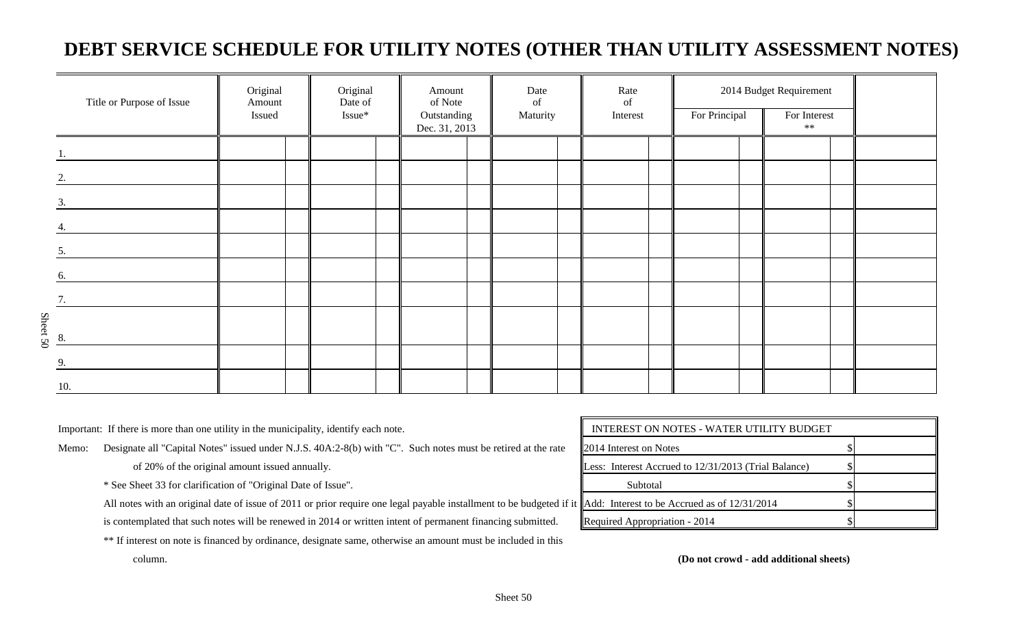# DEBT SERVICE SCHEDULE FOR UTILITY NOTES (OTHER THAN UTILITY ASSESSMENT NOTES)

| Title or Purpose of Issue | Original Amount Issued | Original Date of Issue* | Amount of Note Outstanding Dec. 31, 2013 | Date of Maturity | Rate of Interest | 2014 Budget Requirement | | |
|---|---|---|---|---|---|---|---|---|
| | | | | | | For Principal | For Interest ** | |
| 1. | | | | | | | | |
| 2. | | | | | | | | |
| 3. | | | | | | | | |
| 4. | | | | | | | | |
| 5. | | | | | | | | |
| 6. | | | | | | | | |
| 7. | | | | | | | | |
| 8. | | | | | | | | |
| 9. | | | | | | | | |
| 10. | | | | | | | | |

Important: If there is more than one utility in the municipality, identify each note.

Memo: Designate all "Capital Notes" issued under N.J.S. 40A:2-8(b) with "C". Such notes must be retired at the rate of 20% of the original amount issued annually.

\* See Sheet 33 for clarification of "Original Date of Issue".

All notes with an original date of issue of 2011 or prior require one legal payable installment to be budgeted if it is contemplated that such notes will be renewed in 2014 or written intent of permanent financing submitted.

** If interest on note is financed by ordinance, designate same, otherwise an amount must be included in this column.

| INTEREST ON NOTES - WATER UTILITY BUDGET | |
|---|---|
| 2014 Interest on Notes | $ |
| Less: Interest Accrued to 12/31/2013 (Trial Balance) | $ |
| Subtotal | $ |
| Add: Interest to be Accrued as of 12/31/2014 | $ |
| Required Appropriation - 2014 | $ |

**(Do not crowd - add additional sheets)**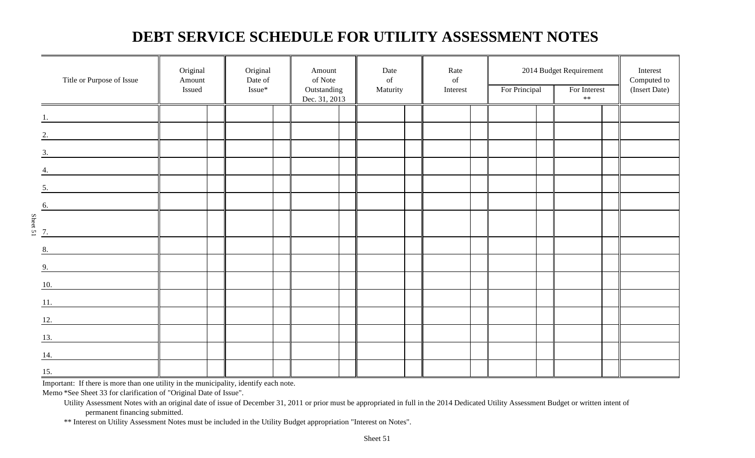# DEBT SERVICE SCHEDULE FOR UTILITY ASSESSMENT NOTES

| Title or Purpose of Issue | Original Amount Issued | Original Date of Issue* | Amount of Note Outstanding Dec. 31, 2013 | Date of Maturity | Rate of Interest | 2014 Budget Requirement | | Interest Computed to (Insert Date) |
|---|---|---|---|---|---|---|---|---|
| | | | | | | For Principal | For Interest ** | |
| 1. | | | | | | | | |
| 2. | | | | | | | | |
| 3. | | | | | | | | |
| 4. | | | | | | | | |
| 5. | | | | | | | | |
| 6. | | | | | | | | |
| 7. | | | | | | | | |
| 8. | | | | | | | | |
| 9. | | | | | | | | |
| 10. | | | | | | | | |
| 11. | | | | | | | | |
| 12. | | | | | | | | |
| 13. | | | | | | | | |
| 14. | | | | | | | | |
| 15. | | | | | | | | |

Important: If there is more than one utility in the municipality, identify each note.

Memo *See Sheet 33 for clarification of "Original Date of Issue".

Utility Assessment Notes with an original date of issue of December 31, 2011 or prior must be appropriated in full in the 2014 Dedicated Utility Assessment Budget or written intent of permanent financing submitted.

** Interest on Utility Assessment Notes must be included in the Utility Budget appropriation "Interest on Notes".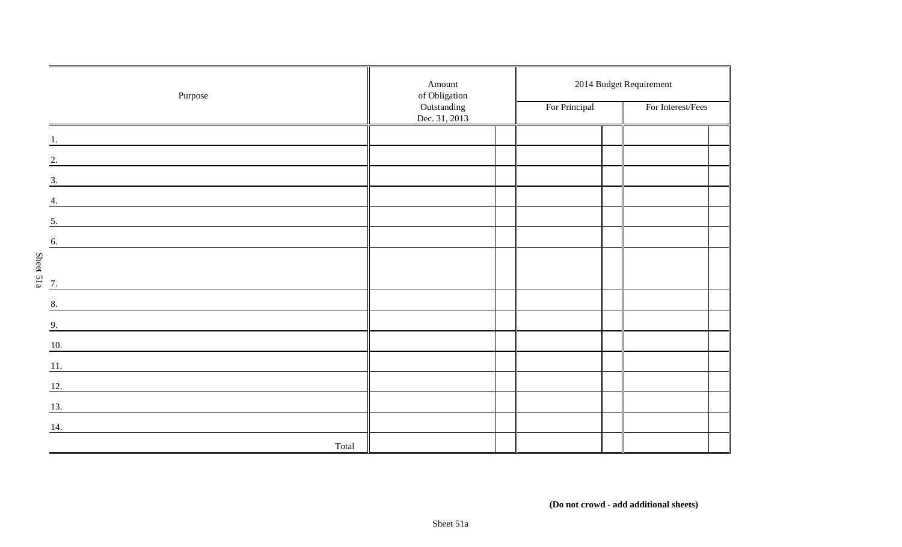| Purpose | Amount of Obligation Outstanding Dec. 31, 2013 | | 2014 Budget Requirement | | | |
|---|---|---|---|---|---|---|
| | | | For Principal | | For Interest/Fees | |
| 1. | | | | | | |
| 2. | | | | | | |
| 3. | | | | | | |
| 4. | | | | | | |
| 5. | | | | | | |
| 6. | | | | | | |
| 7. | | | | | | |
| 8. | | | | | | |
| 9. | | | | | | |
| 10. | | | | | | |
| 11. | | | | | | |
| 12. | | | | | | |
| 13. | | | | | | |
| 14. | | | | | | |
| Total | | | | | | |

**(Do not crowd - add additional sheets)**

Sheet 51a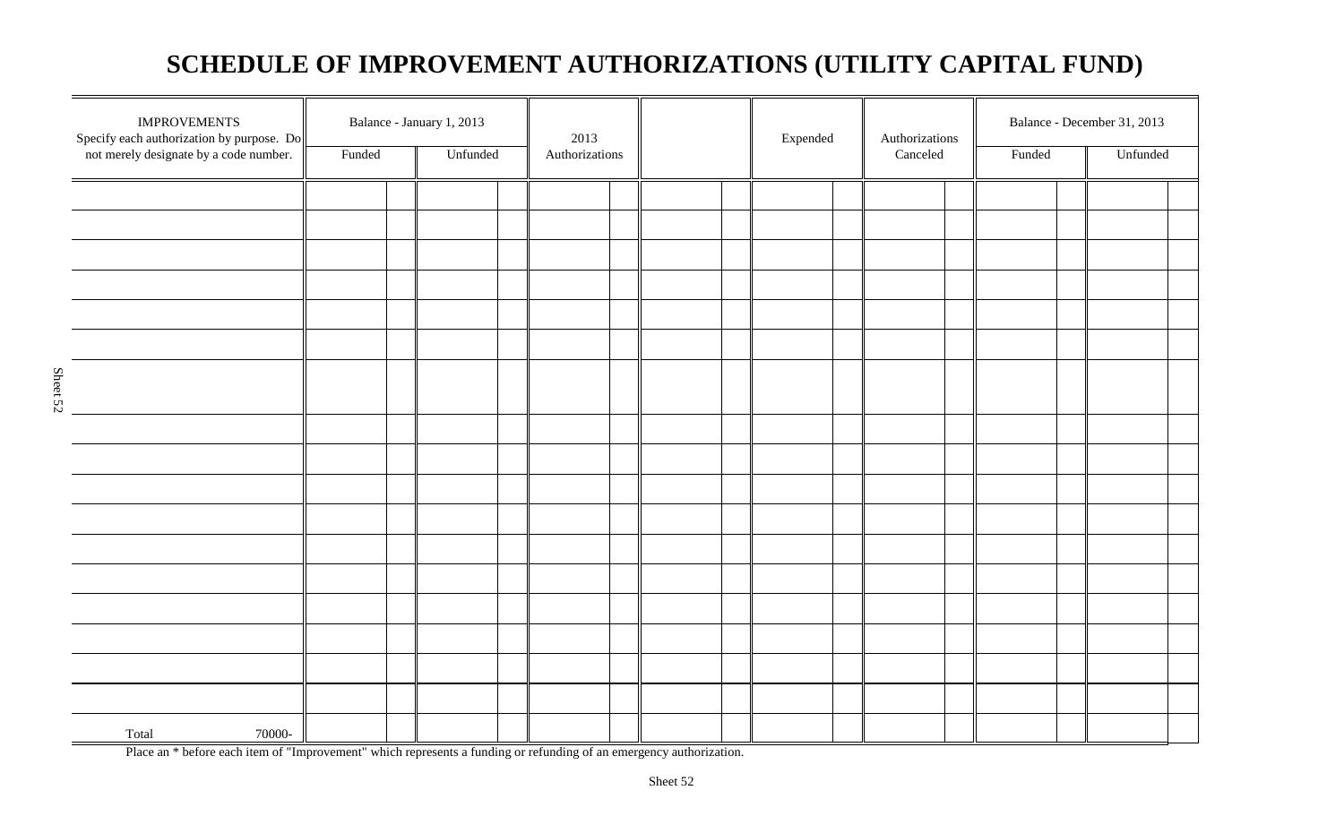# SCHEDULE OF IMPROVEMENT AUTHORIZATIONS (UTILITY CAPITAL FUND)

| IMPROVEMENTS Specify each authorization by purpose. Do not merely designate by a code number. | Balance - January 1, 2013 | | 2013 Authorizations | | Expended | Authorizations Canceled | Balance - December 31, 2013 | |
|---|---|---|---|---|---|---|---|---|
| | Funded | Unfunded | | | | | Funded | Unfunded |
| | | | | | | | | |
| | | | | | | | | |
| | | | | | | | | |
| | | | | | | | | |
| | | | | | | | | |
| | | | | | | | | |
| | | | | | | | | |
| | | | | | | | | |
| | | | | | | | | |
| | | | | | | | | |
| | | | | | | | | |
| | | | | | | | | |
| | | | | | | | | |
| | | | | | | | | |
| | | | | | | | | |
| | | | | | | | | |
| | | | | | | | | |
| | | | | | | | | |
| Total 70000- | | | | | | | | |

Place an * before each item of "Improvement" which represents a funding or refunding of an emergency authorization.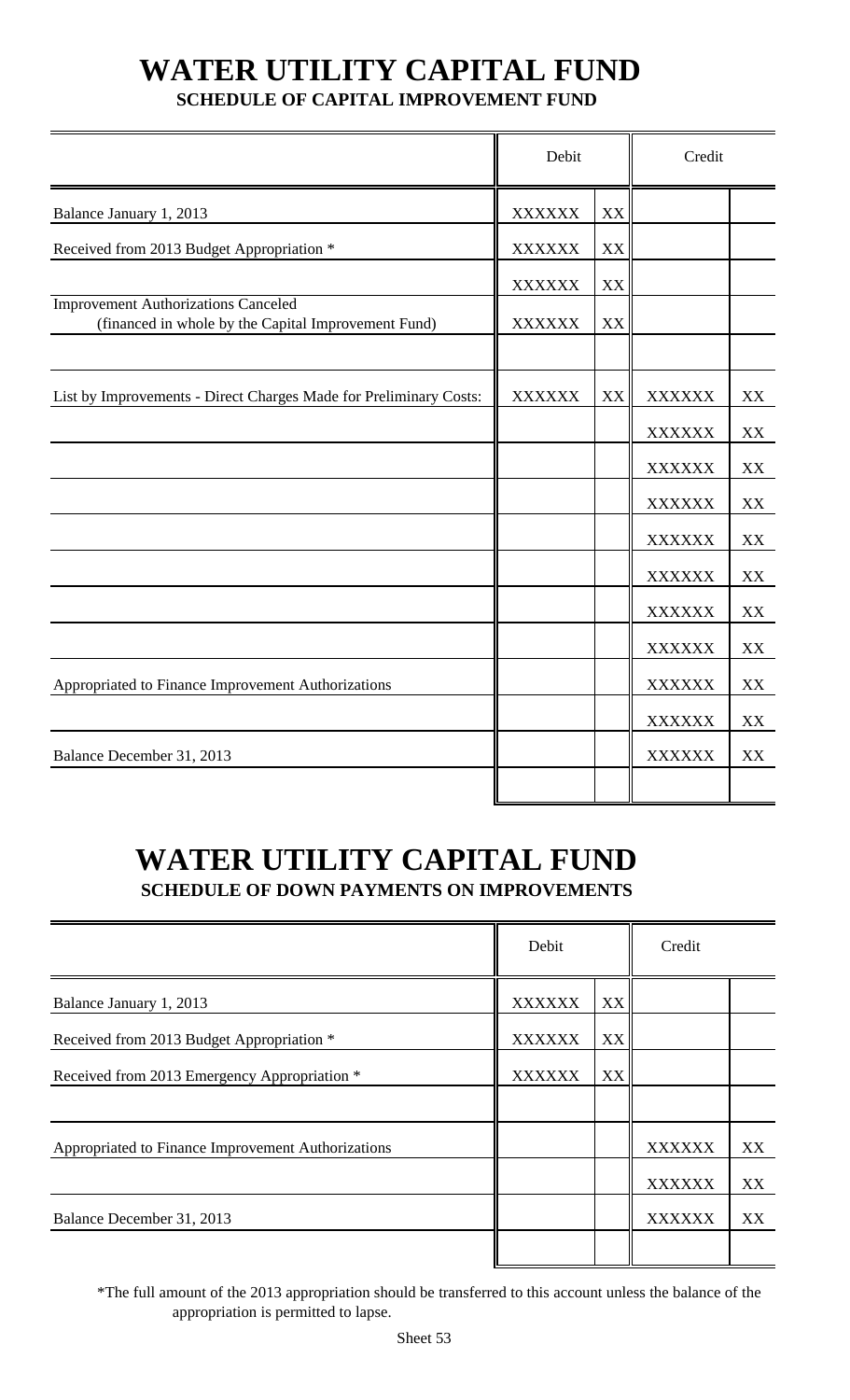# WATER UTILITY CAPITAL FUND

## SCHEDULE OF CAPITAL IMPROVEMENT FUND

| | Debit | | Credit | |
|---|---|---|---|---|
| Balance January 1, 2013 | XXXXXX | XX | | |
| Received from 2013 Budget Appropriation * | XXXXXX | XX | | |
| | XXXXXX | XX | | |
| Improvement Authorizations Canceled (financed in whole by the Capital Improvement Fund) | XXXXXX | XX | | |
| | | | | |
| List by Improvements - Direct Charges Made for Preliminary Costs: | XXXXXX | XX | XXXXXX | XX |
| | | | XXXXXX | XX |
| | | | XXXXXX | XX |
| | | | XXXXXX | XX |
| | | | XXXXXX | XX |
| | | | XXXXXX | XX |
| | | | XXXXXX | XX |
| | | | XXXXXX | XX |
| Appropriated to Finance Improvement Authorizations | | | XXXXXX | XX |
| | | | XXXXXX | XX |
| Balance December 31, 2013 | | | XXXXXX | XX |
| | | | | |

# WATER UTILITY CAPITAL FUND

## SCHEDULE OF DOWN PAYMENTS ON IMPROVEMENTS

| | Debit | | Credit | |
|---|---|---|---|---|
| Balance January 1, 2013 | XXXXXX | XX | | |
| Received from 2013 Budget Appropriation * | XXXXXX | XX | | |
| Received from 2013 Emergency Appropriation * | XXXXXX | XX | | |
| | | | | |
| Appropriated to Finance Improvement Authorizations | | | XXXXXX | XX |
| | | | XXXXXX | XX |
| Balance December 31, 2013 | | | XXXXXX | XX |
| | | | | |

*The full amount of the 2013 appropriation should be transferred to this account unless the balance of the appropriation is permitted to lapse.

Sheet 53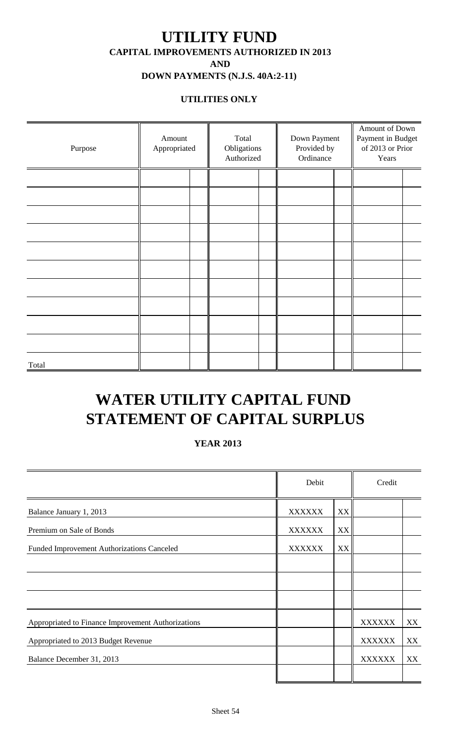# UTILITY FUND

### CAPITAL IMPROVEMENTS AUTHORIZED IN 2013

### AND

### DOWN PAYMENTS (N.J.S. 40A:2-11)

#### UTILITIES ONLY

| Purpose | Amount Appropriated | | Total Obligations Authorized | | Down Payment Provided by Ordinance | | Amount of Down Payment in Budget of 2013 or Prior Years | |
|---|---|---|---|---|---|---|---|---|
| | | | | | | | | |
| | | | | | | | | |
| | | | | | | | | |
| | | | | | | | | |
| | | | | | | | | |
| | | | | | | | | |
| | | | | | | | | |
| | | | | | | | | |
| | | | | | | | | |
| | | | | | | | | |
| Total | | | | | | | | |

# WATER UTILITY CAPITAL FUND STATEMENT OF CAPITAL SURPLUS

#### YEAR 2013

| | Debit | | Credit | |
|---|---|---|---|---|
| Balance January 1, 2013 | XXXXXX | XX | | |
| Premium on Sale of Bonds | XXXXXX | XX | | |
| Funded Improvement Authorizations Canceled | XXXXXX | XX | | |
| | | | | |
| | | | | |
| | | | | |
| Appropriated to Finance Improvement Authorizations | | | XXXXXX | XX |
| Appropriated to 2013 Budget Revenue | | | XXXXXX | XX |
| Balance December 31, 2013 | | | XXXXXX | XX |
| | | | | |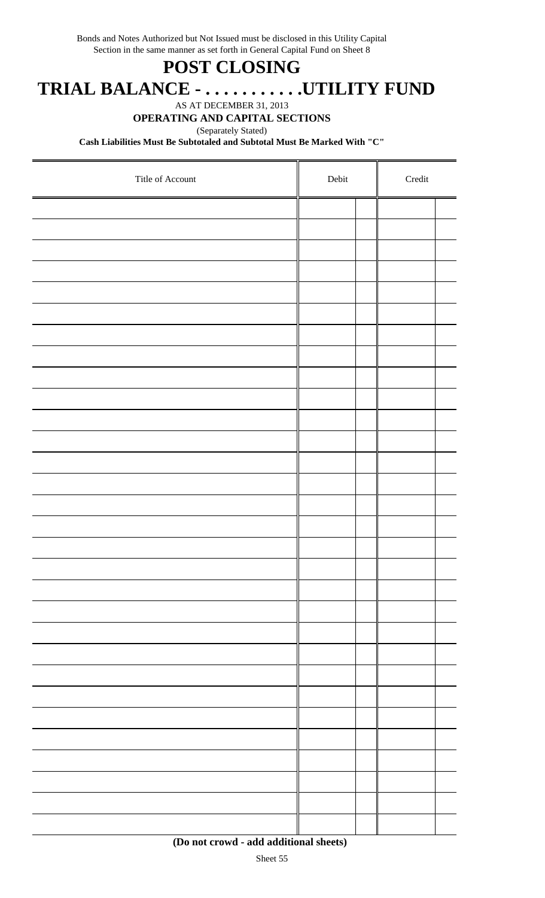Bonds and Notes Authorized but Not Issued must be disclosed in this Utility Capital Section in the same manner as set forth in General Capital Fund on Sheet 8

# POST CLOSING

# TRIAL BALANCE - . . . . . . . . . . .UTILITY FUND

AS AT DECEMBER 31, 2013

**OPERATING AND CAPITAL SECTIONS**

(Separately Stated)

**Cash Liabilities Must Be Subtotaled and Subtotal Must Be Marked With "C"**

| Title of Account | Debit | | Credit | |
|---|---|---|---|---|
| | | | | |
| | | | | |
| | | | | |
| | | | | |
| | | | | |
| | | | | |
| | | | | |
| | | | | |
| | | | | |
| | | | | |
| | | | | |
| | | | | |
| | | | | |
| | | | | |
| | | | | |
| | | | | |
| | | | | |
| | | | | |
| | | | | |
| | | | | |
| | | | | |
| | | | | |
| | | | | |
| | | | | |
| | | | | |
| | | | | |
| | | | | |
| | | | | |
| | | | | |
| | | | | |

**(Do not crowd - add additional sheets)**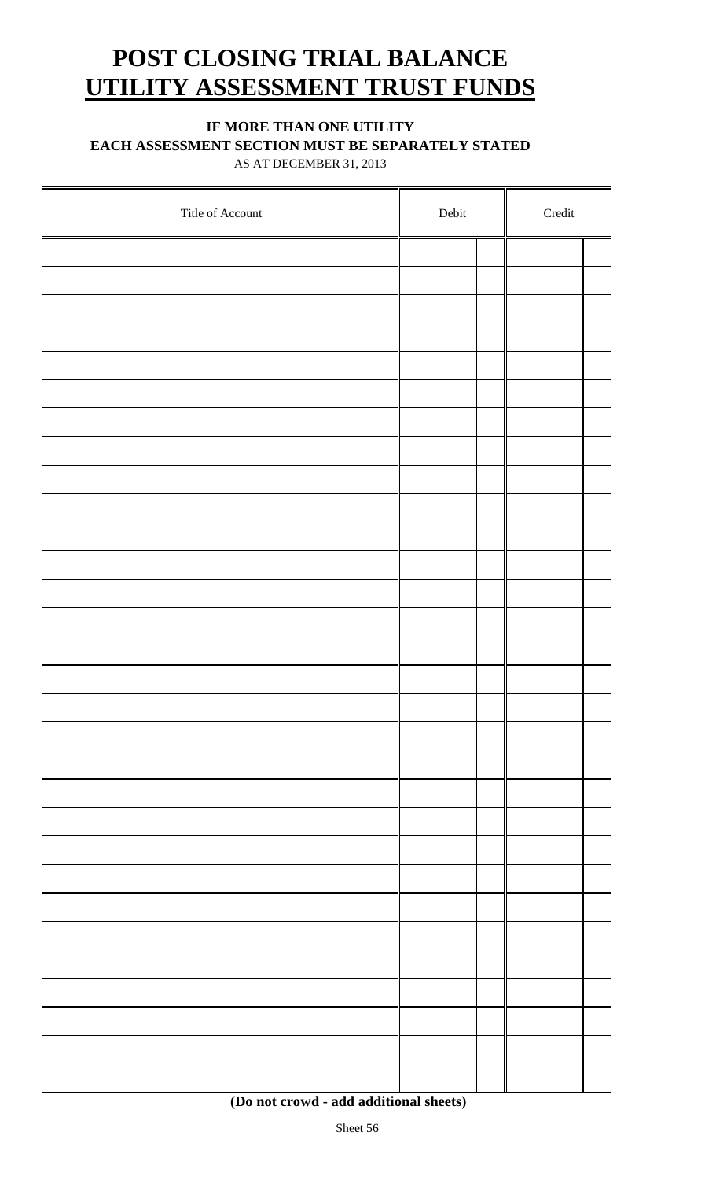# POST CLOSING TRIAL BALANCE
# UTILITY ASSESSMENT TRUST FUNDS

**IF MORE THAN ONE UTILITY**
**EACH ASSESSMENT SECTION MUST BE SEPARATELY STATED**
AS AT DECEMBER 31, 2013

| Title of Account | Debit | | Credit | |
|---|---|---|---|---|
| | | | | |
| | | | | |
| | | | | |
| | | | | |
| | | | | |
| | | | | |
| | | | | |
| | | | | |
| | | | | |
| | | | | |
| | | | | |
| | | | | |
| | | | | |
| | | | | |
| | | | | |
| | | | | |
| | | | | |
| | | | | |
| | | | | |
| | | | | |
| | | | | |
| | | | | |
| | | | | |
| | | | | |
| | | | | |
| | | | | |
| | | | | |
| | | | | |
| | | | | |
| | | | | |
| | | | | |

**(Do not crowd - add additional sheets)**

Sheet 56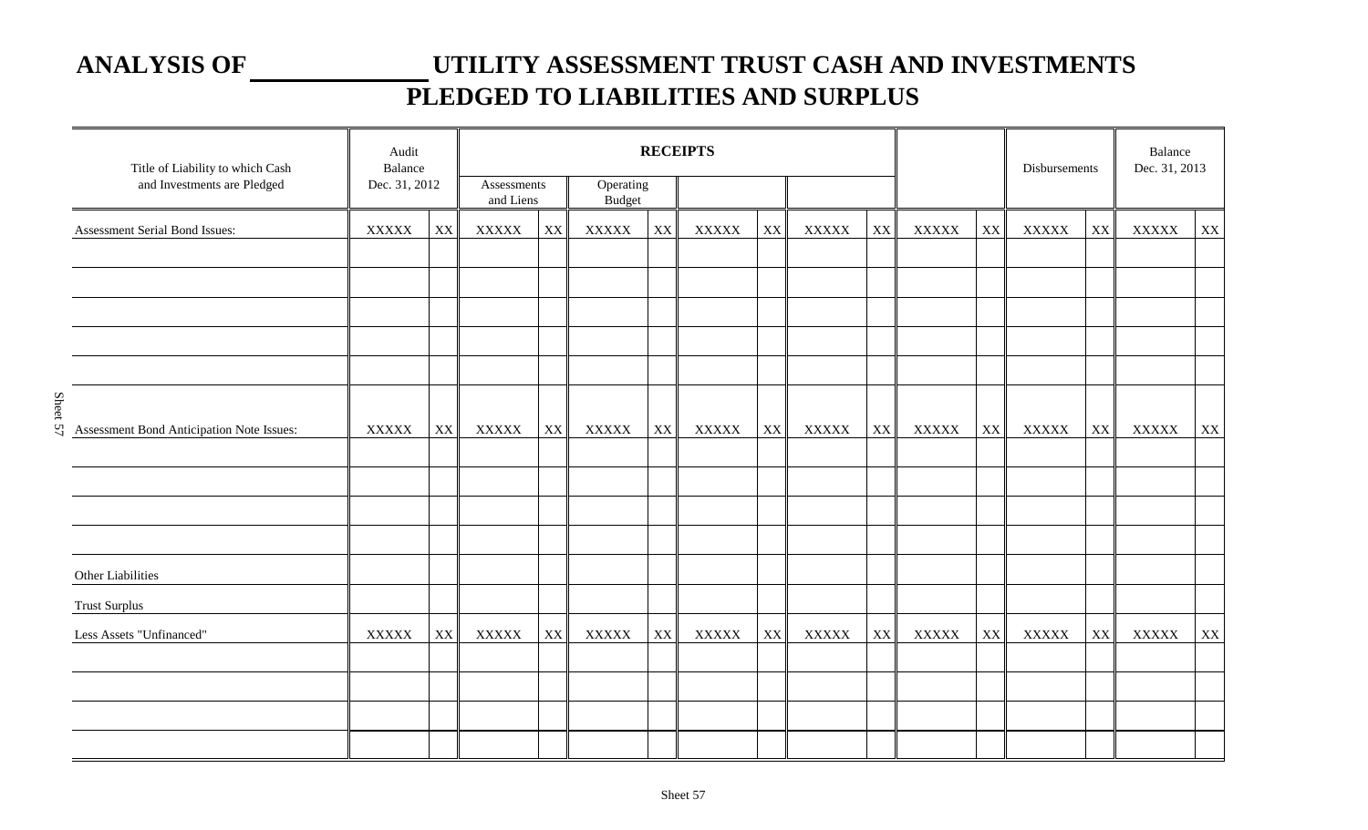# ANALYSIS OF ____________ UTILITY ASSESSMENT TRUST CASH AND INVESTMENTS PLEDGED TO LIABILITIES AND SURPLUS

| Title of Liability to which Cash and Investments are Pledged | Audit Balance Dec. 31, 2012 | | RECEIPTS | | | | | | | | | | Disbursements | | Balance Dec. 31, 2013 | |
|---|---|---|---|---|---|---|---|---|---|---|---|---|---|---|---|---|
| | | | Assessments and Liens | | Operating Budget | | | | | | | | | | | |
| Assessment Serial Bond Issues: | XXXXX | XX | XXXXX | XX | XXXXX | XX | XXXXX | XX | XXXXX | XX | XXXXX | XX | XXXXX | XX | XXXXX | XX |
| | | | | | | | | | | | | | | | | |
| | | | | | | | | | | | | | | | | |
| | | | | | | | | | | | | | | | | |
| | | | | | | | | | | | | | | | | |
| | | | | | | | | | | | | | | | | |
| Assessment Bond Anticipation Note Issues: | XXXXX | XX | XXXXX | XX | XXXXX | XX | XXXXX | XX | XXXXX | XX | XXXXX | XX | XXXXX | XX | XXXXX | XX |
| | | | | | | | | | | | | | | | | |
| | | | | | | | | | | | | | | | | |
| | | | | | | | | | | | | | | | | |
| | | | | | | | | | | | | | | | | |
| Other Liabilities | | | | | | | | | | | | | | | | |
| Trust Surplus | | | | | | | | | | | | | | | | |
| Less Assets "Unfinanced" | XXXXX | XX | XXXXX | XX | XXXXX | XX | XXXXX | XX | XXXXX | XX | XXXXX | XX | XXXXX | XX | XXXXX | XX |
| | | | | | | | | | | | | | | | | |
| | | | | | | | | | | | | | | | | |
| | | | | | | | | | | | | | | | | |
| | | | | | | | | | | | | | | | | |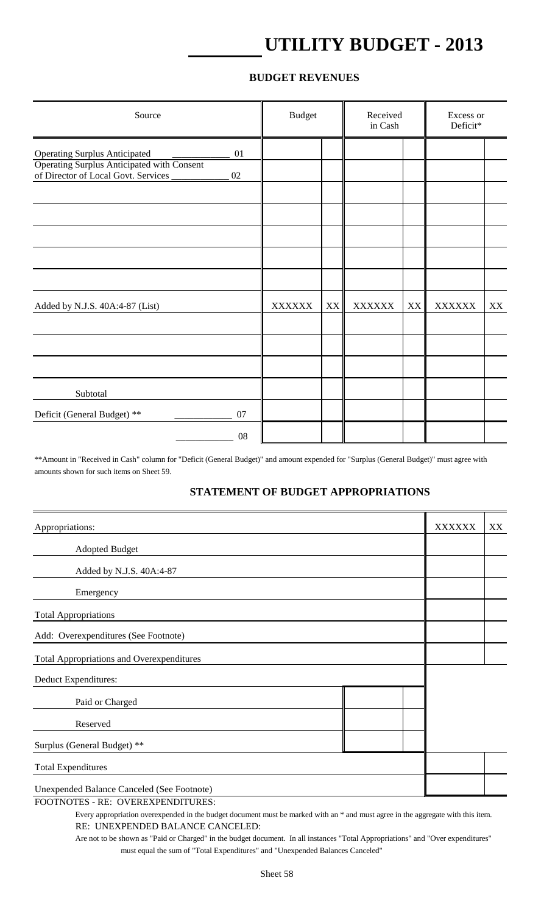# _______ UTILITY BUDGET - 2013

## BUDGET REVENUES

| Source | Budget | | Received in Cash | | Excess or Deficit* | |
|---|---|---|---|---|---|---|
| Operating Surplus Anticipated ____________ 01 | | | | | | |
| Operating Surplus Anticipated with Consent of Director of Local Govt. Services ____________ 02 | | | | | | |
| | | | | | | |
| | | | | | | |
| | | | | | | |
| | | | | | | |
| | | | | | | |
| Added by N.J.S. 40A:4-87 (List) | XXXXXX | XX | XXXXXX | XX | XXXXXX | XX |
| | | | | | | |
| | | | | | | |
| | | | | | | |
| Subtotal | | | | | | |
| Deficit (General Budget) ** ____________ 07 | | | | | | |
| ____________ 08 | | | | | | |

**Amount in "Received in Cash" column for "Deficit (General Budget)" and amount expended for "Surplus (General Budget)" must agree with amounts shown for such items on Sheet 59.

## STATEMENT OF BUDGET APPROPRIATIONS

| | | | | |
|---|---|---|---|---|
| Appropriations: | | | XXXXXX | XX |
| Adopted Budget | | | | |
| Added by N.J.S. 40A:4-87 | | | | |
| Emergency | | | | |
| Total Appropriations | | | | |
| Add: Overexpenditures (See Footnote) | | | | |
| Total Appropriations and Overexpenditures | | | | |
| Deduct Expenditures: | | | | |
| Paid or Charged | | | | |
| Reserved | | | | |
| Surplus (General Budget) ** | | | | |
| Total Expenditures | | | | |
| Unexpended Balance Canceled (See Footnote) | | | | |

FOOTNOTES - RE: OVEREXPENDITURES:

Every appropriation overexpended in the budget document must be marked with an * and must agree in the aggregate with this item.

RE: UNEXPENDED BALANCE CANCELED:

Are not to be shown as "Paid or Charged" in the budget document. In all instances "Total Appropriations" and "Over expenditures" must equal the sum of "Total Expenditures" and "Unexpended Balances Canceled"

Sheet 58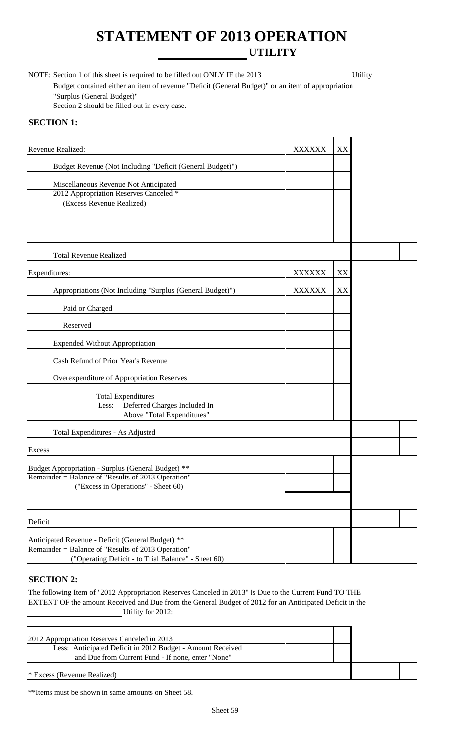# STATEMENT OF 2013 OPERATION
## ______________ UTILITY

NOTE: Section 1 of this sheet is required to be filled out ONLY IF the 2013 ______________ Utility Budget contained either an item of revenue "Deficit (General Budget)" or an item of appropriation "Surplus (General Budget)"
Section 2 should be filled out in every case.

### SECTION 1:

| | | | | |
|---|---|---|---|---|
| Revenue Realized: | XXXXXX | XX | | |
| Budget Revenue (Not Including "Deficit (General Budget)") | | | | |
| Miscellaneous Revenue Not Anticipated | | | | |
| 2012 Appropriation Reserves Canceled * (Excess Revenue Realized) | | | | |
| | | | | |
| | | | | |
| Total Revenue Realized | | | | |
| Expenditures: | XXXXXX | XX | | |
| Appropriations (Not Including "Surplus (General Budget)") | XXXXXX | XX | | |
| Paid or Charged | | | | |
| Reserved | | | | |
| Expended Without Appropriation | | | | |
| Cash Refund of Prior Year's Revenue | | | | |
| Overexpenditure of Appropriation Reserves | | | | |
| Total Expenditures | | | | |
| Less: Deferred Charges Included In Above "Total Expenditures" | | | | |
| Total Expenditures - As Adjusted | | | | |
| Excess | | | | |
| Budget Appropriation - Surplus (General Budget) ** | | | | |
| Remainder = Balance of "Results of 2013 Operation" ("Excess in Operations" - Sheet 60) | | | | |
| | | | | |
| Deficit | | | | |
| Anticipated Revenue - Deficit (General Budget) ** | | | | |
| Remainder = Balance of "Results of 2013 Operation" ("Operating Deficit - to Trial Balance" - Sheet 60) | | | | |

### SECTION 2:

The following Item of "2012 Appropriation Reserves Canceled in 2013" Is Due to the Current Fund TO THE EXTENT OF the amount Received and Due from the General Budget of 2012 for an Anticipated Deficit in the ______________ Utility for 2012:

| | | | | |
|---|---|---|---|---|
| 2012 Appropriation Reserves Canceled in 2013 | | | | |
| Less: Anticipated Deficit in 2012 Budget - Amount Received and Due from Current Fund - If none, enter "None" | | | | |
| * Excess (Revenue Realized) | | | | |

**Items must be shown in same amounts on Sheet 58.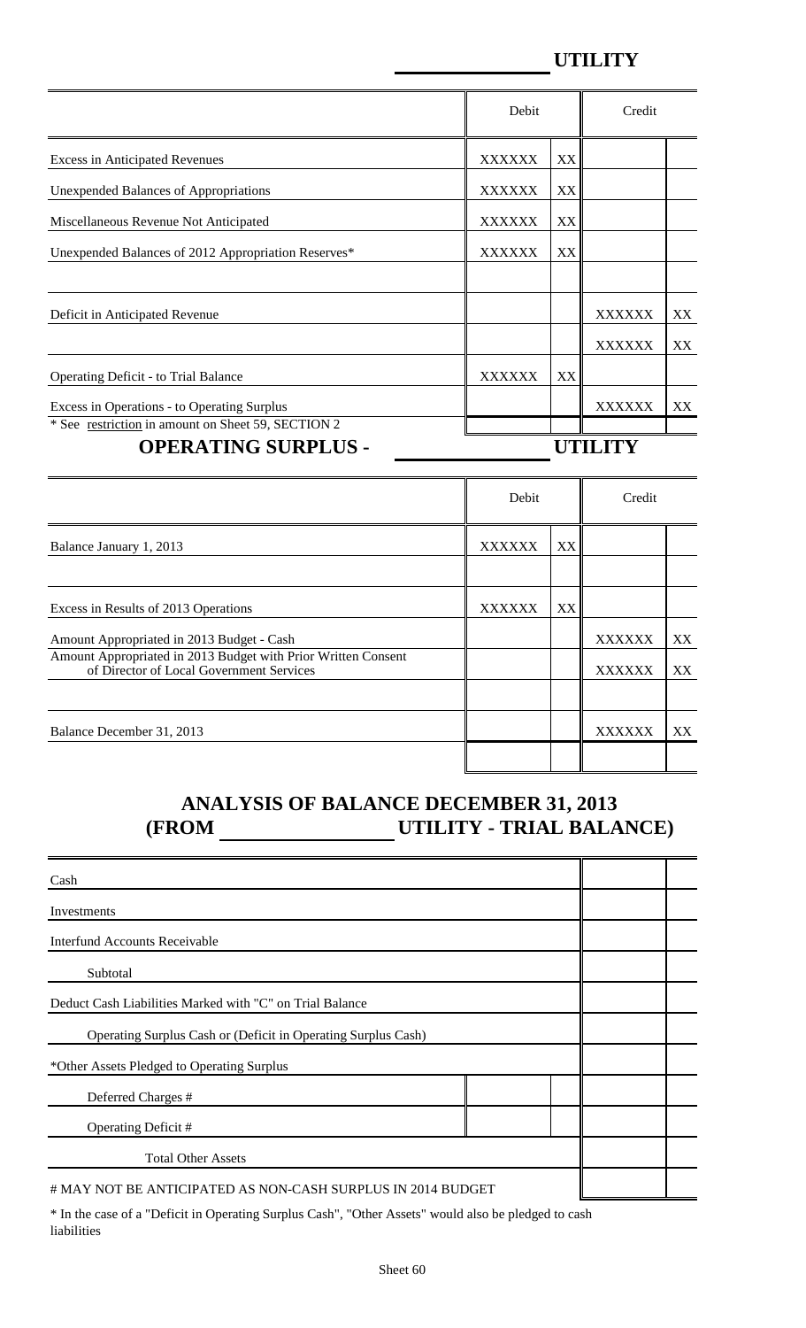## ____________ UTILITY

| | Debit | | Credit | |
|---|---|---|---|---|
| Excess in Anticipated Revenues | XXXXXX | XX | | |
| Unexpended Balances of Appropriations | XXXXXX | XX | | |
| Miscellaneous Revenue Not Anticipated | XXXXXX | XX | | |
| Unexpended Balances of 2012 Appropriation Reserves* | XXXXXX | XX | | |
| | | | | |
| Deficit in Anticipated Revenue | | | XXXXXX | XX |
| | | | XXXXXX | XX |
| Operating Deficit - to Trial Balance | XXXXXX | XX | | |
| Excess in Operations - to Operating Surplus | | | XXXXXX | XX |

\* See restriction in amount on Sheet 59, SECTION 2

## OPERATING SURPLUS - ____________ UTILITY

| | Debit | | Credit | |
|---|---|---|---|---|
| Balance January 1, 2013 | XXXXXX | XX | | |
| | | | | |
| Excess in Results of 2013 Operations | XXXXXX | XX | | |
| Amount Appropriated in 2013 Budget - Cash | | | XXXXXX | XX |
| Amount Appropriated in 2013 Budget with Prior Written Consent of Director of Local Government Services | | | XXXXXX | XX |
| | | | | |
| Balance December 31, 2013 | | | XXXXXX | XX |
| | | | | |

## ANALYSIS OF BALANCE DECEMBER 31, 2013
## (FROM ____________ UTILITY - TRIAL BALANCE)

| | | | | |
|---|---|---|---|---|
| Cash | | | | |
| Investments | | | | |
| Interfund Accounts Receivable | | | | |
| Subtotal | | | | |
| Deduct Cash Liabilities Marked with "C" on Trial Balance | | | | |
| Operating Surplus Cash or (Deficit in Operating Surplus Cash) | | | | |
| *Other Assets Pledged to Operating Surplus | | | | |
| Deferred Charges # | | | | |
| Operating Deficit # | | | | |
| Total Other Assets | | | | |
| # MAY NOT BE ANTICIPATED AS NON-CASH SURPLUS IN 2014 BUDGET | | | | |

\* In the case of a "Deficit in Operating Surplus Cash", "Other Assets" would also be pledged to cash liabilities

Sheet 60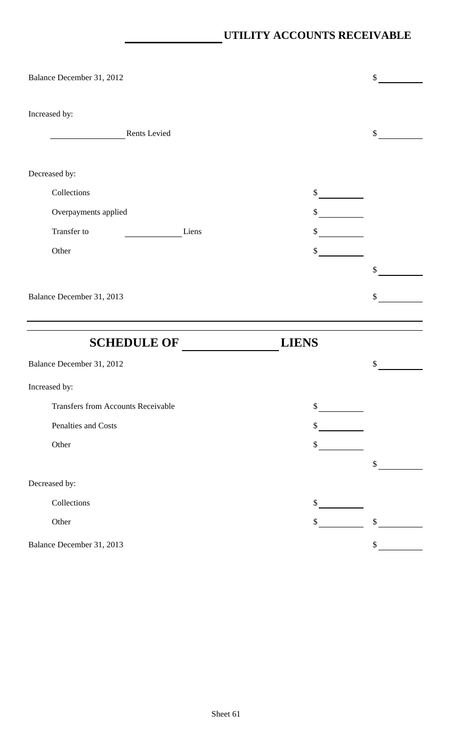## _______________ UTILITY ACCOUNTS RECEIVABLE

| | | |
|---|---|---|
| Balance December 31, 2012 | | $ |
| Increased by: | | |
| _______________ Rents Levied | | $ |
| Decreased by: | | |
| Collections | $ | |
| Overpayments applied | $ | |
| Transfer to _______________ Liens | $ | |
| Other | $ | |
| | | $ |
| Balance December 31, 2013 | | $ |

## SCHEDULE OF _______________ LIENS

| | | |
|---|---|---|
| Balance December 31, 2012 | | $ |
| Increased by: | | |
| Transfers from Accounts Receivable | $ | |
| Penalties and Costs | $ | |
| Other | $ | |
| | | $ |
| Decreased by: | | |
| Collections | $ | |
| Other | $ | $ |
| Balance December 31, 2013 | | $ |

Sheet 61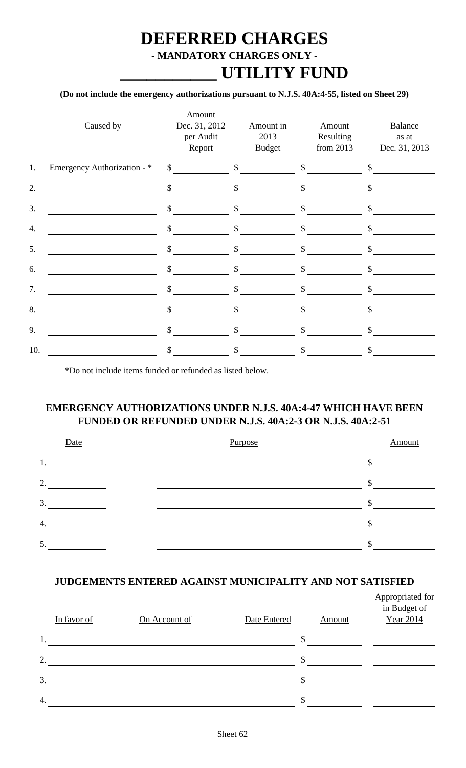# DEFERRED CHARGES

## - MANDATORY CHARGES ONLY -

# ___________ UTILITY FUND

**(Do not include the emergency authorizations pursuant to N.J.S. 40A:4-55, listed on Sheet 29)**

| | Caused by | Amount Dec. 31, 2012 per Audit Report | Amount in 2013 Budget | Amount Resulting from 2013 | Balance as at Dec. 31, 2013 |
|---|---|---|---|---|---|
| 1. | Emergency Authorization - * | $ | $ | $ | $ |
| 2. | | $ | $ | $ | $ |
| 3. | | $ | $ | $ | $ |
| 4. | | $ | $ | $ | $ |
| 5. | | $ | $ | $ | $ |
| 6. | | $ | $ | $ | $ |
| 7. | | $ | $ | $ | $ |
| 8. | | $ | $ | $ | $ |
| 9. | | $ | $ | $ | $ |
| 10. | | $ | $ | $ | $ |

*Do not include items funded or refunded as listed below.

### EMERGENCY AUTHORIZATIONS UNDER N.J.S. 40A:4-47 WHICH HAVE BEEN FUNDED OR REFUNDED UNDER N.J.S. 40A:2-3 OR N.J.S. 40A:2-51

| | Date | Purpose | Amount |
|---|---|---|---|
| 1. | | | $ |
| 2. | | | $ |
| 3. | | | $ |
| 4. | | | $ |
| 5. | | | $ |

### JUDGEMENTS ENTERED AGAINST MUNICIPALITY AND NOT SATISFIED

| | In favor of | On Account of | Date Entered | Amount | Appropriated for in Budget of Year 2014 |
|---|---|---|---|---|---|
| 1. | | | | $ | |
| 2. | | | | $ | |
| 3. | | | | $ | |
| 4. | | | | $ | |

Sheet 62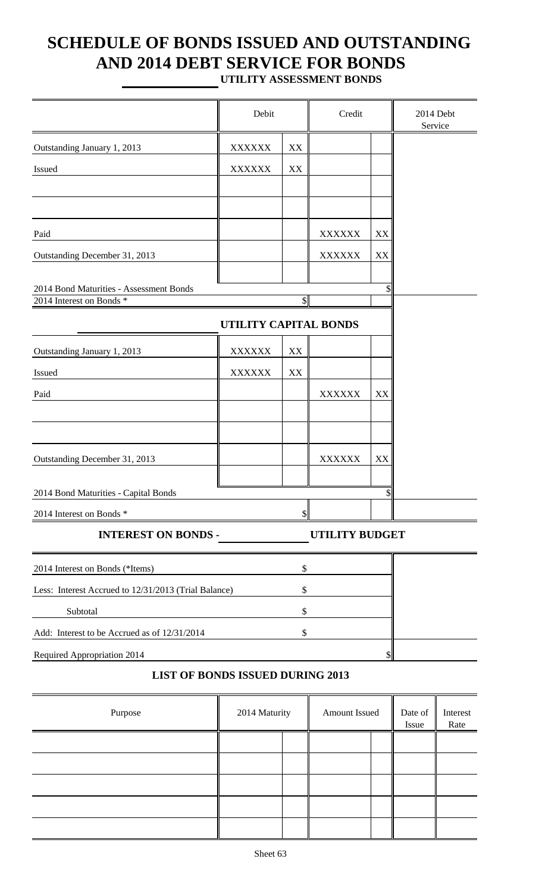# SCHEDULE OF BONDS ISSUED AND OUTSTANDING AND 2014 DEBT SERVICE FOR BONDS

## UTILITY ASSESSMENT BONDS

| | Debit | | Credit | | 2014 Debt Service |
|---|---|---|---|---|---|
| Outstanding January 1, 2013 | XXXXXX | XX | | | |
| Issued | XXXXXX | XX | | | |
| | | | | | |
| | | | | | |
| Paid | | | XXXXXX | XX | |
| Outstanding December 31, 2013 | | | XXXXXX | XX | |
| | | | | | |
| 2014 Bond Maturities - Assessment Bonds | | | | $ | |
| 2014 Interest on Bonds * | | $ | | | |

## UTILITY CAPITAL BONDS

| | Debit | | Credit | | 2014 Debt Service |
|---|---|---|---|---|---|
| Outstanding January 1, 2013 | XXXXXX | XX | | | |
| Issued | XXXXXX | XX | | | |
| Paid | | | XXXXXX | XX | |
| | | | | | |
| | | | | | |
| Outstanding December 31, 2013 | | | XXXXXX | XX | |
| | | | | | |
| 2014 Bond Maturities - Capital Bonds | | | | $ | |
| 2014 Interest on Bonds * | | $ | | | |

## INTEREST ON BONDS - ______ UTILITY BUDGET

| | | |
|---|---|---|
| 2014 Interest on Bonds (*Items) | $ | |
| Less: Interest Accrued to 12/31/2013 (Trial Balance) | $ | |
| Subtotal | $ | |
| Add: Interest to be Accrued as of 12/31/2014 | $ | |
| Required Appropriation 2014 | $ | |

## LIST OF BONDS ISSUED DURING 2013

| Purpose | 2014 Maturity | | Amount Issued | | Date of Issue | Interest Rate |
|---|---|---|---|---|---|---|
| | | | | | | |
| | | | | | | |
| | | | | | | |
| | | | | | | |
| | | | | | | |

Sheet 63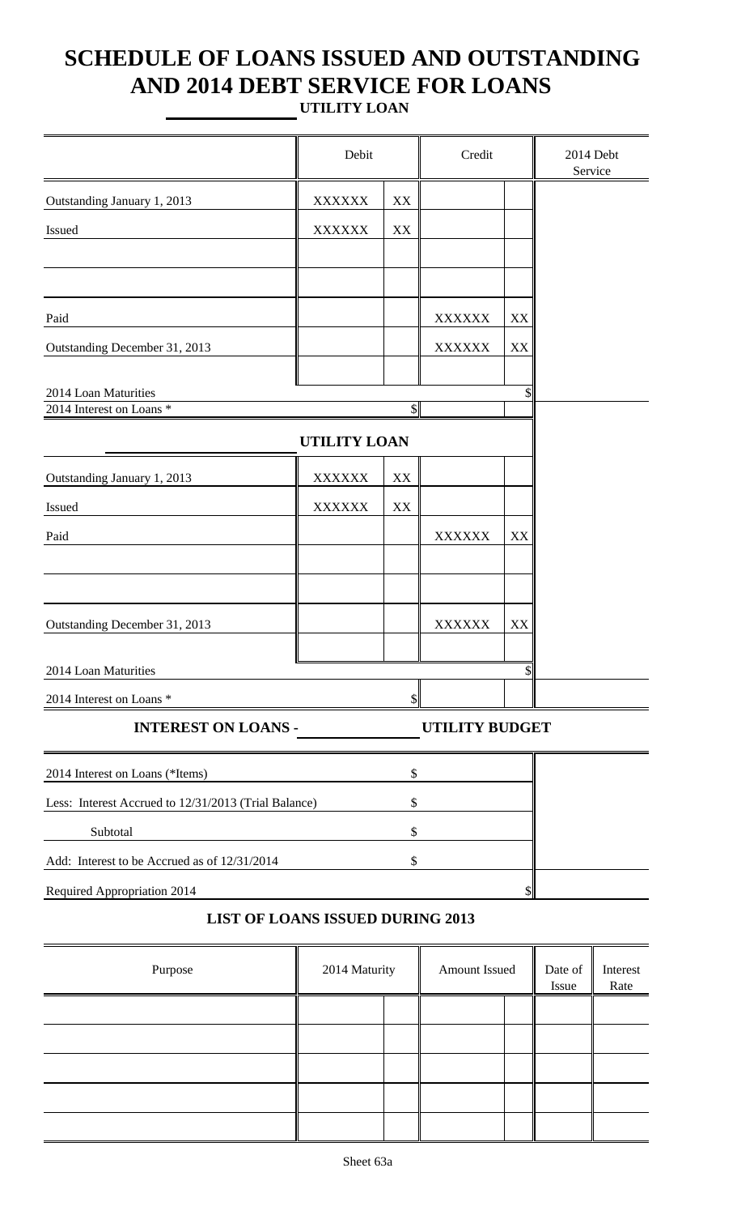# SCHEDULE OF LOANS ISSUED AND OUTSTANDING AND 2014 DEBT SERVICE FOR LOANS

**______________ UTILITY LOAN**

| | Debit | | Credit | | 2014 Debt Service |
|---|---|---|---|---|---|
| Outstanding January 1, 2013 | XXXXXX | XX | | | |
| Issued | XXXXXX | XX | | | |
| | | | | | |
| | | | | | |
| Paid | | | XXXXXX | XX | |
| Outstanding December 31, 2013 | | | XXXXXX | XX | |
| | | | | | |
| 2014 Loan Maturities | | | | $ | |
| 2014 Interest on Loans * | | $ | | | |

**______________ UTILITY LOAN**

| | Debit | | Credit | | 2014 Debt Service |
|---|---|---|---|---|---|
| Outstanding January 1, 2013 | XXXXXX | XX | | | |
| Issued | XXXXXX | XX | | | |
| Paid | | | XXXXXX | XX | |
| | | | | | |
| | | | | | |
| Outstanding December 31, 2013 | | | XXXXXX | XX | |
| | | | | | |
| 2014 Loan Maturities | | | | $ | |
| 2014 Interest on Loans * | | $ | | | |

**INTEREST ON LOANS - ______________ UTILITY BUDGET**

| | | |
|---|---|---|
| 2014 Interest on Loans (*Items) | $ | |
| Less: Interest Accrued to 12/31/2013 (Trial Balance) | $ | |
| Subtotal | $ | |
| Add: Interest to be Accrued as of 12/31/2014 | $ | |
| Required Appropriation 2014 | $ | |

**LIST OF LOANS ISSUED DURING 2013**

| Purpose | 2014 Maturity | | Amount Issued | | Date of Issue | Interest Rate |
|---|---|---|---|---|---|---|
| | | | | | | |
| | | | | | | |
| | | | | | | |
| | | | | | | |
| | | | | | | |

Sheet 63a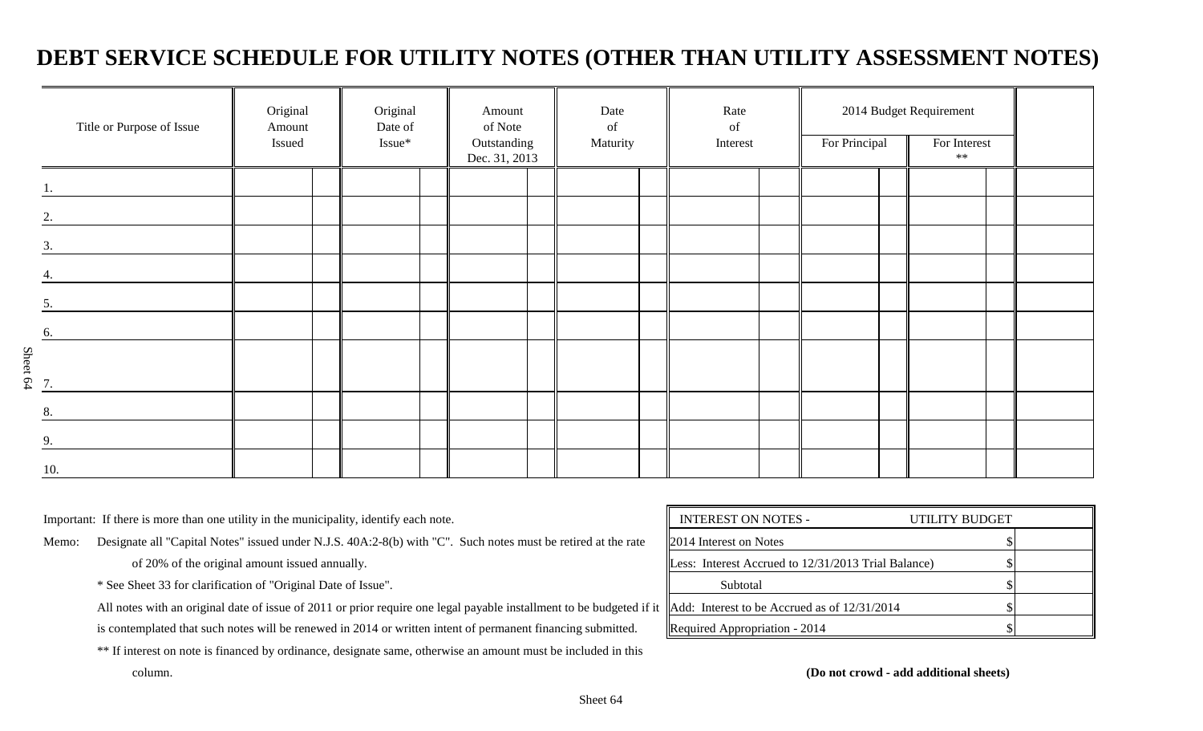# DEBT SERVICE SCHEDULE FOR UTILITY NOTES (OTHER THAN UTILITY ASSESSMENT NOTES)

| Title or Purpose of Issue | Original Amount Issued | Original Date of Issue* | Amount of Note Outstanding Dec. 31, 2013 | Date of Maturity | Rate of Interest | 2014 Budget Requirement | | |
|---|---|---|---|---|---|---|---|---|
| | | | | | | For Principal | For Interest ** | |
| 1. | | | | | | | | |
| 2. | | | | | | | | |
| 3. | | | | | | | | |
| 4. | | | | | | | | |
| 5. | | | | | | | | |
| 6. | | | | | | | | |
| 7. | | | | | | | | |
| 8. | | | | | | | | |
| 9. | | | | | | | | |
| 10. | | | | | | | | |

Important: If there is more than one utility in the municipality, identify each note.

Memo: Designate all "Capital Notes" issued under N.J.S. 40A:2-8(b) with "C". Such notes must be retired at the rate of 20% of the original amount issued annually.

\* See Sheet 33 for clarification of "Original Date of Issue".

All notes with an original date of issue of 2011 or prior require one legal payable installment to be budgeted if it is contemplated that such notes will be renewed in 2014 or written intent of permanent financing submitted.

** If interest on note is financed by ordinance, designate same, otherwise an amount must be included in this column.

| INTEREST ON NOTES - UTILITY BUDGET | | |
|---|---|---|
| 2014 Interest on Notes | $ | |
| Less: Interest Accrued to 12/31/2013 Trial Balance) | $ | |
| Subtotal | $ | |
| Add: Interest to be Accrued as of 12/31/2014 | $ | |
| Required Appropriation - 2014 | $ | |

**(Do not crowd - add additional sheets)**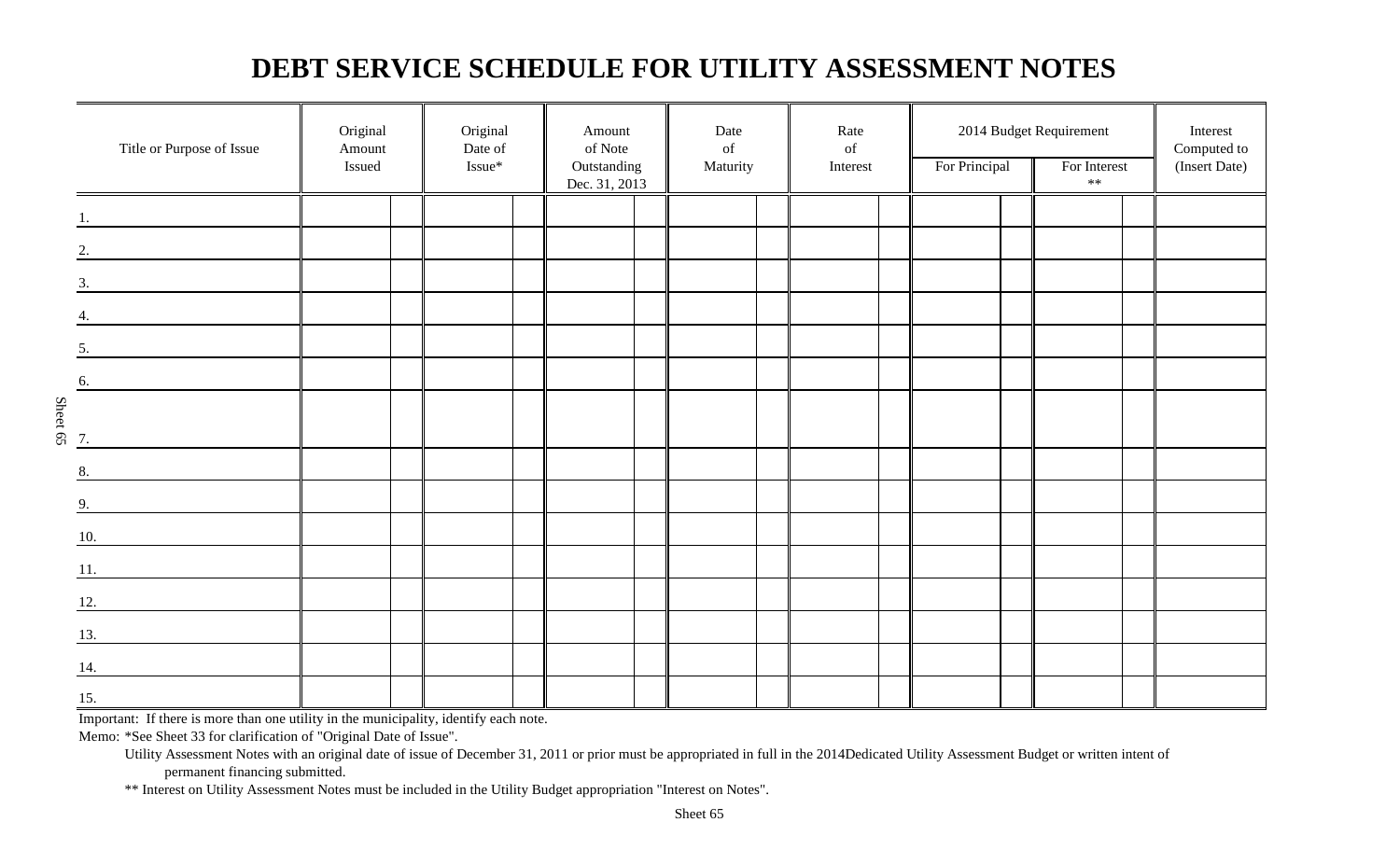# DEBT SERVICE SCHEDULE FOR UTILITY ASSESSMENT NOTES

| Title or Purpose of Issue | Original Amount Issued | | Original Date of Issue* | | Amount of Note Outstanding Dec. 31, 2013 | | Date of Maturity | | Rate of Interest | | 2014 Budget Requirement | | | | Interest Computed to (Insert Date) |
|---|---|---|---|---|---|---|---|---|---|---|---|---|---|---|---|
| | | | | | | | | | | | For Principal | | For Interest ** | | |
| 1. | | | | | | | | | | | | | | | |
| 2. | | | | | | | | | | | | | | | |
| 3. | | | | | | | | | | | | | | | |
| 4. | | | | | | | | | | | | | | | |
| 5. | | | | | | | | | | | | | | | |
| 6. | | | | | | | | | | | | | | | |
| 7. | | | | | | | | | | | | | | | |
| 8. | | | | | | | | | | | | | | | |
| 9. | | | | | | | | | | | | | | | |
| 10. | | | | | | | | | | | | | | | |
| 11. | | | | | | | | | | | | | | | |
| 12. | | | | | | | | | | | | | | | |
| 13. | | | | | | | | | | | | | | | |
| 14. | | | | | | | | | | | | | | | |
| 15. | | | | | | | | | | | | | | | |

Important: If there is more than one utility in the municipality, identify each note.

Memo: *See Sheet 33 for clarification of "Original Date of Issue".

Utility Assessment Notes with an original date of issue of December 31, 2011 or prior must be appropriated in full in the 2014Dedicated Utility Assessment Budget or written intent of permanent financing submitted.

** Interest on Utility Assessment Notes must be included in the Utility Budget appropriation "Interest on Notes".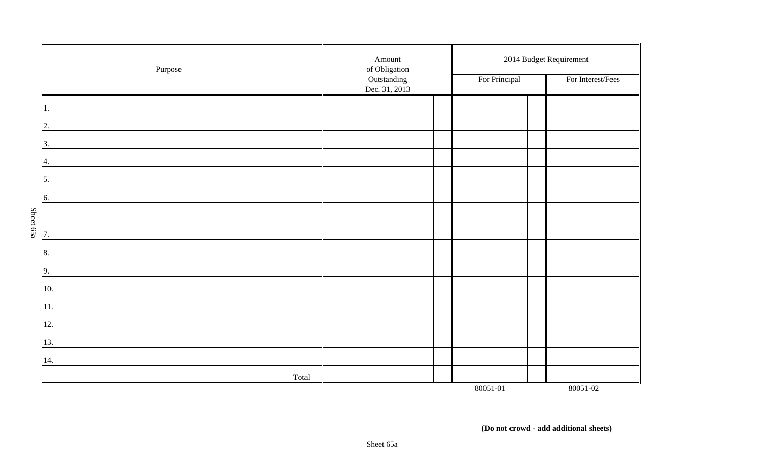| Purpose | Amount of Obligation Outstanding Dec. 31, 2013 | | 2014 Budget Requirement | | | |
|---|---|---|---|---|---|---|
| | | | For Principal | | For Interest/Fees | |
| 1. | | | | | | |
| 2. | | | | | | |
| 3. | | | | | | |
| 4. | | | | | | |
| 5. | | | | | | |
| 6. | | | | | | |
| 7. | | | | | | |
| 8. | | | | | | |
| 9. | | | | | | |
| 10. | | | | | | |
| 11. | | | | | | |
| 12. | | | | | | |
| 13. | | | | | | |
| 14. | | | | | | |
| Total | | | | | | |
| | | | 80051-01 | | 80051-02 | |

**(Do not crowd - add additional sheets)**

Sheet 65a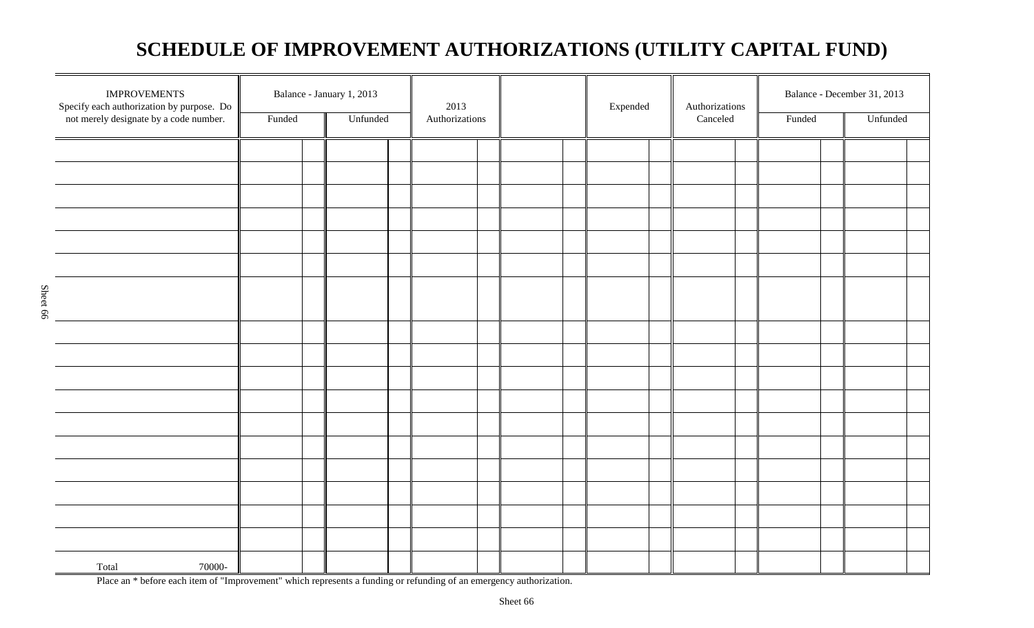# SCHEDULE OF IMPROVEMENT AUTHORIZATIONS (UTILITY CAPITAL FUND)

| IMPROVEMENTS Specify each authorization by purpose. Do not merely designate by a code number. | Balance - January 1, 2013 | | 2013 Authorizations | | Expended | Authorizations Canceled | Balance - December 31, 2013 | |
|---|---|---|---|---|---|---|---|---|
| | Funded | Unfunded | | | | | Funded | Unfunded |
| | | | | | | | | |
| | | | | | | | | |
| | | | | | | | | |
| | | | | | | | | |
| | | | | | | | | |
| | | | | | | | | |
| | | | | | | | | |
| | | | | | | | | |
| | | | | | | | | |
| | | | | | | | | |
| | | | | | | | | |
| | | | | | | | | |
| | | | | | | | | |
| | | | | | | | | |
| | | | | | | | | |
| | | | | | | | | |
| | | | | | | | | |
| Total 70000- | | | | | | | | |

Place an * before each item of "Improvement" which represents a funding or refunding of an emergency authorization.

Sheet 66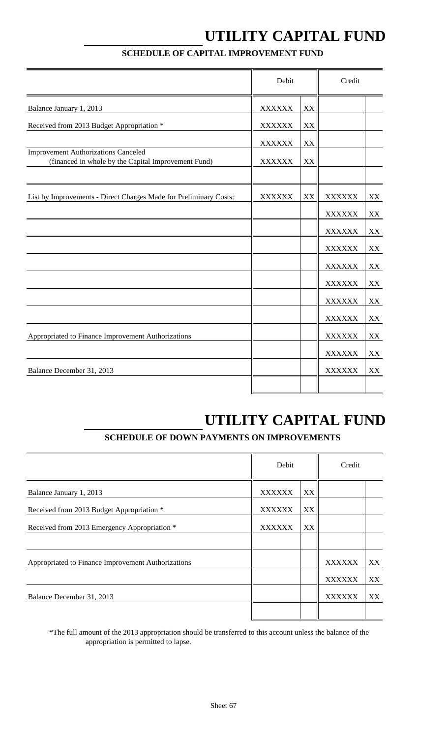# UTILITY CAPITAL FUND

## SCHEDULE OF CAPITAL IMPROVEMENT FUND

| | Debit | | Credit | |
|---|---|---|---|---|
| Balance January 1, 2013 | XXXXXX | XX | | |
| Received from 2013 Budget Appropriation * | XXXXXX | XX | | |
| | XXXXXX | XX | | |
| Improvement Authorizations Canceled (financed in whole by the Capital Improvement Fund) | XXXXXX | XX | | |
| | | | | |
| List by Improvements - Direct Charges Made for Preliminary Costs: | XXXXXX | XX | XXXXXX | XX |
| | | | XXXXXX | XX |
| | | | XXXXXX | XX |
| | | | XXXXXX | XX |
| | | | XXXXXX | XX |
| | | | XXXXXX | XX |
| | | | XXXXXX | XX |
| | | | XXXXXX | XX |
| Appropriated to Finance Improvement Authorizations | | | XXXXXX | XX |
| | | | XXXXXX | XX |
| Balance December 31, 2013 | | | XXXXXX | XX |
| | | | | |

# UTILITY CAPITAL FUND

## SCHEDULE OF DOWN PAYMENTS ON IMPROVEMENTS

| | Debit | | Credit | |
|---|---|---|---|---|
| Balance January 1, 2013 | XXXXXX | XX | | |
| Received from 2013 Budget Appropriation * | XXXXXX | XX | | |
| Received from 2013 Emergency Appropriation * | XXXXXX | XX | | |
| | | | | |
| Appropriated to Finance Improvement Authorizations | | | XXXXXX | XX |
| | | | XXXXXX | XX |
| Balance December 31, 2013 | | | XXXXXX | XX |
| | | | | |

*The full amount of the 2013 appropriation should be transferred to this account unless the balance of the appropriation is permitted to lapse.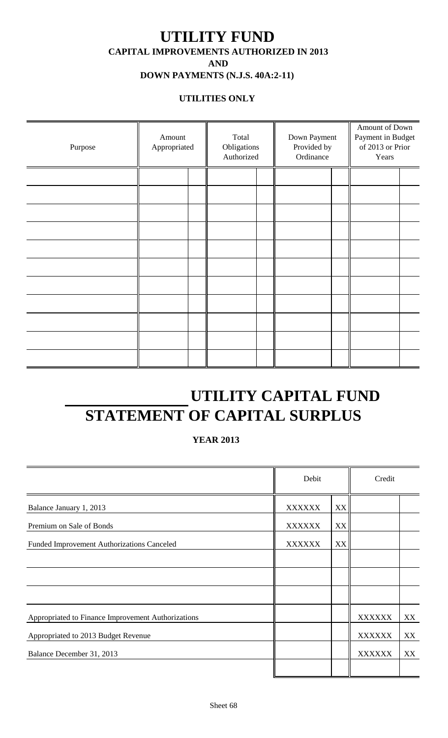# UTILITY FUND

### CAPITAL IMPROVEMENTS AUTHORIZED IN 2013

### AND

### DOWN PAYMENTS (N.J.S. 40A:2-11)

**UTILITIES ONLY**

| Purpose | Amount Appropriated | | Total Obligations Authorized | | Down Payment Provided by Ordinance | | Amount of Down Payment in Budget of 2013 or Prior Years | |
|---|---|---|---|---|---|---|---|---|
| | | | | | | | | |
| | | | | | | | | |
| | | | | | | | | |
| | | | | | | | | |
| | | | | | | | | |
| | | | | | | | | |
| | | | | | | | | |
| | | | | | | | | |
| | | | | | | | | |
| | | | | | | | | |
| | | | | | | | | |

# ______________ UTILITY CAPITAL FUND STATEMENT OF CAPITAL SURPLUS

**YEAR 2013**

| | Debit | | Credit | |
|---|---|---|---|---|
| Balance January 1, 2013 | XXXXXX | XX | | |
| Premium on Sale of Bonds | XXXXXX | XX | | |
| Funded Improvement Authorizations Canceled | XXXXXX | XX | | |
| | | | | |
| | | | | |
| | | | | |
| Appropriated to Finance Improvement Authorizations | | | XXXXXX | XX |
| Appropriated to 2013 Budget Revenue | | | XXXXXX | XX |
| Balance December 31, 2013 | | | XXXXXX | XX |
| | | | | |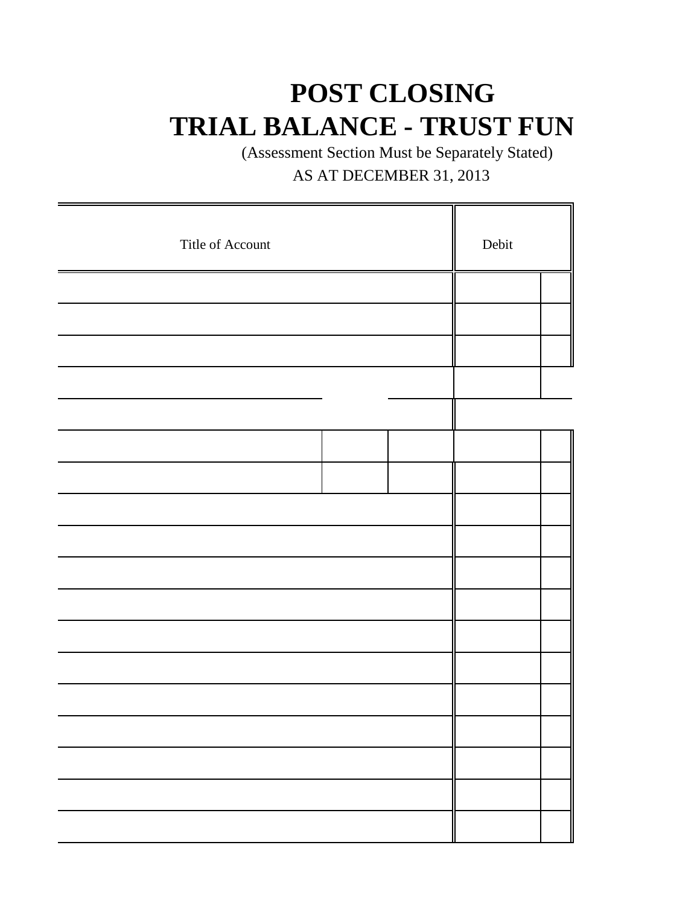# POST CLOSING
# TRIAL BALANCE - TRUST FUN

(Assessment Section Must be Separately Stated)

AS AT DECEMBER 31, 2013

| Title of Account | | | Debit | |
|---|---|---|---|---|
| | | | | |
| | | | | |
| | | | | |
| | | | | |
| | | | | |
| | | | | |
| | | | | |
| | | | | |
| | | | | |
| | | | | |
| | | | | |
| | | | | |
| | | | | |
| | | | | |
| | | | | |
| | | | | |
| | | | | |
| | | | | |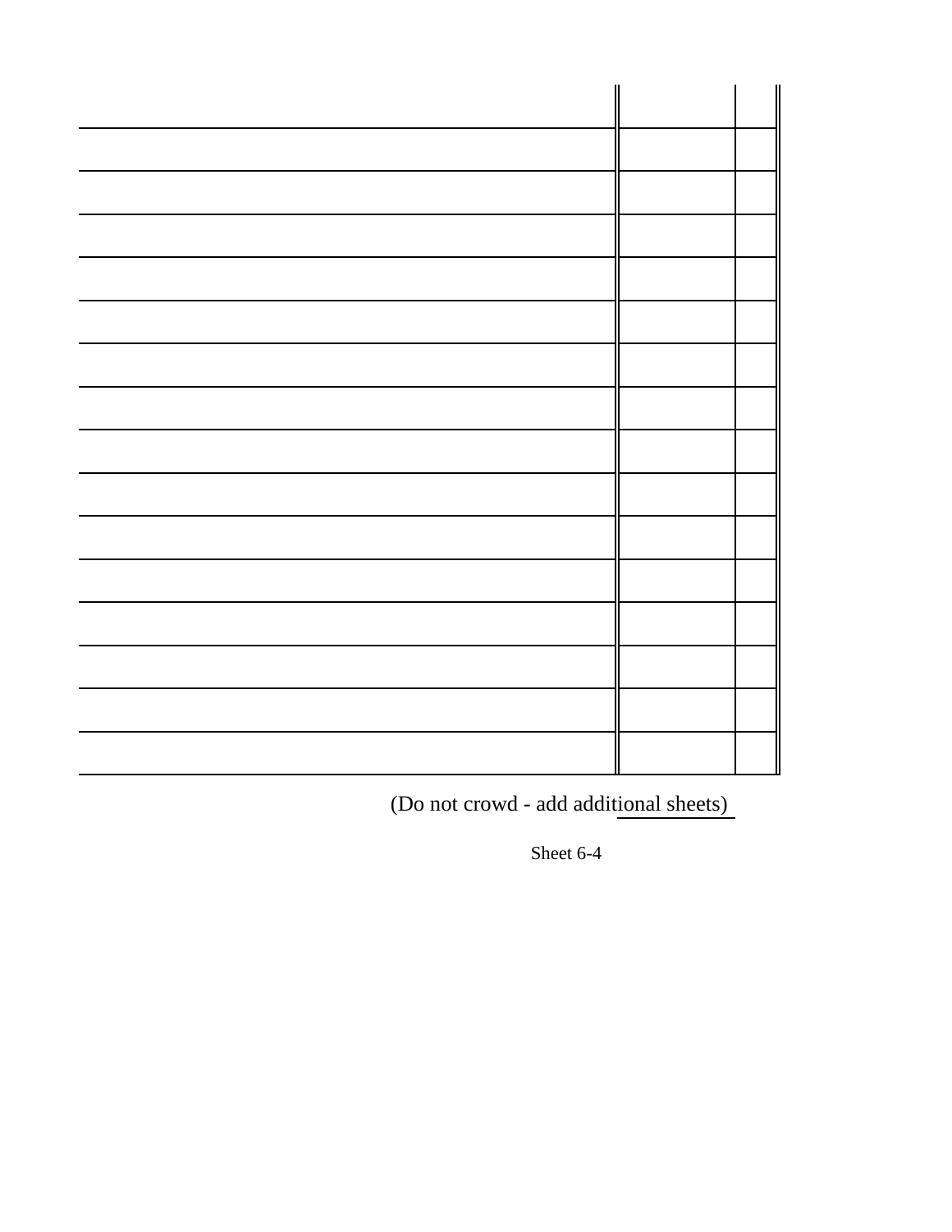| | | |
|---|---|---|
| | | |
| | | |
| | | |
| | | |
| | | |
| | | |
| | | |
| | | |
| | | |
| | | |
| | | |
| | | |
| | | |
| | | |
| | | |

(Do not crowd - add additional sheets)

Sheet 6-4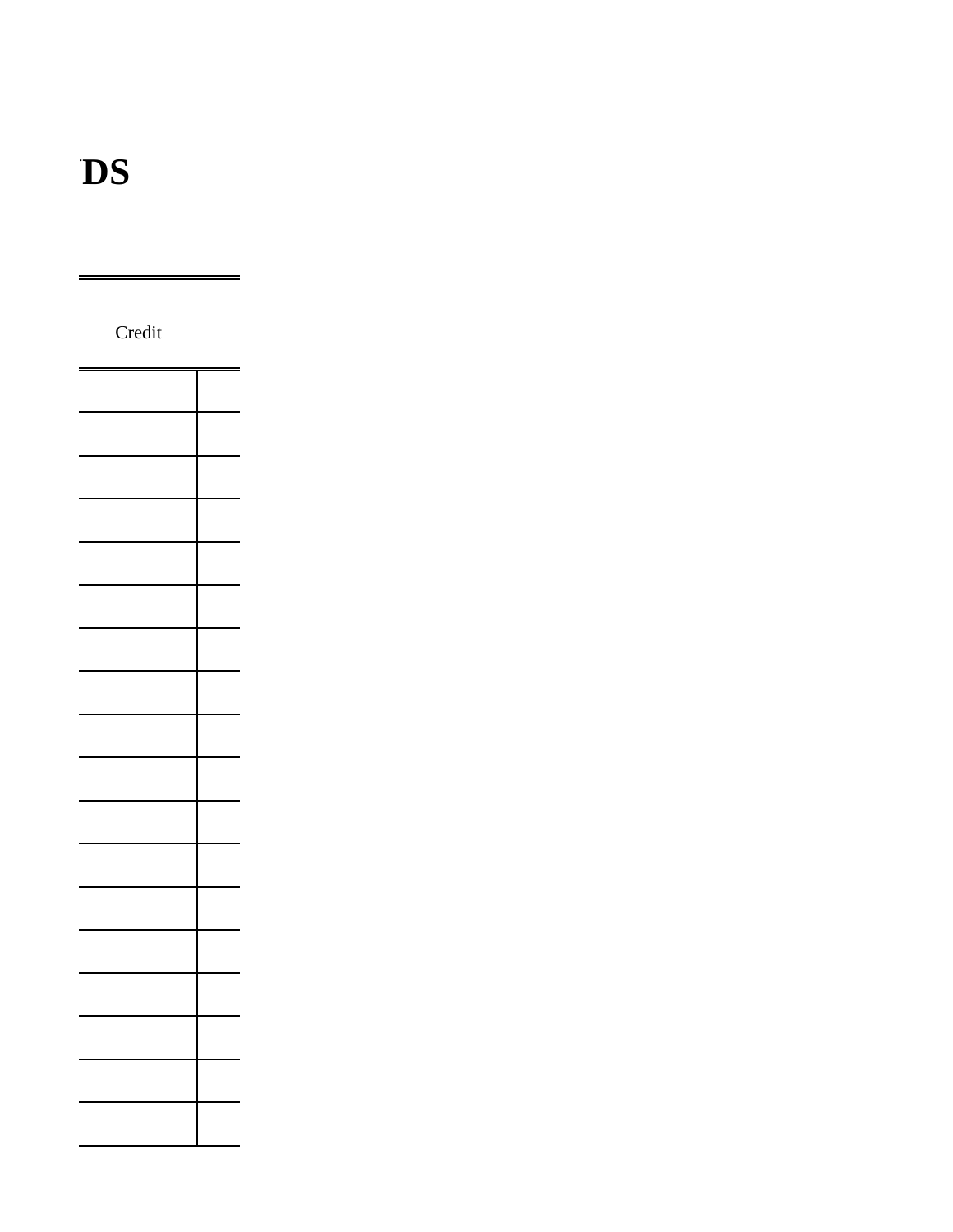# DS

| Credit | |
|---|---|
| | |
| | |
| | |
| | |
| | |
| | |
| | |
| | |
| | |
| | |
| | |
| | |
| | |
| | |
| | |
| | |
| | |
| | |